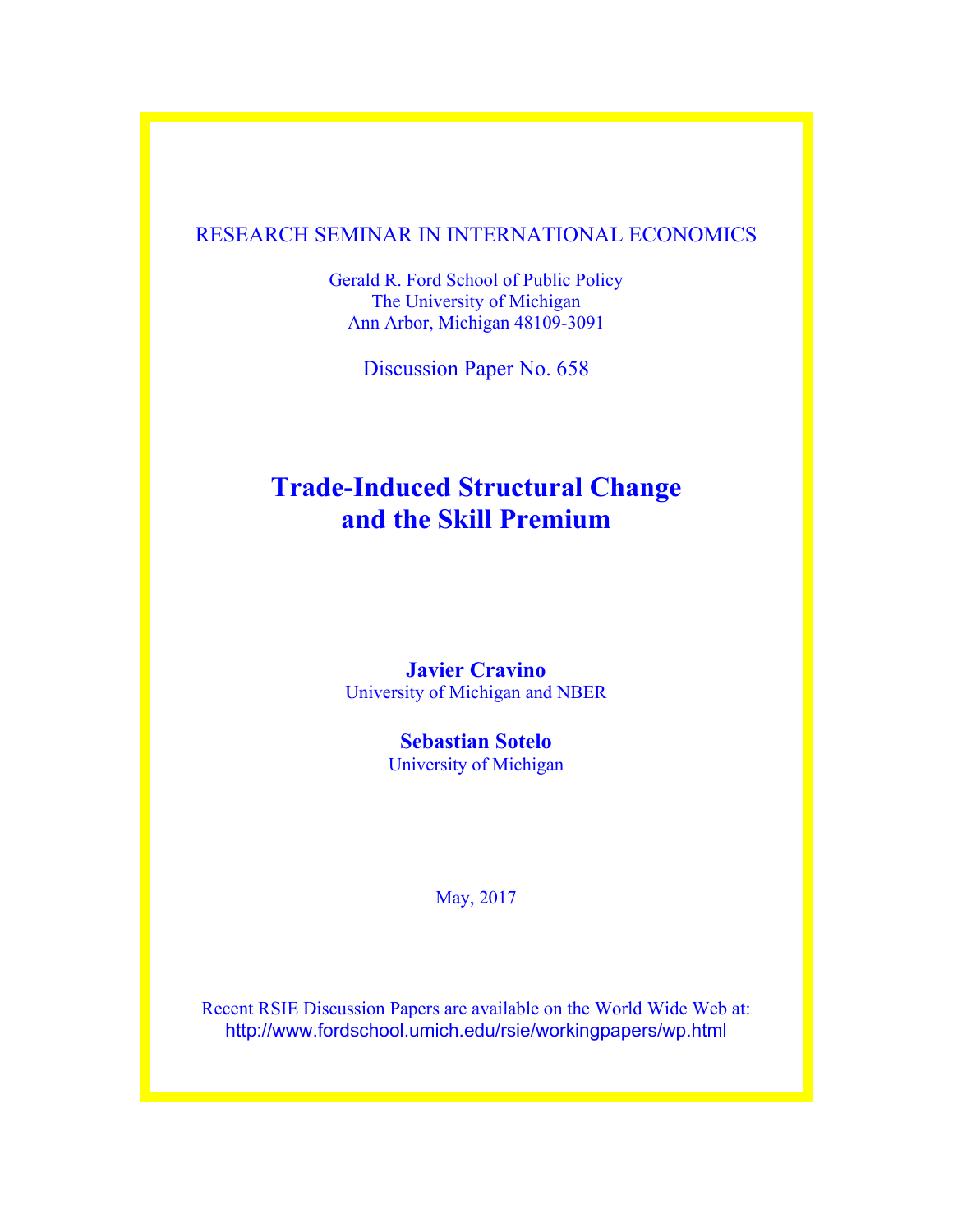RESEARCH SEMINAR IN INTERNATIONAL ECONOMICS

Gerald R. Ford School of Public Policy
The University of Michigan
Ann Arbor, Michigan 48109-3091

Discussion Paper No. 658

# Trade-Induced Structural Change and the Skill Premium

**Javier Cravino**
University of Michigan and NBER

**Sebastian Sotelo**
University of Michigan

May, 2017

Recent RSIE Discussion Papers are available on the World Wide Web at:
http://www.fordschool.umich.edu/rsie/workingpapers/wp.html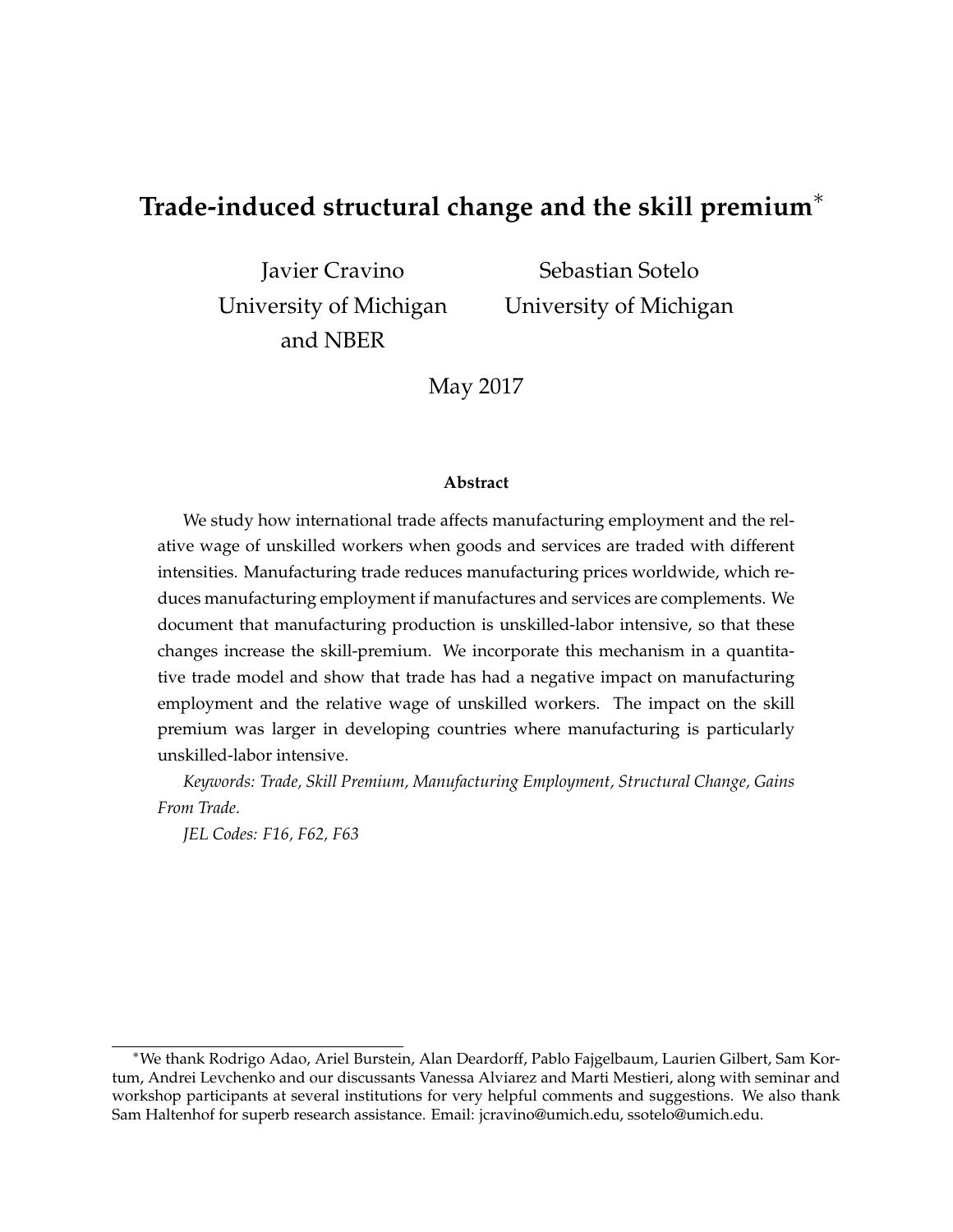# Trade-induced structural change and the skill premium*

Javier Cravino
University of Michigan
and NBER

Sebastian Sotelo
University of Michigan

May 2017

**Abstract**

We study how international trade affects manufacturing employment and the relative wage of unskilled workers when goods and services are traded with different intensities. Manufacturing trade reduces manufacturing prices worldwide, which reduces manufacturing employment if manufactures and services are complements. We document that manufacturing production is unskilled-labor intensive, so that these changes increase the skill-premium. We incorporate this mechanism in a quantitative trade model and show that trade has had a negative impact on manufacturing employment and the relative wage of unskilled workers. The impact on the skill premium was larger in developing countries where manufacturing is particularly unskilled-labor intensive.

*Keywords: Trade, Skill Premium, Manufacturing Employment, Structural Change, Gains From Trade.*

*JEL Codes: F16, F62, F63*

*We thank Rodrigo Adao, Ariel Burstein, Alan Deardorff, Pablo Fajgelbaum, Laurien Gilbert, Sam Kortum, Andrei Levchenko and our discussants Vanessa Alviarez and Marti Mestieri, along with seminar and workshop participants at several institutions for very helpful comments and suggestions. We also thank Sam Haltenhof for superb research assistance. Email: jcravino@umich.edu, ssotelo@umich.edu.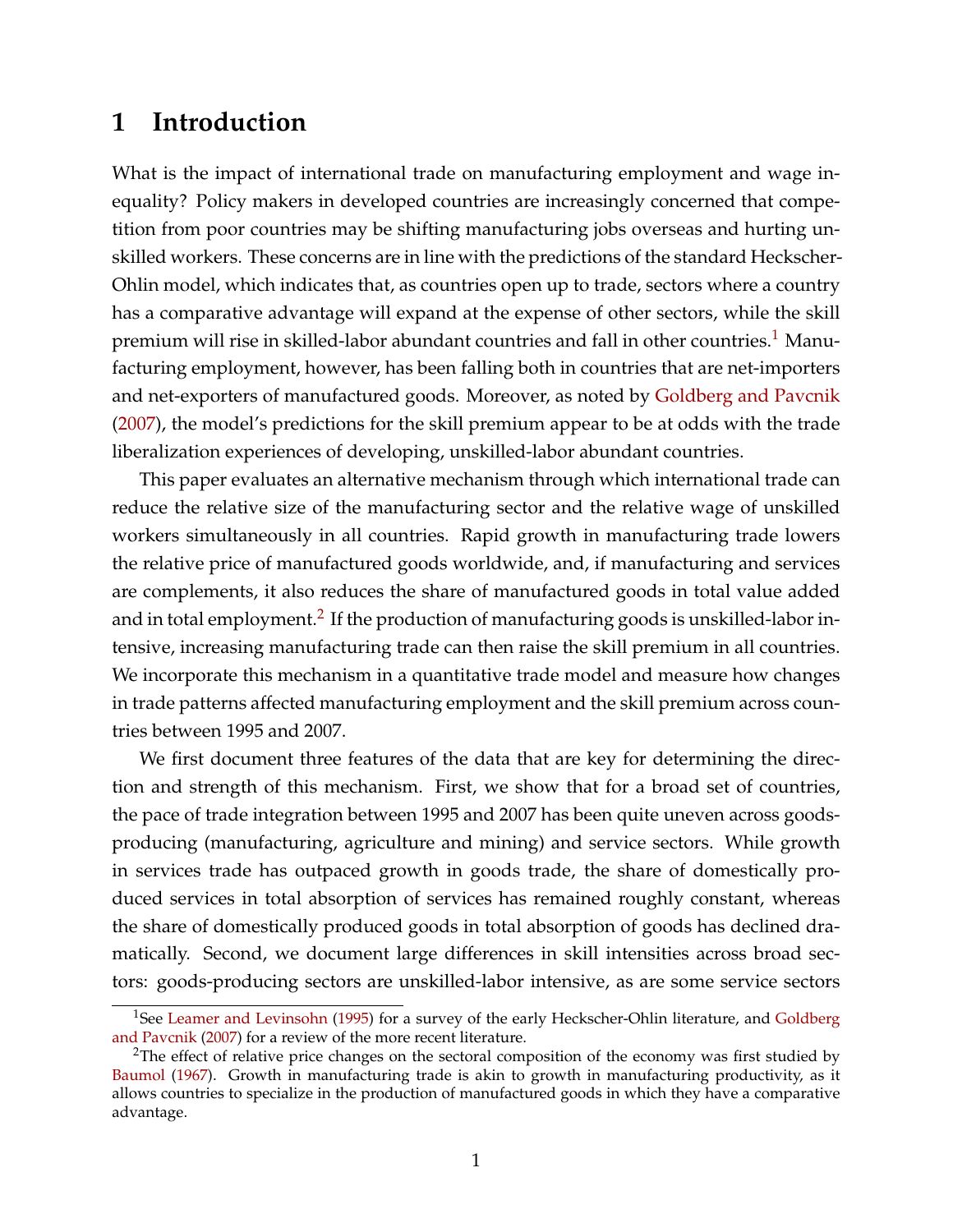# 1 Introduction

What is the impact of international trade on manufacturing employment and wage inequality? Policy makers in developed countries are increasingly concerned that competition from poor countries may be shifting manufacturing jobs overseas and hurting unskilled workers. These concerns are in line with the predictions of the standard Heckscher-Ohlin model, which indicates that, as countries open up to trade, sectors where a country has a comparative advantage will expand at the expense of other sectors, while the skill premium will rise in skilled-labor abundant countries and fall in other countries.[1] Manufacturing employment, however, has been falling both in countries that are net-importers and net-exporters of manufactured goods. Moreover, as noted by Goldberg and Pavcnik (2007), the model's predictions for the skill premium appear to be at odds with the trade liberalization experiences of developing, unskilled-labor abundant countries.

This paper evaluates an alternative mechanism through which international trade can reduce the relative size of the manufacturing sector and the relative wage of unskilled workers simultaneously in all countries. Rapid growth in manufacturing trade lowers the relative price of manufactured goods worldwide, and, if manufacturing and services are complements, it also reduces the share of manufactured goods in total value added and in total employment.[2] If the production of manufacturing goods is unskilled-labor intensive, increasing manufacturing trade can then raise the skill premium in all countries. We incorporate this mechanism in a quantitative trade model and measure how changes in trade patterns affected manufacturing employment and the skill premium across countries between 1995 and 2007.

We first document three features of the data that are key for determining the direction and strength of this mechanism. First, we show that for a broad set of countries, the pace of trade integration between 1995 and 2007 has been quite uneven across goods-producing (manufacturing, agriculture and mining) and service sectors. While growth in services trade has outpaced growth in goods trade, the share of domestically produced services in total absorption of services has remained roughly constant, whereas the share of domestically produced goods in total absorption of goods has declined dramatically. Second, we document large differences in skill intensities across broad sectors: goods-producing sectors are unskilled-labor intensive, as are some service sectors

[1] See Leamer and Levinsohn (1995) for a survey of the early Heckscher-Ohlin literature, and Goldberg and Pavcnik (2007) for a review of the more recent literature.

[2] The effect of relative price changes on the sectoral composition of the economy was first studied by Baumol (1967). Growth in manufacturing trade is akin to growth in manufacturing productivity, as it allows countries to specialize in the production of manufactured goods in which they have a comparative advantage.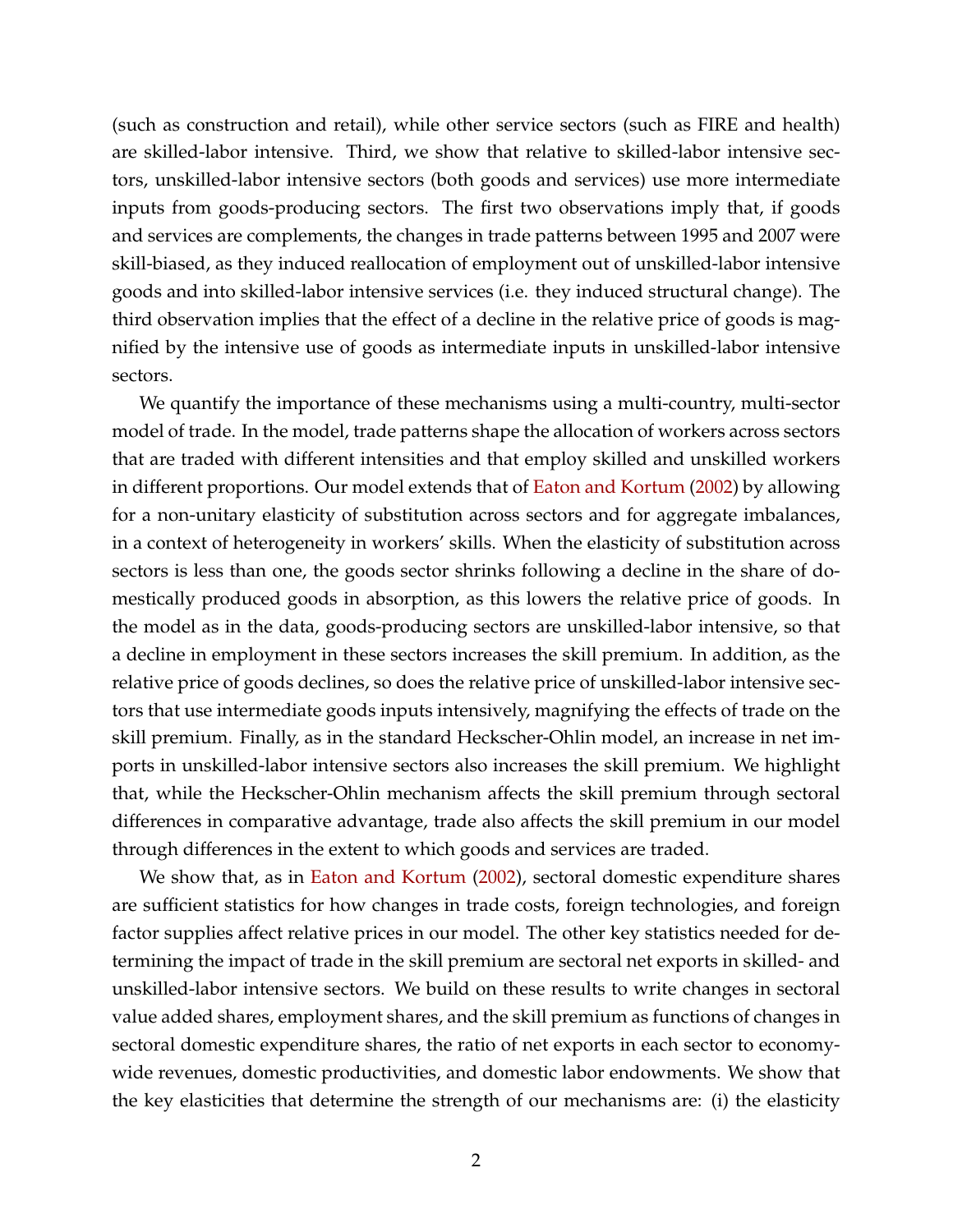(such as construction and retail), while other service sectors (such as FIRE and health) are skilled-labor intensive. Third, we show that relative to skilled-labor intensive sectors, unskilled-labor intensive sectors (both goods and services) use more intermediate inputs from goods-producing sectors. The first two observations imply that, if goods and services are complements, the changes in trade patterns between 1995 and 2007 were skill-biased, as they induced reallocation of employment out of unskilled-labor intensive goods and into skilled-labor intensive services (i.e. they induced structural change). The third observation implies that the effect of a decline in the relative price of goods is magnified by the intensive use of goods as intermediate inputs in unskilled-labor intensive sectors.

We quantify the importance of these mechanisms using a multi-country, multi-sector model of trade. In the model, trade patterns shape the allocation of workers across sectors that are traded with different intensities and that employ skilled and unskilled workers in different proportions. Our model extends that of Eaton and Kortum (2002) by allowing for a non-unitary elasticity of substitution across sectors and for aggregate imbalances, in a context of heterogeneity in workers' skills. When the elasticity of substitution across sectors is less than one, the goods sector shrinks following a decline in the share of domestically produced goods in absorption, as this lowers the relative price of goods. In the model as in the data, goods-producing sectors are unskilled-labor intensive, so that a decline in employment in these sectors increases the skill premium. In addition, as the relative price of goods declines, so does the relative price of unskilled-labor intensive sectors that use intermediate goods inputs intensively, magnifying the effects of trade on the skill premium. Finally, as in the standard Heckscher-Ohlin model, an increase in net imports in unskilled-labor intensive sectors also increases the skill premium. We highlight that, while the Heckscher-Ohlin mechanism affects the skill premium through sectoral differences in comparative advantage, trade also affects the skill premium in our model through differences in the extent to which goods and services are traded.

We show that, as in Eaton and Kortum (2002), sectoral domestic expenditure shares are sufficient statistics for how changes in trade costs, foreign technologies, and foreign factor supplies affect relative prices in our model. The other key statistics needed for determining the impact of trade in the skill premium are sectoral net exports in skilled- and unskilled-labor intensive sectors. We build on these results to write changes in sectoral value added shares, employment shares, and the skill premium as functions of changes in sectoral domestic expenditure shares, the ratio of net exports in each sector to economy-wide revenues, domestic productivities, and domestic labor endowments. We show that the key elasticities that determine the strength of our mechanisms are: (i) the elasticity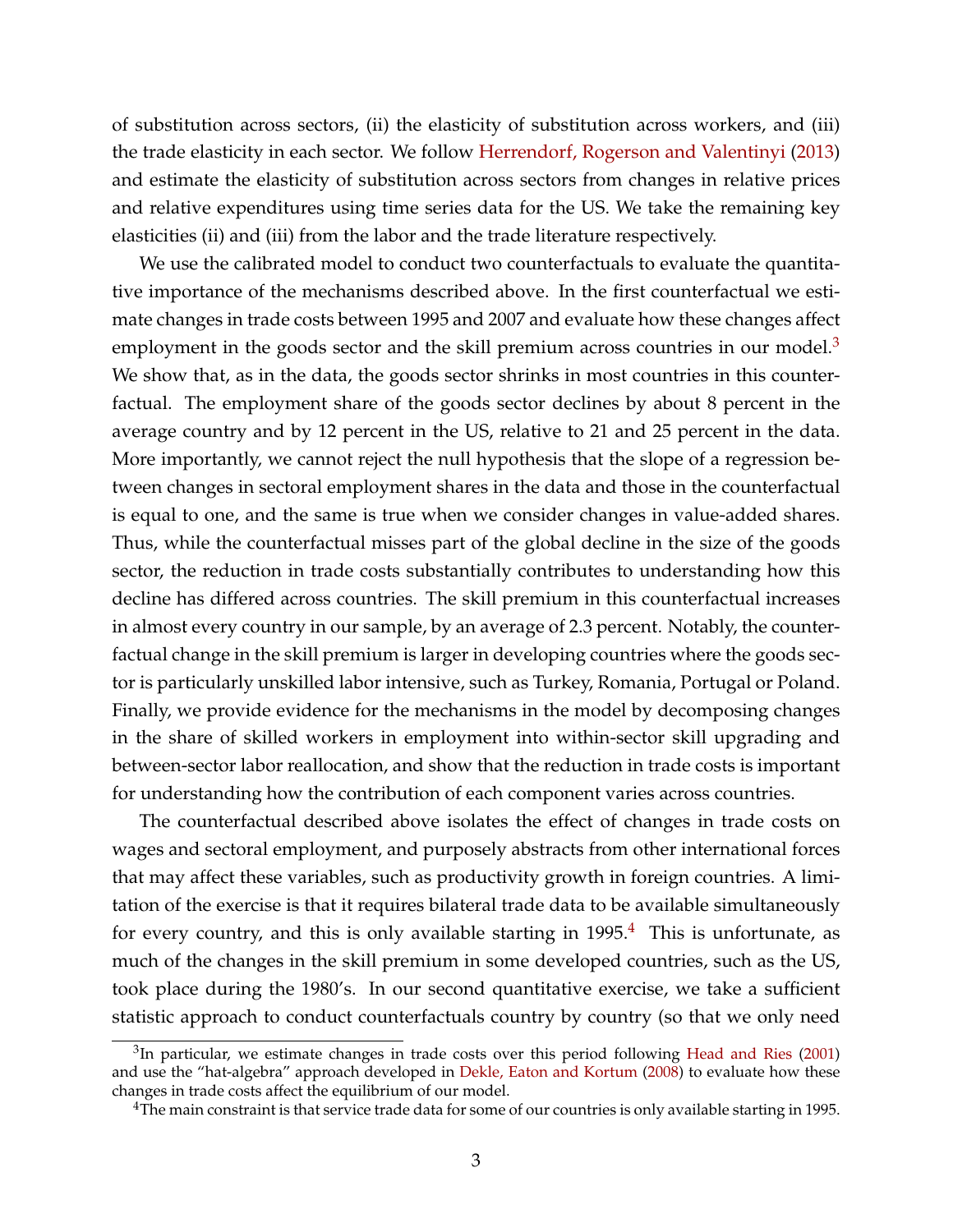of substitution across sectors, (ii) the elasticity of substitution across workers, and (iii) the trade elasticity in each sector. We follow Herrendorf, Rogerson and Valentinyi (2013) and estimate the elasticity of substitution across sectors from changes in relative prices and relative expenditures using time series data for the US. We take the remaining key elasticities (ii) and (iii) from the labor and the trade literature respectively.

We use the calibrated model to conduct two counterfactuals to evaluate the quantitative importance of the mechanisms described above. In the first counterfactual we estimate changes in trade costs between 1995 and 2007 and evaluate how these changes affect employment in the goods sector and the skill premium across countries in our model.[3] We show that, as in the data, the goods sector shrinks in most countries in this counterfactual. The employment share of the goods sector declines by about 8 percent in the average country and by 12 percent in the US, relative to 21 and 25 percent in the data. More importantly, we cannot reject the null hypothesis that the slope of a regression between changes in sectoral employment shares in the data and those in the counterfactual is equal to one, and the same is true when we consider changes in value-added shares. Thus, while the counterfactual misses part of the global decline in the size of the goods sector, the reduction in trade costs substantially contributes to understanding how this decline has differed across countries. The skill premium in this counterfactual increases in almost every country in our sample, by an average of 2.3 percent. Notably, the counterfactual change in the skill premium is larger in developing countries where the goods sector is particularly unskilled labor intensive, such as Turkey, Romania, Portugal or Poland. Finally, we provide evidence for the mechanisms in the model by decomposing changes in the share of skilled workers in employment into within-sector skill upgrading and between-sector labor reallocation, and show that the reduction in trade costs is important for understanding how the contribution of each component varies across countries.

The counterfactual described above isolates the effect of changes in trade costs on wages and sectoral employment, and purposely abstracts from other international forces that may affect these variables, such as productivity growth in foreign countries. A limitation of the exercise is that it requires bilateral trade data to be available simultaneously for every country, and this is only available starting in 1995.[4] This is unfortunate, as much of the changes in the skill premium in some developed countries, such as the US, took place during the 1980's. In our second quantitative exercise, we take a sufficient statistic approach to conduct counterfactuals country by country (so that we only need

[3] In particular, we estimate changes in trade costs over this period following Head and Ries (2001) and use the "hat-algebra" approach developed in Dekle, Eaton and Kortum (2008) to evaluate how these changes in trade costs affect the equilibrium of our model.

[4] The main constraint is that service trade data for some of our countries is only available starting in 1995.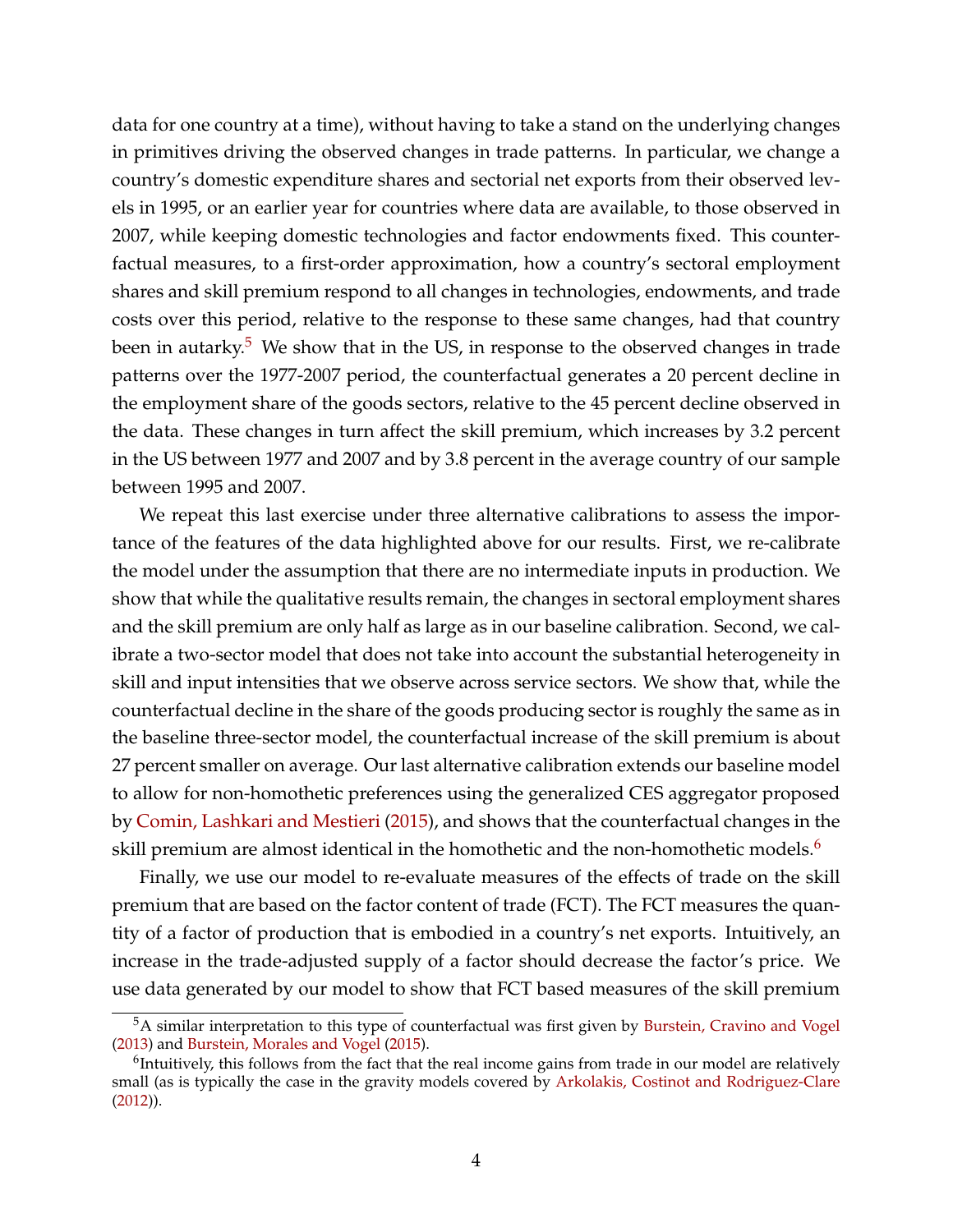data for one country at a time), without having to take a stand on the underlying changes in primitives driving the observed changes in trade patterns. In particular, we change a country's domestic expenditure shares and sectorial net exports from their observed levels in 1995, or an earlier year for countries where data are available, to those observed in 2007, while keeping domestic technologies and factor endowments fixed. This counterfactual measures, to a first-order approximation, how a country's sectoral employment shares and skill premium respond to all changes in technologies, endowments, and trade costs over this period, relative to the response to these same changes, had that country been in autarky.[5] We show that in the US, in response to the observed changes in trade patterns over the 1977-2007 period, the counterfactual generates a 20 percent decline in the employment share of the goods sectors, relative to the 45 percent decline observed in the data. These changes in turn affect the skill premium, which increases by 3.2 percent in the US between 1977 and 2007 and by 3.8 percent in the average country of our sample between 1995 and 2007.

We repeat this last exercise under three alternative calibrations to assess the importance of the features of the data highlighted above for our results. First, we re-calibrate the model under the assumption that there are no intermediate inputs in production. We show that while the qualitative results remain, the changes in sectoral employment shares and the skill premium are only half as large as in our baseline calibration. Second, we calibrate a two-sector model that does not take into account the substantial heterogeneity in skill and input intensities that we observe across service sectors. We show that, while the counterfactual decline in the share of the goods producing sector is roughly the same as in the baseline three-sector model, the counterfactual increase of the skill premium is about 27 percent smaller on average. Our last alternative calibration extends our baseline model to allow for non-homothetic preferences using the generalized CES aggregator proposed by Comin, Lashkari and Mestieri (2015), and shows that the counterfactual changes in the skill premium are almost identical in the homothetic and the non-homothetic models.[6]

Finally, we use our model to re-evaluate measures of the effects of trade on the skill premium that are based on the factor content of trade (FCT). The FCT measures the quantity of a factor of production that is embodied in a country's net exports. Intuitively, an increase in the trade-adjusted supply of a factor should decrease the factor's price. We use data generated by our model to show that FCT based measures of the skill premium

[5] A similar interpretation to this type of counterfactual was first given by Burstein, Cravino and Vogel (2013) and Burstein, Morales and Vogel (2015).

[6] Intuitively, this follows from the fact that the real income gains from trade in our model are relatively small (as is typically the case in the gravity models covered by Arkolakis, Costinot and Rodriguez-Clare (2012)).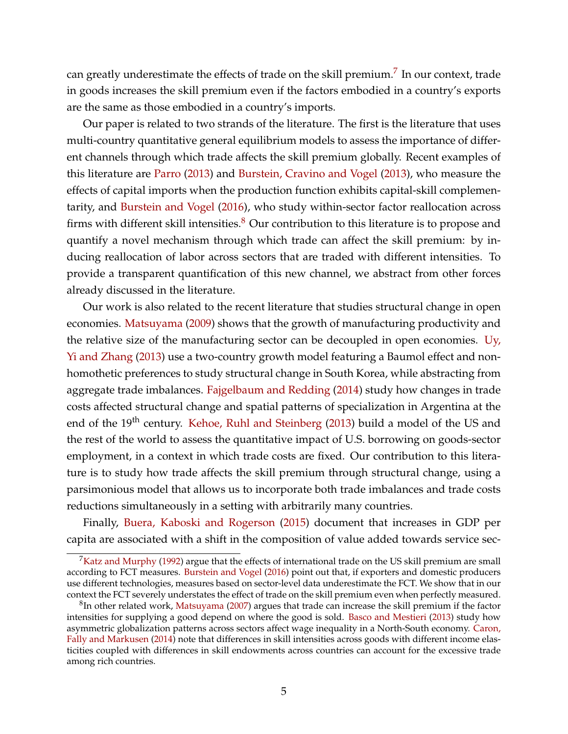can greatly underestimate the effects of trade on the skill premium.[7] In our context, trade in goods increases the skill premium even if the factors embodied in a country's exports are the same as those embodied in a country's imports.

Our paper is related to two strands of the literature. The first is the literature that uses multi-country quantitative general equilibrium models to assess the importance of different channels through which trade affects the skill premium globally. Recent examples of this literature are Parro (2013) and Burstein, Cravino and Vogel (2013), who measure the effects of capital imports when the production function exhibits capital-skill complementarity, and Burstein and Vogel (2016), who study within-sector factor reallocation across firms with different skill intensities.[8] Our contribution to this literature is to propose and quantify a novel mechanism through which trade can affect the skill premium: by inducing reallocation of labor across sectors that are traded with different intensities. To provide a transparent quantification of this new channel, we abstract from other forces already discussed in the literature.

Our work is also related to the recent literature that studies structural change in open economies. Matsuyama (2009) shows that the growth of manufacturing productivity and the relative size of the manufacturing sector can be decoupled in open economies. Uy, Yi and Zhang (2013) use a two-country growth model featuring a Baumol effect and non-homothetic preferences to study structural change in South Korea, while abstracting from aggregate trade imbalances. Fajgelbaum and Redding (2014) study how changes in trade costs affected structural change and spatial patterns of specialization in Argentina at the end of the 19th century. Kehoe, Ruhl and Steinberg (2013) build a model of the US and the rest of the world to assess the quantitative impact of U.S. borrowing on goods-sector employment, in a context in which trade costs are fixed. Our contribution to this literature is to study how trade affects the skill premium through structural change, using a parsimonious model that allows us to incorporate both trade imbalances and trade costs reductions simultaneously in a setting with arbitrarily many countries.

Finally, Buera, Kaboski and Rogerson (2015) document that increases in GDP per capita are associated with a shift in the composition of value added towards service sec-

[7] Katz and Murphy (1992) argue that the effects of international trade on the US skill premium are small according to FCT measures. Burstein and Vogel (2016) point out that, if exporters and domestic producers use different technologies, measures based on sector-level data underestimate the FCT. We show that in our context the FCT severely understates the effect of trade on the skill premium even when perfectly measured.

[8] In other related work, Matsuyama (2007) argues that trade can increase the skill premium if the factor intensities for supplying a good depend on where the good is sold. Basco and Mestieri (2013) study how asymmetric globalization patterns across sectors affect wage inequality in a North-South economy. Caron, Fally and Markusen (2014) note that differences in skill intensities across goods with different income elasticities coupled with differences in skill endowments across countries can account for the excessive trade among rich countries.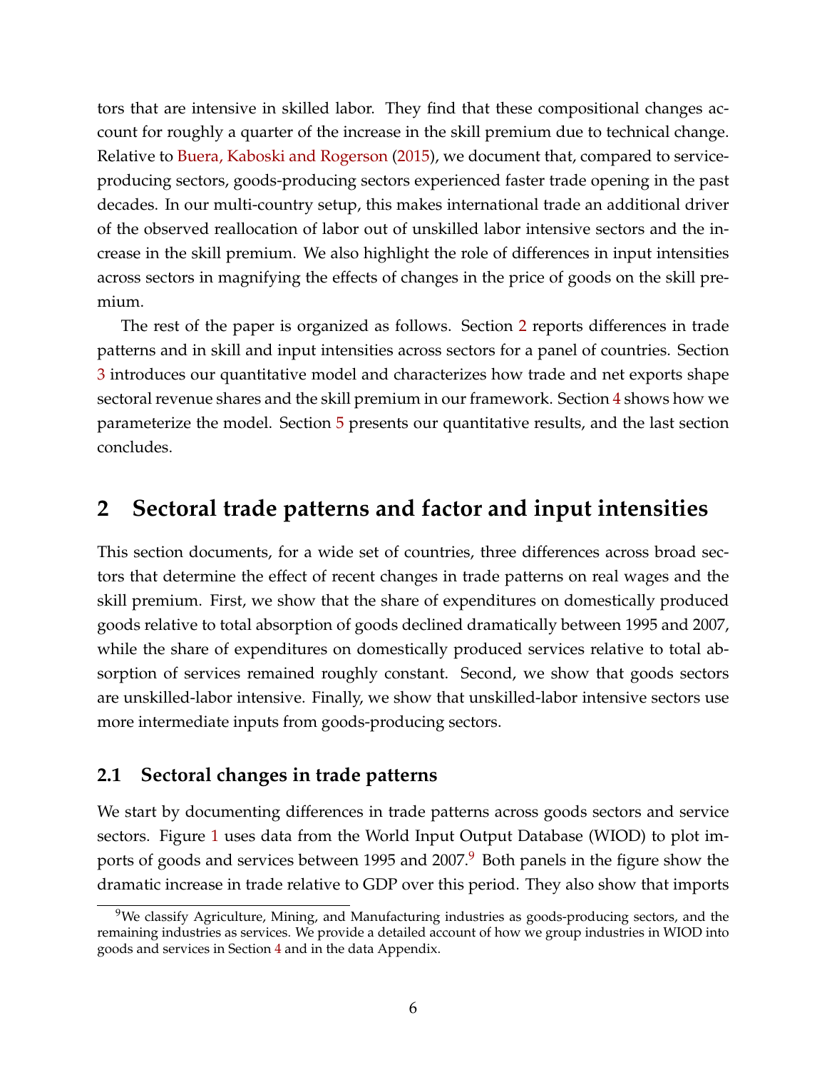tors that are intensive in skilled labor. They find that these compositional changes account for roughly a quarter of the increase in the skill premium due to technical change. Relative to Buera, Kaboski and Rogerson (2015), we document that, compared to service-producing sectors, goods-producing sectors experienced faster trade opening in the past decades. In our multi-country setup, this makes international trade an additional driver of the observed reallocation of labor out of unskilled labor intensive sectors and the increase in the skill premium. We also highlight the role of differences in input intensities across sectors in magnifying the effects of changes in the price of goods on the skill premium.

The rest of the paper is organized as follows. Section 2 reports differences in trade patterns and in skill and input intensities across sectors for a panel of countries. Section 3 introduces our quantitative model and characterizes how trade and net exports shape sectoral revenue shares and the skill premium in our framework. Section 4 shows how we parameterize the model. Section 5 presents our quantitative results, and the last section concludes.

## 2 Sectoral trade patterns and factor and input intensities

This section documents, for a wide set of countries, three differences across broad sectors that determine the effect of recent changes in trade patterns on real wages and the skill premium. First, we show that the share of expenditures on domestically produced goods relative to total absorption of goods declined dramatically between 1995 and 2007, while the share of expenditures on domestically produced services relative to total absorption of services remained roughly constant. Second, we show that goods sectors are unskilled-labor intensive. Finally, we show that unskilled-labor intensive sectors use more intermediate inputs from goods-producing sectors.

### 2.1 Sectoral changes in trade patterns

We start by documenting differences in trade patterns across goods sectors and service sectors. Figure 1 uses data from the World Input Output Database (WIOD) to plot imports of goods and services between 1995 and 2007.[9] Both panels in the figure show the dramatic increase in trade relative to GDP over this period. They also show that imports

[9] We classify Agriculture, Mining, and Manufacturing industries as goods-producing sectors, and the remaining industries as services. We provide a detailed account of how we group industries in WIOD into goods and services in Section 4 and in the data Appendix.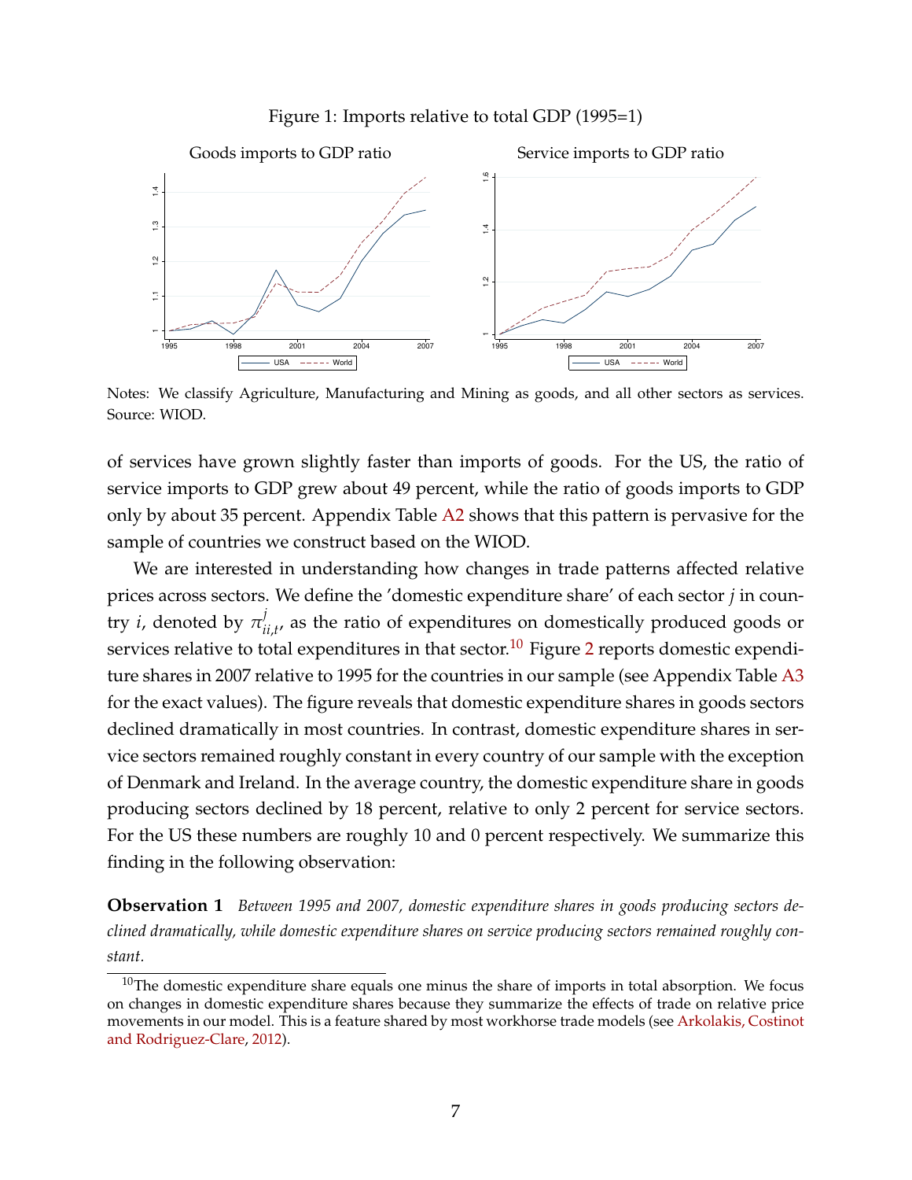Figure 1: Imports relative to total GDP (1995=1)

Notes: We classify Agriculture, Manufacturing and Mining as goods, and all other sectors as services. Source: WIOD.

of services have grown slightly faster than imports of goods. For the US, the ratio of service imports to GDP grew about 49 percent, while the ratio of goods imports to GDP only by about 35 percent. Appendix Table A2 shows that this pattern is pervasive for the sample of countries we construct based on the WIOD.

We are interested in understanding how changes in trade patterns affected relative prices across sectors. We define the 'domestic expenditure share' of each sector $j$ in country $i$, denoted by $\pi^{j}_{ii,t}$, as the ratio of expenditures on domestically produced goods or services relative to total expenditures in that sector.[10] Figure 2 reports domestic expenditure shares in 2007 relative to 1995 for the countries in our sample (see Appendix Table A3 for the exact values). The figure reveals that domestic expenditure shares in goods sectors declined dramatically in most countries. In contrast, domestic expenditure shares in service sectors remained roughly constant in every country of our sample with the exception of Denmark and Ireland. In the average country, the domestic expenditure share in goods producing sectors declined by 18 percent, relative to only 2 percent for service sectors. For the US these numbers are roughly 10 and 0 percent respectively. We summarize this finding in the following observation:

**Observation 1** *Between 1995 and 2007, domestic expenditure shares in goods producing sectors declined dramatically, while domestic expenditure shares on service producing sectors remained roughly constant.*

[10] The domestic expenditure share equals one minus the share of imports in total absorption. We focus on changes in domestic expenditure shares because they summarize the effects of trade on relative price movements in our model. This is a feature shared by most workhorse trade models (see Arkolakis, Costinot and Rodriguez-Clare, 2012).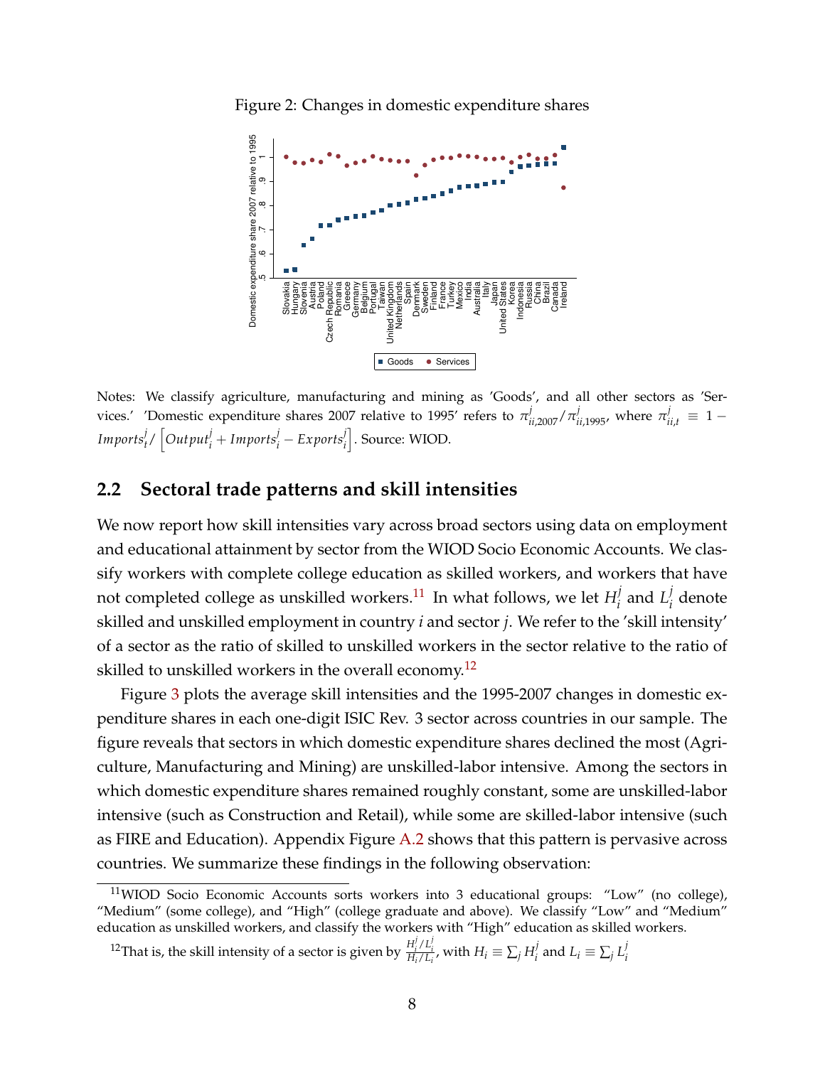Figure 2: Changes in domestic expenditure shares

Notes: We classify agriculture, manufacturing and mining as 'Goods', and all other sectors as 'Services.' 'Domestic expenditure shares 2007 relative to 1995' refers to $\pi^{j}_{ii,2007}/\pi^{j}_{ii,1995}$, where $\pi^{j}_{ii,t} \equiv 1 - Imports^{j}_{t}/\left[Output^{j}_{i} + Imports^{j}_{i} - Exports^{j}_{i}\right]$. Source: WIOD.

## 2.2 Sectoral trade patterns and skill intensities

We now report how skill intensities vary across broad sectors using data on employment and educational attainment by sector from the WIOD Socio Economic Accounts. We classify workers with complete college education as skilled workers, and workers that have not completed college as unskilled workers.[11] In what follows, we let $H^{j}_{i}$ and $L^{j}_{i}$ denote skilled and unskilled employment in country $i$ and sector $j$. We refer to the 'skill intensity' of a sector as the ratio of skilled to unskilled workers in the sector relative to the ratio of skilled to unskilled workers in the overall economy.[12]

Figure 3 plots the average skill intensities and the 1995-2007 changes in domestic expenditure shares in each one-digit ISIC Rev. 3 sector across countries in our sample. The figure reveals that sectors in which domestic expenditure shares declined the most (Agriculture, Manufacturing and Mining) are unskilled-labor intensive. Among the sectors in which domestic expenditure shares remained roughly constant, some are unskilled-labor intensive (such as Construction and Retail), while some are skilled-labor intensive (such as FIRE and Education). Appendix Figure A.2 shows that this pattern is pervasive across countries. We summarize these findings in the following observation:

[11] WIOD Socio Economic Accounts sorts workers into 3 educational groups: "Low" (no college), "Medium" (some college), and "High" (college graduate and above). We classify "Low" and "Medium" education as unskilled workers, and classify the workers with "High" education as skilled workers.

[12] That is, the skill intensity of a sector is given by $\frac{H^{j}_{i}/L^{j}_{i}}{H_{i}/L_{i}}$, with $H_{i} \equiv \sum_{j} H^{j}_{i}$ and $L_{i} \equiv \sum_{j} L^{j}_{i}$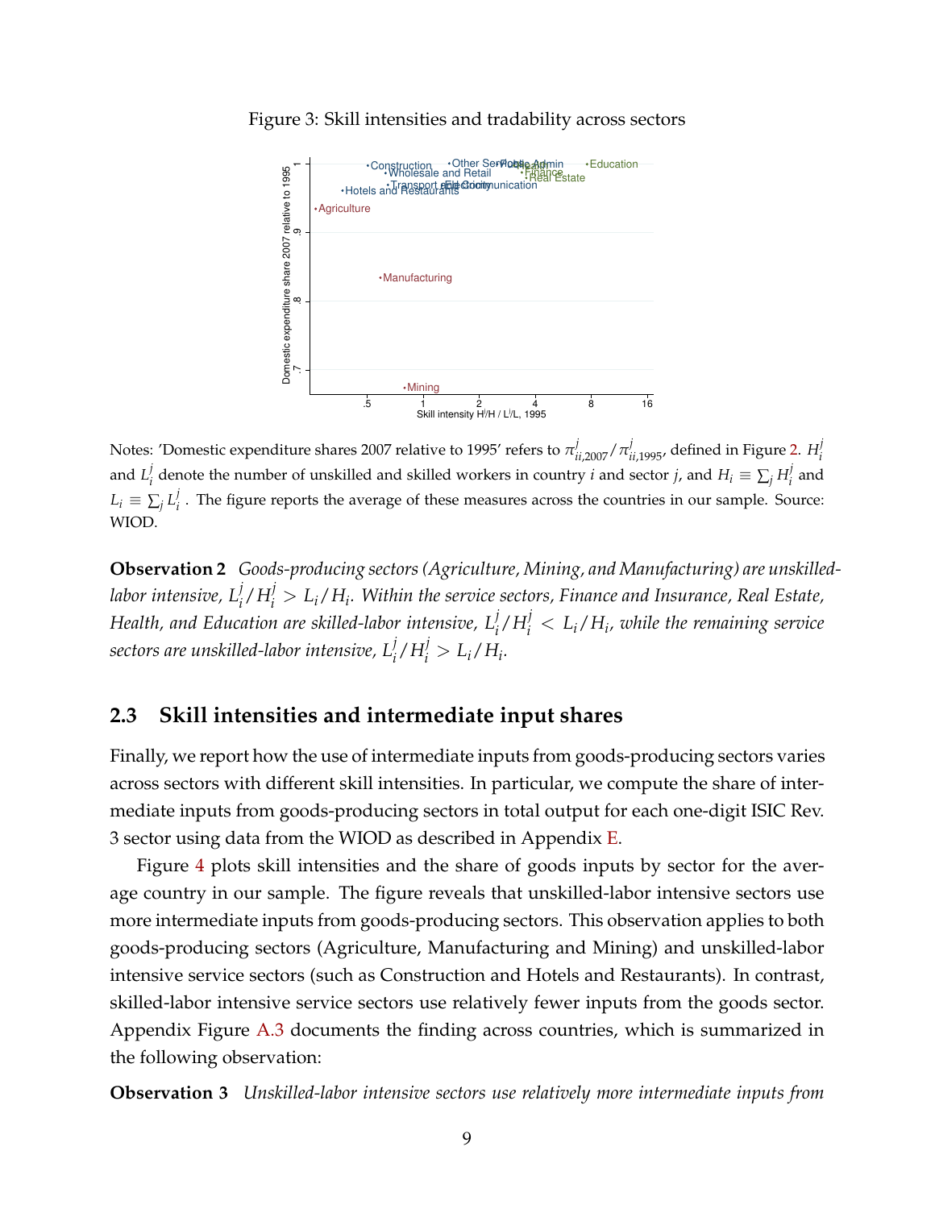Figure 3: Skill intensities and tradability across sectors

Notes: 'Domestic expenditure shares 2007 relative to 1995' refers to $\pi^j_{ii,2007}/\pi^j_{ii,1995}$, defined in Figure 2. $H^j_i$ and $L^j_i$ denote the number of unskilled and skilled workers in country $i$ and sector $j$, and $H_i \equiv \sum_j H^j_i$ and $L_i \equiv \sum_j L^j_i$ . The figure reports the average of these measures across the countries in our sample. Source: WIOD.

**Observation 2** *Goods-producing sectors (Agriculture, Mining, and Manufacturing) are unskilled-labor intensive, $L^j_i/H^j_i > L_i/H_i$. Within the service sectors, Finance and Insurance, Real Estate, Health, and Education are skilled-labor intensive, $L^j_i/H^j_i < L_i/H_i$, while the remaining service sectors are unskilled-labor intensive, $L^j_i/H^j_i > L_i/H_i$.*

## 2.3 Skill intensities and intermediate input shares

Finally, we report how the use of intermediate inputs from goods-producing sectors varies across sectors with different skill intensities. In particular, we compute the share of intermediate inputs from goods-producing sectors in total output for each one-digit ISIC Rev. 3 sector using data from the WIOD as described in Appendix E.

Figure 4 plots skill intensities and the share of goods inputs by sector for the average country in our sample. The figure reveals that unskilled-labor intensive sectors use more intermediate inputs from goods-producing sectors. This observation applies to both goods-producing sectors (Agriculture, Manufacturing and Mining) and unskilled-labor intensive service sectors (such as Construction and Hotels and Restaurants). In contrast, skilled-labor intensive service sectors use relatively fewer inputs from the goods sector. Appendix Figure A.3 documents the finding across countries, which is summarized in the following observation:

**Observation 3** *Unskilled-labor intensive sectors use relatively more intermediate inputs from*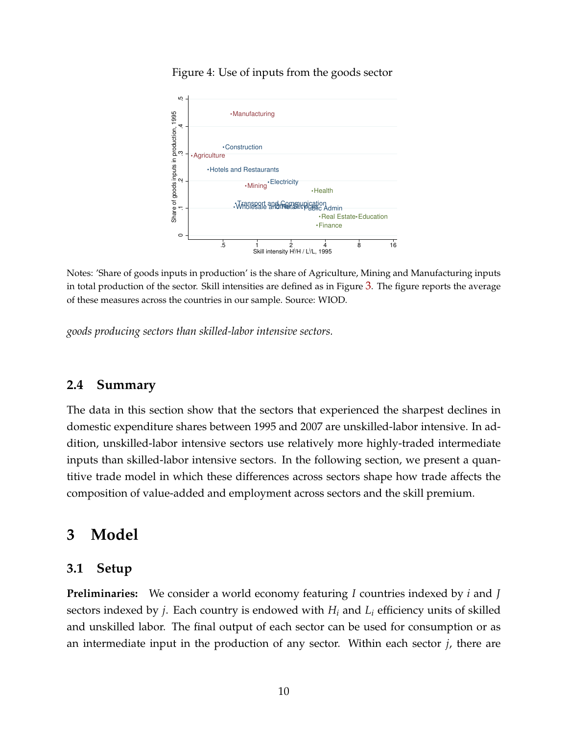Figure 4: Use of inputs from the goods sector

Notes: 'Share of goods inputs in production' is the share of Agriculture, Mining and Manufacturing inputs in total production of the sector. Skill intensities are defined as in Figure 3. The figure reports the average of these measures across the countries in our sample. Source: WIOD.

*goods producing sectors than skilled-labor intensive sectors.*

### 2.4 Summary

The data in this section show that the sectors that experienced the sharpest declines in domestic expenditure shares between 1995 and 2007 are unskilled-labor intensive. In addition, unskilled-labor intensive sectors use relatively more highly-traded intermediate inputs than skilled-labor intensive sectors. In the following section, we present a quantitive trade model in which these differences across sectors shape how trade affects the composition of value-added and employment across sectors and the skill premium.

## 3 Model

### 3.1 Setup

**Preliminaries:** We consider a world economy featuring $I$ countries indexed by $i$ and $J$ sectors indexed by $j$. Each country is endowed with $H_i$ and $L_i$ efficiency units of skilled and unskilled labor. The final output of each sector can be used for consumption or as an intermediate input in the production of any sector. Within each sector $j$, there are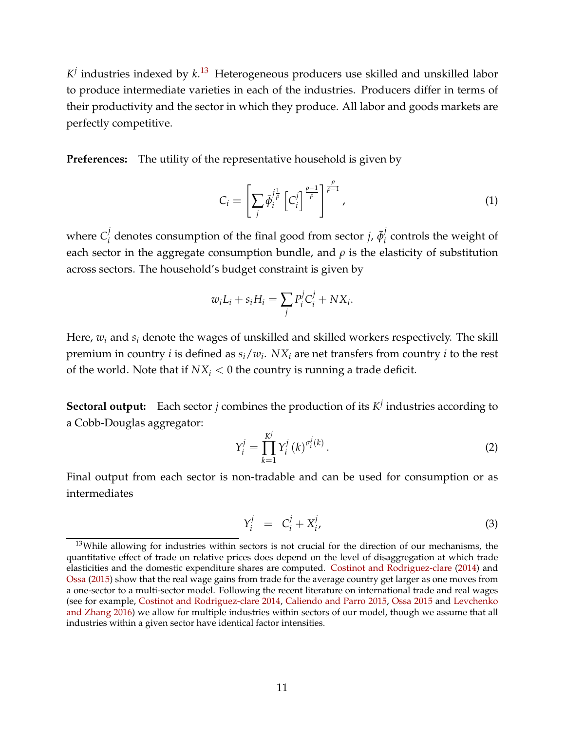$K^j$ industries indexed by $k$.[13] Heterogeneous producers use skilled and unskilled labor to produce intermediate varieties in each of the industries. Producers differ in terms of their productivity and the sector in which they produce. All labor and goods markets are perfectly competitive.

**Preferences:** The utility of the representative household is given by

$$C_i = \left[ \sum_j \bar{\phi}_i^{j\frac{1}{\rho}} \left[ C_i^j \right]^{\frac{\rho-1}{\rho}} \right]^{\frac{\rho}{\rho-1}}, \tag{1}$$

where $C_i^j$ denotes consumption of the final good from sector $j$, $\bar{\phi}_i^j$ controls the weight of each sector in the aggregate consumption bundle, and $\rho$ is the elasticity of substitution across sectors. The household's budget constraint is given by

$$w_i L_i + s_i H_i = \sum_j P_i^j C_i^j + NX_i.$$

Here, $w_i$ and $s_i$ denote the wages of unskilled and skilled workers respectively. The skill premium in country $i$ is defined as $s_i/w_i$. $NX_i$ are net transfers from country $i$ to the rest of the world. Note that if $NX_i < 0$ the country is running a trade deficit.

**Sectoral output:** Each sector $j$ combines the production of its $K^j$ industries according to a Cobb-Douglas aggregator:

$$Y_i^j = \prod_{k=1}^{K^j} Y_i^j(k)^{\sigma_i^j(k)}. \tag{2}$$

Final output from each sector is non-tradable and can be used for consumption or as intermediates

$$Y_i^j = C_i^j + X_i^j, \tag{3}$$

[13] While allowing for industries within sectors is not crucial for the direction of our mechanisms, the quantitative effect of trade on relative prices does depend on the level of disaggregation at which trade elasticities and the domestic expenditure shares are computed. Costinot and Rodriguez-clare (2014) and Ossa (2015) show that the real wage gains from trade for the average country get larger as one moves from a one-sector to a multi-sector model. Following the recent literature on international trade and real wages (see for example, Costinot and Rodriguez-clare 2014, Caliendo and Parro 2015, Ossa 2015 and Levchenko and Zhang 2016) we allow for multiple industries within sectors of our model, though we assume that all industries within a given sector have identical factor intensities.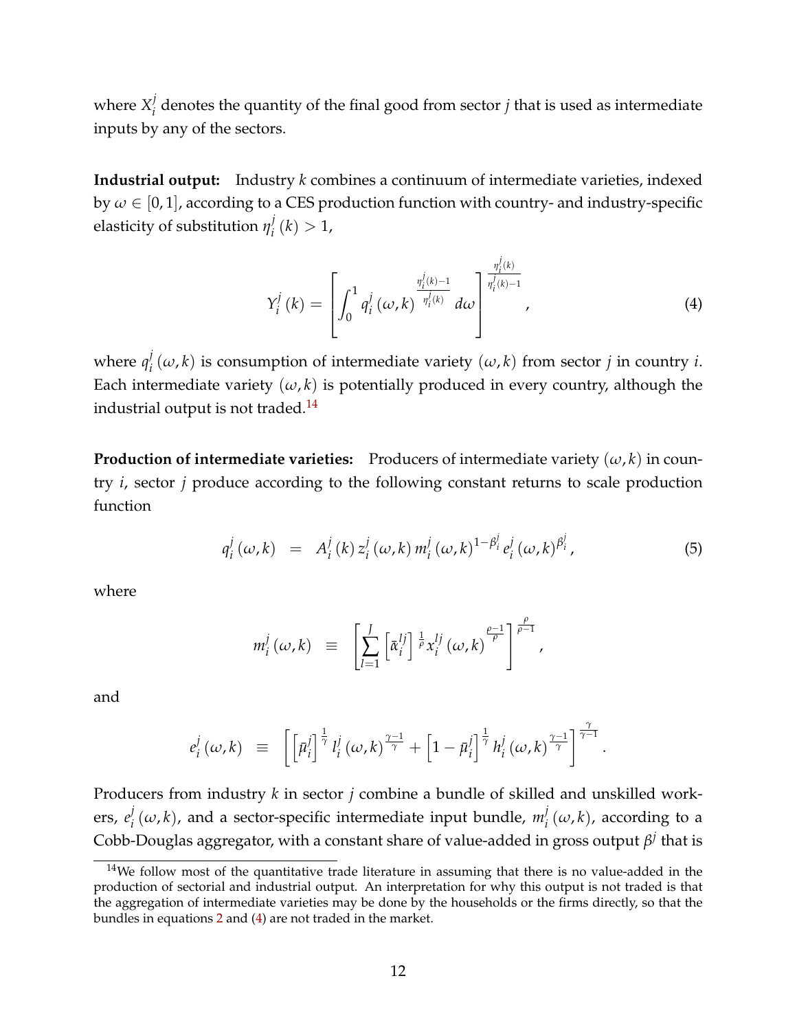where $X_i^j$ denotes the quantity of the final good from sector $j$ that is used as intermediate inputs by any of the sectors.

**Industrial output:** Industry $k$ combines a continuum of intermediate varieties, indexed by $\omega \in [0,1]$, according to a CES production function with country- and industry-specific elasticity of substitution $\eta_i^j(k) > 1$,

$$Y_i^j(k) = \left[\int_0^1 q_i^j(\omega,k)^{\frac{\eta_i^j(k)-1}{\eta_i^j(k)}} d\omega\right]^{\frac{\eta_i^j(k)}{\eta_i^j(k)-1}}, \tag{4}$$

where $q_i^j(\omega,k)$ is consumption of intermediate variety $(\omega,k)$ from sector $j$ in country $i$. Each intermediate variety $(\omega,k)$ is potentially produced in every country, although the industrial output is not traded.[14]

**Production of intermediate varieties:** Producers of intermediate variety $(\omega,k)$ in country $i$, sector $j$ produce according to the following constant returns to scale production function

$$q_i^j(\omega,k) \quad = \quad A_i^j(k)\, z_i^j(\omega,k)\, m_i^j(\omega,k)^{1-\beta_i^j}\, e_i^j(\omega,k)^{\beta_i^j}, \tag{5}$$

where

$$m_i^j(\omega,k) \quad \equiv \quad \left[\sum_{l=1}^{J}\left[\bar{\alpha}_i^{lj}\right]^{\frac{1}{\rho}} x_i^{lj}(\omega,k)^{\frac{\rho-1}{\rho}}\right]^{\frac{\rho}{\rho-1}},$$

and

$$e_i^j(\omega,k) \quad \equiv \quad \left[\left[\bar{\mu}_i^j\right]^{\frac{1}{\gamma}} l_i^j(\omega,k)^{\frac{\gamma-1}{\gamma}} + \left[1-\bar{\mu}_i^j\right]^{\frac{1}{\gamma}} h_i^j(\omega,k)^{\frac{\gamma-1}{\gamma}}\right]^{\frac{\gamma}{\gamma-1}}.$$

Producers from industry $k$ in sector $j$ combine a bundle of skilled and unskilled workers, $e_i^j(\omega,k)$, and a sector-specific intermediate input bundle, $m_i^j(\omega,k)$, according to a Cobb-Douglas aggregator, with a constant share of value-added in gross output $\beta^j$ that is

[14] We follow most of the quantitative trade literature in assuming that there is no value-added in the production of sectorial and industrial output. An interpretation for why this output is not traded is that the aggregation of intermediate varieties may be done by the households or the firms directly, so that the bundles in equations 2 and (4) are not traded in the market.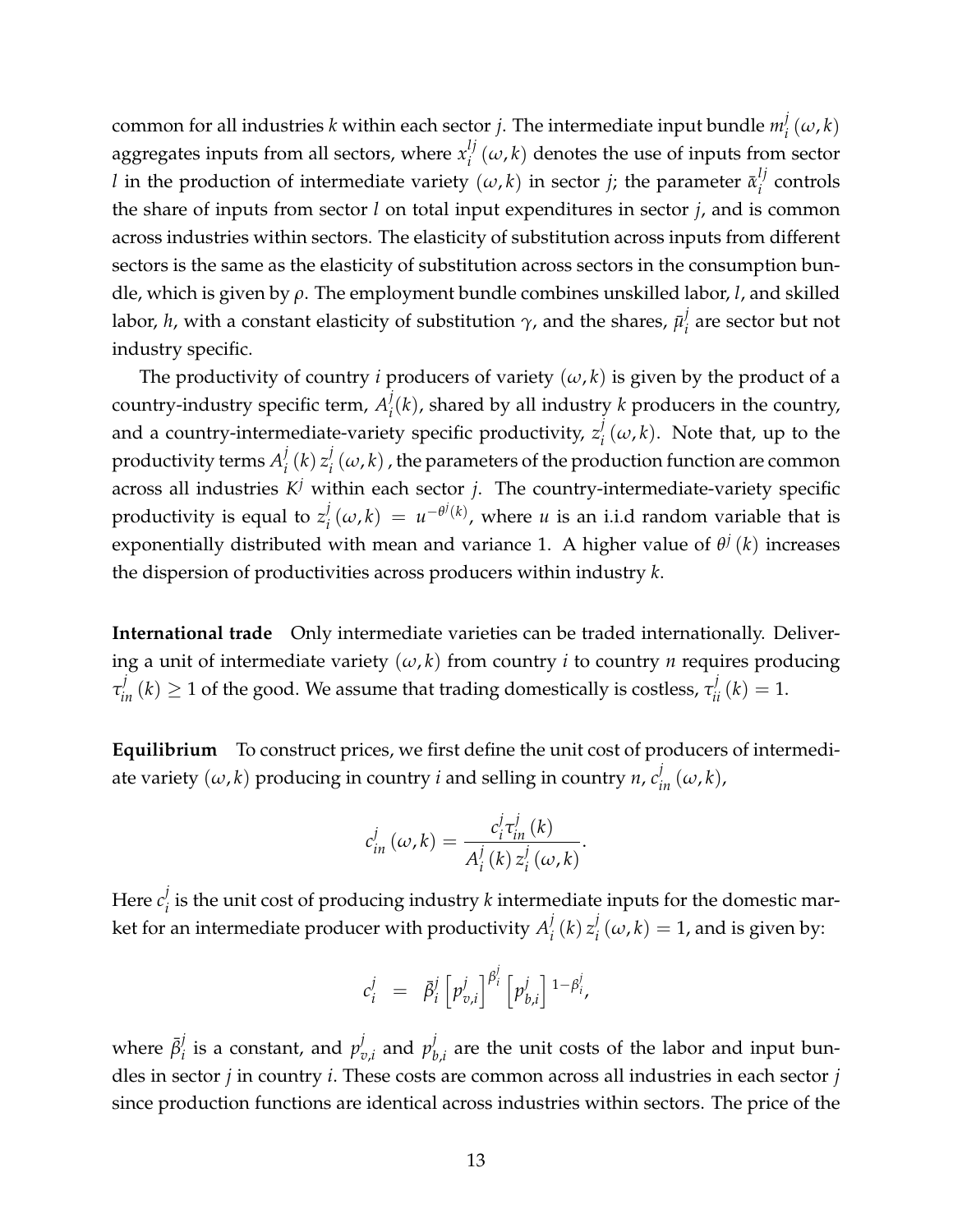common for all industries $k$ within each sector $j$. The intermediate input bundle $m_i^j(\omega, k)$ aggregates inputs from all sectors, where $x_i^{lj}(\omega, k)$ denotes the use of inputs from sector $l$ in the production of intermediate variety $(\omega, k)$ in sector $j$; the parameter $\bar{\alpha}_i^{lj}$ controls the share of inputs from sector $l$ on total input expenditures in sector $j$, and is common across industries within sectors. The elasticity of substitution across inputs from different sectors is the same as the elasticity of substitution across sectors in the consumption bundle, which is given by $\rho$. The employment bundle combines unskilled labor, $l$, and skilled labor, $h$, with a constant elasticity of substitution $\gamma$, and the shares, $\bar{\mu}_i^j$ are sector but not industry specific.

The productivity of country $i$ producers of variety $(\omega, k)$ is given by the product of a country-industry specific term, $A_i^j(k)$, shared by all industry $k$ producers in the country, and a country-intermediate-variety specific productivity, $z_i^j(\omega, k)$. Note that, up to the productivity terms $A_i^j(k) z_i^j(\omega, k)$, the parameters of the production function are common across all industries $K^j$ within each sector $j$. The country-intermediate-variety specific productivity is equal to $z_i^j(\omega, k) = u^{-\theta^j(k)}$, where $u$ is an i.i.d random variable that is exponentially distributed with mean and variance 1. A higher value of $\theta^j(k)$ increases the dispersion of productivities across producers within industry $k$.

**International trade** Only intermediate varieties can be traded internationally. Delivering a unit of intermediate variety $(\omega, k)$ from country $i$ to country $n$ requires producing $\tau_{in}^j(k) \geq 1$ of the good. We assume that trading domestically is costless, $\tau_{ii}^j(k) = 1$.

**Equilibrium** To construct prices, we first define the unit cost of producers of intermediate variety $(\omega, k)$ producing in country $i$ and selling in country $n$, $c_{in}^j(\omega, k)$,

$$c_{in}^j(\omega, k) = \frac{c_i^j \tau_{in}^j(k)}{A_i^j(k) z_i^j(\omega, k)}.$$

Here $c_i^j$ is the unit cost of producing industry $k$ intermediate inputs for the domestic market for an intermediate producer with productivity $A_i^j(k) z_i^j(\omega, k) = 1$, and is given by:

$$c_i^j = \bar{\beta}_i^j \left[p_{v,i}^j\right]^{\beta_i^j} \left[p_{b,i}^j\right]^{1-\beta_i^j},$$

where $\bar{\beta}_i^j$ is a constant, and $p_{v,i}^j$ and $p_{b,i}^j$ are the unit costs of the labor and input bundles in sector $j$ in country $i$. These costs are common across all industries in each sector $j$ since production functions are identical across industries within sectors. The price of the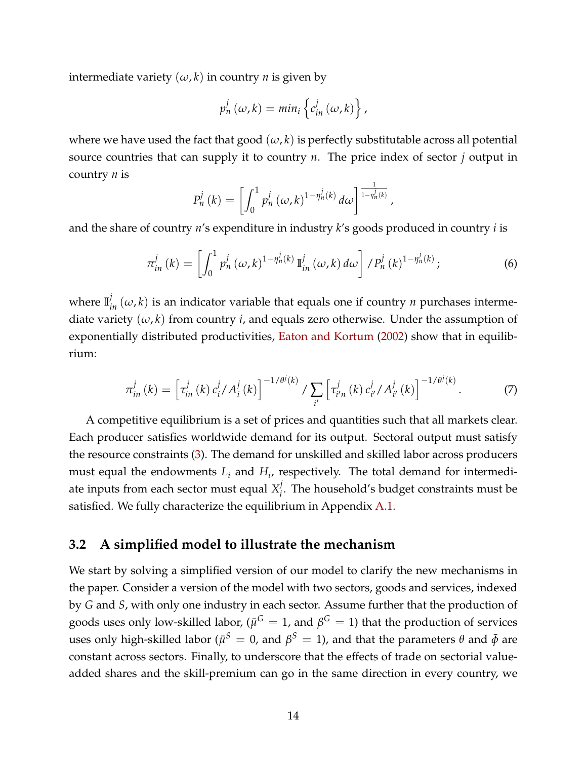intermediate variety $(\omega, k)$ in country $n$ is given by

$$p_n^j(\omega, k) = min_i \left\{ c_{in}^j(\omega, k) \right\},$$

where we have used the fact that good $(\omega, k)$ is perfectly substitutable across all potential source countries that can supply it to country $n$. The price index of sector $j$ output in country $n$ is

$$P_n^j(k) = \left[ \int_0^1 p_n^j(\omega, k)^{1-\eta_n^j(k)} d\omega \right]^{\frac{1}{1-\eta_n^j(k)}},$$

and the share of country $n$'s expenditure in industry $k$'s goods produced in country $i$ is

$$\pi_{in}^j(k) = \left[ \int_0^1 p_n^j(\omega, k)^{1-\eta_n^j(k)} \mathbb{I}_{in}^j(\omega, k) d\omega \right] / P_n^j(k)^{1-\eta_n^j(k)}; \tag{6}$$

where $\mathbb{I}_{in}^j(\omega, k)$ is an indicator variable that equals one if country $n$ purchases intermediate variety $(\omega, k)$ from country $i$, and equals zero otherwise. Under the assumption of exponentially distributed productivities, Eaton and Kortum (2002) show that in equilibrium:

$$\pi_{in}^j(k) = \left[ \tau_{in}^j(k) c_i^j / A_i^j(k) \right]^{-1/\theta^j(k)} / \sum_{i'} \left[ \tau_{i'n}^j(k) c_{i'}^j / A_{i'}^j(k) \right]^{-1/\theta^j(k)}. \tag{7}$$

A competitive equilibrium is a set of prices and quantities such that all markets clear. Each producer satisfies worldwide demand for its output. Sectoral output must satisfy the resource constraints (3). The demand for unskilled and skilled labor across producers must equal the endowments $L_i$ and $H_i$, respectively. The total demand for intermediate inputs from each sector must equal $X_i^j$. The household's budget constraints must be satisfied. We fully characterize the equilibrium in Appendix A.1.

## 3.2 A simplified model to illustrate the mechanism

We start by solving a simplified version of our model to clarify the new mechanisms in the paper. Consider a version of the model with two sectors, goods and services, indexed by $G$ and $S$, with only one industry in each sector. Assume further that the production of goods uses only low-skilled labor, ($\bar{\mu}^G = 1$, and $\beta^G = 1$) that the production of services uses only high-skilled labor ($\bar{\mu}^S = 0$, and $\beta^S = 1$), and that the parameters $\theta$ and $\bar{\phi}$ are constant across sectors. Finally, to underscore that the effects of trade on sectorial value-added shares and the skill-premium can go in the same direction in every country, we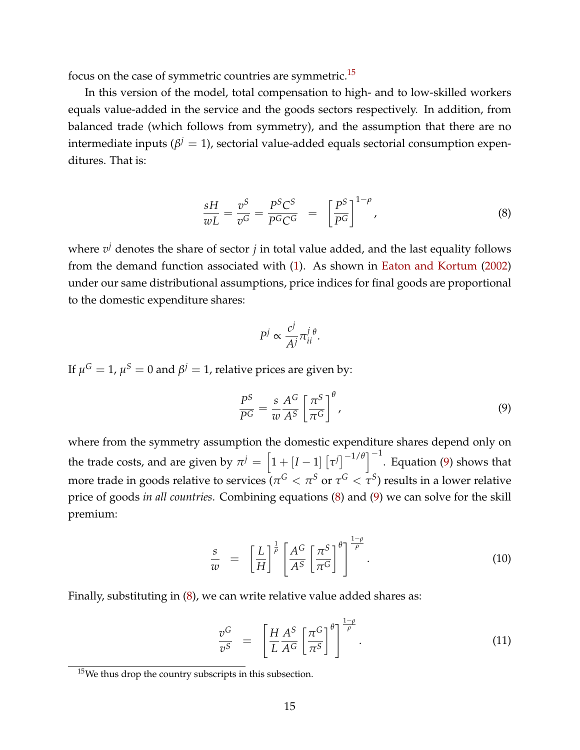focus on the case of symmetric countries are symmetric.[15]

In this version of the model, total compensation to high- and to low-skilled workers equals value-added in the service and the goods sectors respectively. In addition, from balanced trade (which follows from symmetry), and the assumption that there are no intermediate inputs ($\beta^j = 1$), sectorial value-added equals sectorial consumption expenditures. That is:

$$\frac{sH}{wL} = \frac{v^S}{v^G} = \frac{P^S C^S}{P^G C^G} \;\; = \;\; \left[\frac{P^S}{P^G}\right]^{1-\rho}, \tag{8}$$

where $v^j$ denotes the share of sector $j$ in total value added, and the last equality follows from the demand function associated with (1). As shown in Eaton and Kortum (2002) under our same distributional assumptions, price indices for final goods are proportional to the domestic expenditure shares:

$$P^j \propto \frac{c^j}{A^j} \pi_{ii}^{j\ \theta}.$$

If $\mu^G = 1$, $\mu^S = 0$ and $\beta^j = 1$, relative prices are given by:

$$\frac{P^S}{P^G} = \frac{s}{w} \frac{A^G}{A^S} \left[\frac{\pi^S}{\pi^G}\right]^{\theta}, \tag{9}$$

where from the symmetry assumption the domestic expenditure shares depend only on the trade costs, and are given by $\pi^j = \left[1 + [I-1]\left[\tau^j\right]^{-1/\theta}\right]^{-1}$. Equation (9) shows that more trade in goods relative to services ($\pi^G < \pi^S$ or $\tau^G < \tau^S$) results in a lower relative price of goods *in all countries*. Combining equations (8) and (9) we can solve for the skill premium:

$$\frac{s}{w} \;\; = \;\; \left[\frac{L}{H}\right]^{\frac{1}{\rho}} \left[\frac{A^G}{A^S}\left[\frac{\pi^S}{\pi^G}\right]^{\theta}\right]^{\frac{1-\rho}{\rho}}. \tag{10}$$

Finally, substituting in (8), we can write relative value added shares as:

$$\frac{v^G}{v^S} \;\; = \;\; \left[\frac{H}{L}\frac{A^S}{A^G}\left[\frac{\pi^G}{\pi^S}\right]^{\theta}\right]^{\frac{1-\rho}{\rho}}. \tag{11}$$

[15] We thus drop the country subscripts in this subsection.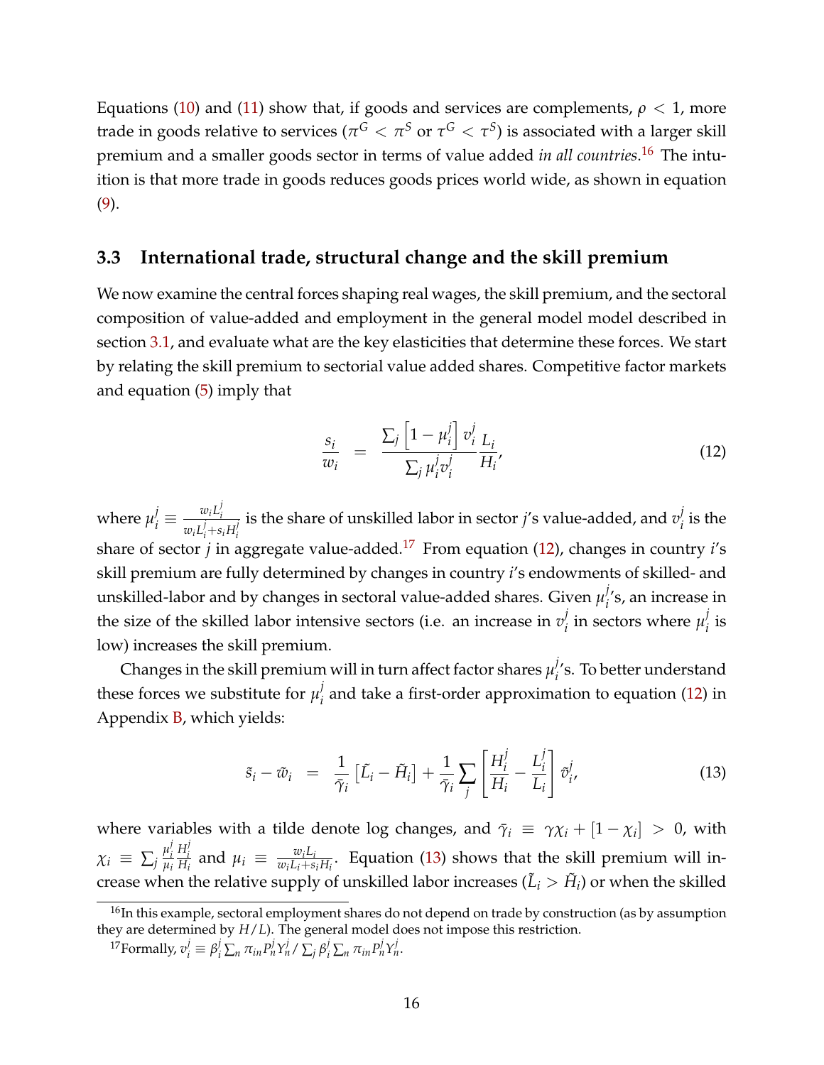Equations (10) and (11) show that, if goods and services are complements, $\rho < 1$, more trade in goods relative to services ($\pi^G < \pi^S$ or $\tau^G < \tau^S$) is associated with a larger skill premium and a smaller goods sector in terms of value added *in all countries*.[16] The intuition is that more trade in goods reduces goods prices world wide, as shown in equation (9).

### 3.3 International trade, structural change and the skill premium

We now examine the central forces shaping real wages, the skill premium, and the sectoral composition of value-added and employment in the general model model described in section 3.1, and evaluate what are the key elasticities that determine these forces. We start by relating the skill premium to sectorial value added shares. Competitive factor markets and equation (5) imply that

$$\frac{s_i}{w_i} = \frac{\sum_j \left[1 - \mu_i^j\right] v_i^j}{\sum_j \mu_i^j v_i^j} \frac{L_i}{H_i}, \tag{12}$$

where $\mu_i^j \equiv \frac{w_i L_i^j}{w_i L_i^j + s_i H_i^j}$ is the share of unskilled labor in sector $j$'s value-added, and $v_i^j$ is the share of sector $j$ in aggregate value-added.[17] From equation (12), changes in country $i$'s skill premium are fully determined by changes in country $i$'s endowments of skilled- and unskilled-labor and by changes in sectoral value-added shares. Given $\mu_i^j$'s, an increase in the size of the skilled labor intensive sectors (i.e. an increase in $v_i^j$ in sectors where $\mu_i^j$ is low) increases the skill premium.

Changes in the skill premium will in turn affect factor shares $\mu_i^j$'s. To better understand these forces we substitute for $\mu_i^j$ and take a first-order approximation to equation (12) in Appendix B, which yields:

$$\tilde{s}_i - \tilde{w}_i = \frac{1}{\bar{\gamma}_i} \left[\tilde{L}_i - \tilde{H}_i\right] + \frac{1}{\bar{\gamma}_i} \sum_j \left[\frac{H_i^j}{H_i} - \frac{L_i^j}{L_i}\right] \tilde{v}_i^j, \tag{13}$$

where variables with a tilde denote log changes, and $\bar{\gamma}_i \equiv \gamma \chi_i + [1 - \chi_i] > 0$, with $\chi_i \equiv \sum_j \frac{\mu_i^j}{\mu_i} \frac{H_i^j}{H_i}$ and $\mu_i \equiv \frac{w_i L_i}{w_i L_i + s_i H_i}$. Equation (13) shows that the skill premium will increase when the relative supply of unskilled labor increases ($\tilde{L}_i > \tilde{H}_i$) or when the skilled

[16] In this example, sectoral employment shares do not depend on trade by construction (as by assumption they are determined by $H/L$). The general model does not impose this restriction.

[17] Formally, $v_i^j \equiv \beta_i^j \sum_n \pi_{in} P_n^j Y_n^j / \sum_j \beta_i^j \sum_n \pi_{in} P_n^j Y_n^j$.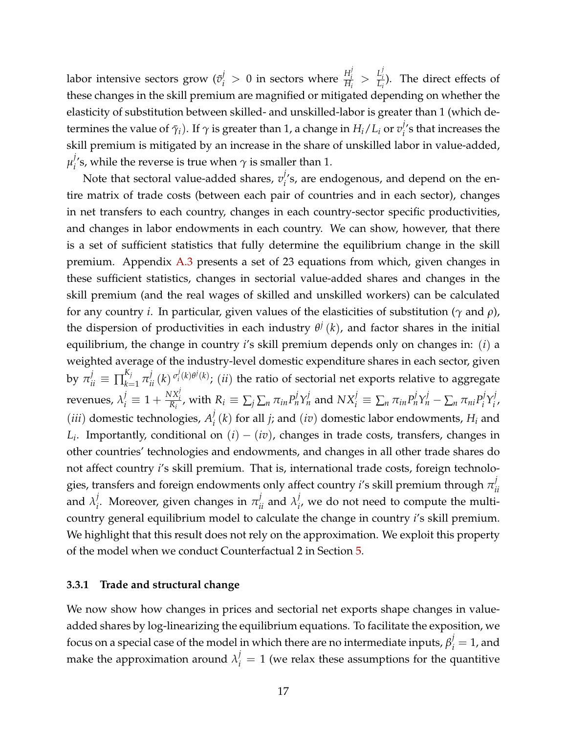labor intensive sectors grow ($\tilde{v}_i^j > 0$ in sectors where $\frac{H_i^j}{H_i} > \frac{L_i^j}{L_i}$). The direct effects of these changes in the skill premium are magnified or mitigated depending on whether the elasticity of substitution between skilled- and unskilled-labor is greater than 1 (which determines the value of $\bar{\gamma}_i$). If $\gamma$ is greater than 1, a change in $H_i/L_i$ or $v_i^j$'s that increases the skill premium is mitigated by an increase in the share of unskilled labor in value-added, $\mu_i^j$'s, while the reverse is true when $\gamma$ is smaller than 1.

Note that sectoral value-added shares, $v_i^j$'s, are endogenous, and depend on the entire matrix of trade costs (between each pair of countries and in each sector), changes in net transfers to each country, changes in each country-sector specific productivities, and changes in labor endowments in each country. We can show, however, that there is a set of sufficient statistics that fully determine the equilibrium change in the skill premium. Appendix A.3 presents a set of 23 equations from which, given changes in these sufficient statistics, changes in sectorial value-added shares and changes in the skill premium (and the real wages of skilled and unskilled workers) can be calculated for any country $i$. In particular, given values of the elasticities of substitution ($\gamma$ and $\rho$), the dispersion of productivities in each industry $\theta^j(k)$, and factor shares in the initial equilibrium, the change in country $i$'s skill premium depends only on changes in: $(i)$ a weighted average of the industry-level domestic expenditure shares in each sector, given by $\pi_{ii}^j \equiv \prod_{k=1}^{K_j} \pi_{ii}^j(k)^{\sigma_i^j(k)\theta^j(k)}$; $(ii)$ the ratio of sectorial net exports relative to aggregate revenues, $\lambda_i^j \equiv 1 + \frac{NX_i^j}{R_i}$, with $R_i \equiv \sum_j \sum_n \pi_{in} P_n^j Y_n^j$ and $NX_i^j \equiv \sum_n \pi_{in} P_n^j Y_n^j - \sum_n \pi_{ni} P_i^j Y_i^j$, $(iii)$ domestic technologies, $A_i^j(k)$ for all $j$; and $(iv)$ domestic labor endowments, $H_i$ and $L_i$. Importantly, conditional on $(i)-(iv)$, changes in trade costs, transfers, changes in other countries' technologies and endowments, and changes in all other trade shares do not affect country $i$'s skill premium. That is, international trade costs, foreign technologies, transfers and foreign endowments only affect country $i$'s skill premium through $\pi_{ii}^j$ and $\lambda_i^j$. Moreover, given changes in $\pi_{ii}^j$ and $\lambda_i^j$, we do not need to compute the multi-country general equilibrium model to calculate the change in country $i$'s skill premium. We highlight that this result does not rely on the approximation. We exploit this property of the model when we conduct Counterfactual 2 in Section 5.

### 3.3.1 Trade and structural change

We now show how changes in prices and sectorial net exports shape changes in value-added shares by log-linearizing the equilibrium equations. To facilitate the exposition, we focus on a special case of the model in which there are no intermediate inputs, $\beta_i^j = 1$, and make the approximation around $\lambda_i^j = 1$ (we relax these assumptions for the quantitive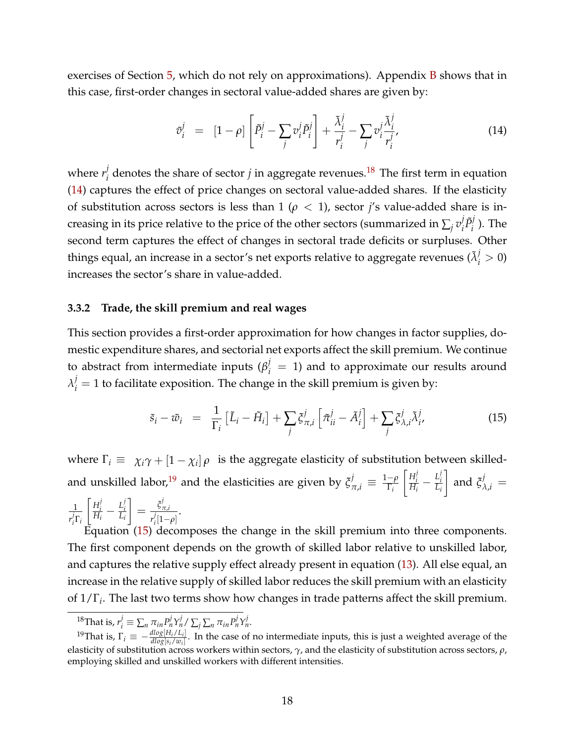exercises of Section 5, which do not rely on approximations). Appendix B shows that in this case, first-order changes in sectoral value-added shares are given by:

$$\tilde{v}_i^j \;=\; [1-\rho]\left[\tilde{P}_i^j - \sum_j v_i^j \tilde{P}_i^j\right] + \frac{\tilde{\lambda}_i^j}{r_i^j} - \sum_j v_i^j \frac{\tilde{\lambda}_i^j}{r_i^j}, \tag{14}$$

where $r_i^j$ denotes the share of sector $j$ in aggregate revenues.[18] The first term in equation (14) captures the effect of price changes on sectoral value-added shares. If the elasticity of substitution across sectors is less than 1 ($\rho < 1$), sector $j$'s value-added share is increasing in its price relative to the price of the other sectors (summarized in $\sum_j v_i^j \tilde{P}_i^j$ ). The second term captures the effect of changes in sectoral trade deficits or surpluses. Other things equal, an increase in a sector's net exports relative to aggregate revenues ($\tilde{\lambda}_i^j > 0$) increases the sector's share in value-added.

### 3.3.2 Trade, the skill premium and real wages

This section provides a first-order approximation for how changes in factor supplies, domestic expenditure shares, and sectorial net exports affect the skill premium. We continue to abstract from intermediate inputs ($\beta_i^j = 1$) and to approximate our results around $\lambda_i^j = 1$ to facilitate exposition. The change in the skill premium is given by:

$$\tilde{s}_i - \tilde{w}_i \;=\; \frac{1}{\Gamma_i}\left[\tilde{L}_i - \tilde{H}_i\right] + \sum_j \xi_{\pi,i}^j \left[\tilde{\pi}_{ii}^j - \tilde{A}_i^j\right] + \sum_j \xi_{\lambda,i}^j \tilde{\lambda}_i^j, \tag{15}$$

where $\Gamma_i \equiv \chi_i \gamma + [1-\chi_i]\,\rho$ is the aggregate elasticity of substitution between skilled- and unskilled labor,[19] and the elasticities are given by $\xi_{\pi,i}^j \equiv \frac{1-\rho}{\Gamma_i}\left[\frac{H_i^j}{H_i} - \frac{L_i^j}{L_i}\right]$ and $\xi_{\lambda,i}^j = \frac{1}{r_i^j \Gamma_i}\left[\frac{H_i^j}{H_i} - \frac{L_i^j}{L_i}\right] = \frac{\xi_{\pi,i}^j}{r_i^j[1-\rho]}$.

Equation (15) decomposes the change in the skill premium into three components. The first component depends on the growth of skilled labor relative to unskilled labor, and captures the relative supply effect already present in equation (13). All else equal, an increase in the relative supply of skilled labor reduces the skill premium with an elasticity of $1/\Gamma_i$. The last two terms show how changes in trade patterns affect the skill premium.

[18] That is, $r_i^j \equiv \sum_n \pi_{in} P_n^j Y_n^j / \sum_j \sum_n \pi_{in} P_n^j Y_n^j$.

[19] That is, $\Gamma_i \equiv -\frac{d\log[H_i/L_i]}{d\log[s_i/w_i]}$. In the case of no intermediate inputs, this is just a weighted average of the elasticity of substitution across workers within sectors, $\gamma$, and the elasticity of substitution across sectors, $\rho$, employing skilled and unskilled workers with different intensities.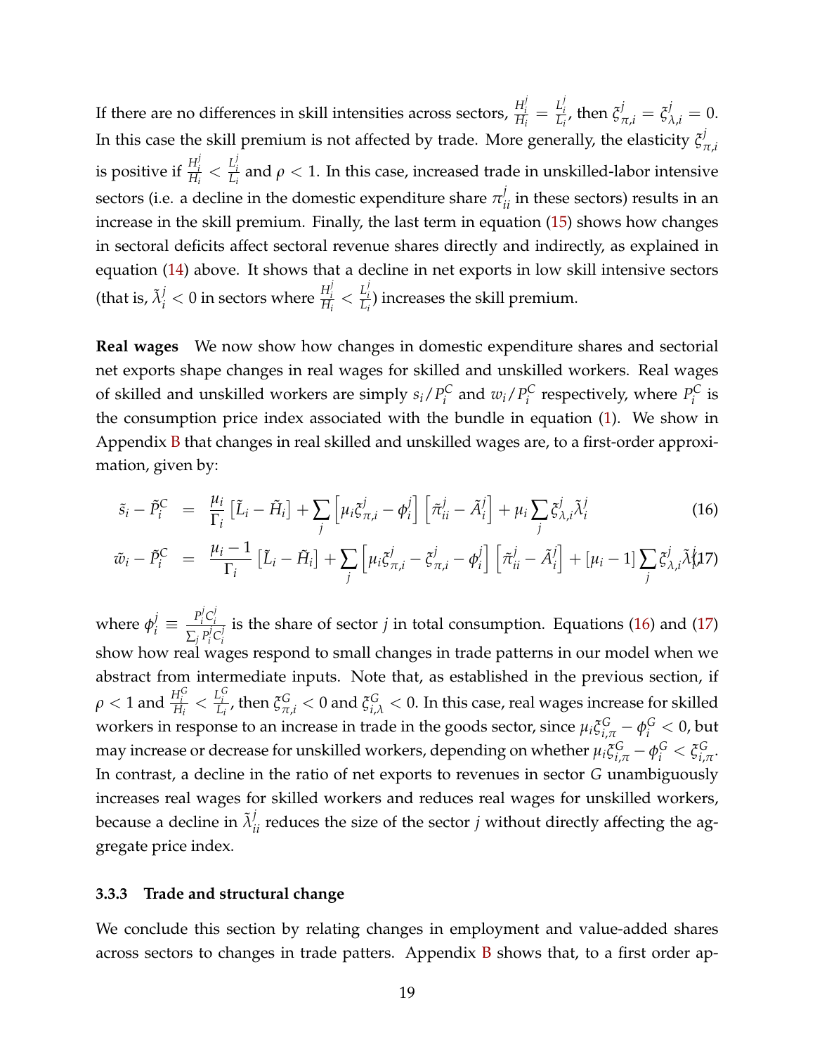If there are no differences in skill intensities across sectors, $\frac{H_i^j}{H_i} = \frac{L_i^j}{L_i}$, then $\xi^j_{\pi,i} = \xi^j_{\lambda,i} = 0$. In this case the skill premium is not affected by trade. More generally, the elasticity $\xi^j_{\pi,i}$ is positive if $\frac{H_i^j}{H_i} < \frac{L_i^j}{L_i}$ and $\rho < 1$. In this case, increased trade in unskilled-labor intensive sectors (i.e. a decline in the domestic expenditure share $\pi^j_{ii}$ in these sectors) results in an increase in the skill premium. Finally, the last term in equation (15) shows how changes in sectoral deficits affect sectoral revenue shares directly and indirectly, as explained in equation (14) above. It shows that a decline in net exports in low skill intensive sectors (that is, $\tilde{\lambda}^j_i < 0$ in sectors where $\frac{H_i^j}{H_i} < \frac{L_i^j}{L_i}$) increases the skill premium.

**Real wages** We now show how changes in domestic expenditure shares and sectorial net exports shape changes in real wages for skilled and unskilled workers. Real wages of skilled and unskilled workers are simply $s_i/P_i^C$ and $w_i/P_i^C$ respectively, where $P_i^C$ is the consumption price index associated with the bundle in equation (1). We show in Appendix B that changes in real skilled and unskilled wages are, to a first-order approximation, given by:

$$\tilde{s}_i - \tilde{P}_i^C = \frac{\mu_i}{\Gamma_i}\left[\tilde{L}_i - \tilde{H}_i\right] + \sum_j \left[\mu_i \xi^j_{\pi,i} - \phi^j_i\right]\left[\tilde{\pi}^j_{ii} - \tilde{A}^j_i\right] + \mu_i \sum_j \xi^j_{\lambda,i}\tilde{\lambda}^j_i \tag{16}$$

$$\tilde{w}_i - \tilde{P}_i^C = \frac{\mu_i - 1}{\Gamma_i}\left[\tilde{L}_i - \tilde{H}_i\right] + \sum_j \left[\mu_i \xi^j_{\pi,i} - \xi^j_{\pi,i} - \phi^j_i\right]\left[\tilde{\pi}^j_{ii} - \tilde{A}^j_i\right] + \left[\mu_i - 1\right]\sum_j \xi^j_{\lambda,i}\tilde{\lambda}^j_i \tag{17}$$

where $\phi^j_i \equiv \frac{P_i^j C_i^j}{\sum_j P_i^j C_i^j}$ is the share of sector $j$ in total consumption. Equations (16) and (17) show how real wages respond to small changes in trade patterns in our model when we abstract from intermediate inputs. Note that, as established in the previous section, if $\rho < 1$ and $\frac{H_i^G}{H_i} < \frac{L_i^G}{L_i}$, then $\xi^G_{\pi,i} < 0$ and $\xi^G_{i,\lambda} < 0$. In this case, real wages increase for skilled workers in response to an increase in trade in the goods sector, since $\mu_i \xi^G_{i,\pi} - \phi^G_i < 0$, but may increase or decrease for unskilled workers, depending on whether $\mu_i \xi^G_{i,\pi} - \phi^G_i < \xi^G_{i,\pi}$. In contrast, a decline in the ratio of net exports to revenues in sector $G$ unambiguously increases real wages for skilled workers and reduces real wages for unskilled workers, because a decline in $\tilde{\lambda}^j_{ii}$ reduces the size of the sector $j$ without directly affecting the aggregate price index.

### 3.3.3 Trade and structural change

We conclude this section by relating changes in employment and value-added shares across sectors to changes in trade patters. Appendix B shows that, to a first order ap-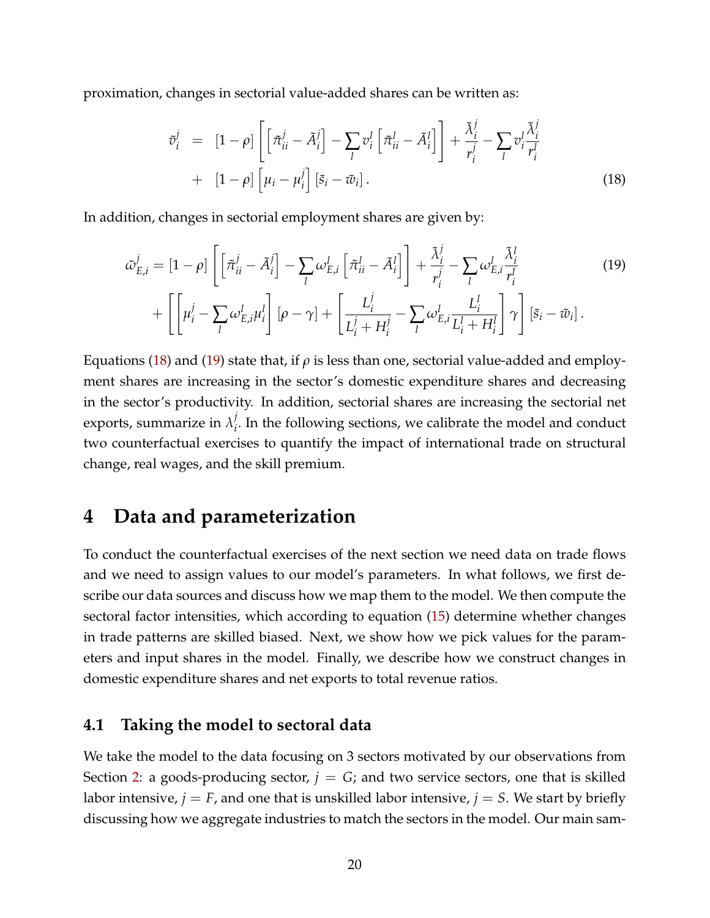proximation, changes in sectorial value-added shares can be written as:

$$
\begin{aligned}
\tilde{v}_i^j &= [1-\rho]\left[\left[\tilde{\pi}_{ii}^j - \tilde{A}_i^j\right] - \sum_l v_i^l\left[\tilde{\pi}_{ii}^l - \tilde{A}_i^l\right]\right] + \frac{\tilde{\lambda}_i^j}{r_i^j} - \sum_l v_i^l \frac{\tilde{\lambda}_i^j}{r_i^l} \\
&+ [1-\rho]\left[\mu_i - \mu_i^j\right][\tilde{s}_i - \tilde{w}_i]. \qquad (18)
\end{aligned}
$$

In addition, changes in sectorial employment shares are given by:

$$
\begin{aligned}
\tilde{\omega}_{E,i}^j = [1-\rho]\left[\left[\tilde{\pi}_{ii}^j - \tilde{A}_i^j\right] - \sum_l \omega_{E,i}^l\left[\tilde{\pi}_{ii}^l - \tilde{A}_i^l\right]\right] + \frac{\tilde{\lambda}_i^j}{r_i^j} - \sum_l \omega_{E,i}^l \frac{\tilde{\lambda}_i^l}{r_i^l} \qquad (19) \\
+ \left[\left[\mu_i^j - \sum_l \omega_{E,i}^l \mu_i^l\right][\rho - \gamma] + \left[\frac{L_i^j}{L_i^j + H_i^j} - \sum_l \omega_{E,i}^l \frac{L_i^l}{L_i^l + H_i^l}\right]\gamma\right][\tilde{s}_i - \tilde{w}_i].
\end{aligned}
$$

Equations (18) and (19) state that, if $\rho$ is less than one, sectorial value-added and employment shares are increasing in the sector's domestic expenditure shares and decreasing in the sector's productivity. In addition, sectorial shares are increasing the sectorial net exports, summarize in $\lambda_i^j$. In the following sections, we calibrate the model and conduct two counterfactual exercises to quantify the impact of international trade on structural change, real wages, and the skill premium.

# 4 Data and parameterization

To conduct the counterfactual exercises of the next section we need data on trade flows and we need to assign values to our model's parameters. In what follows, we first describe our data sources and discuss how we map them to the model. We then compute the sectoral factor intensities, which according to equation (15) determine whether changes in trade patterns are skilled biased. Next, we show how we pick values for the parameters and input shares in the model. Finally, we describe how we construct changes in domestic expenditure shares and net exports to total revenue ratios.

## 4.1 Taking the model to sectoral data

We take the model to the data focusing on 3 sectors motivated by our observations from Section 2: a goods-producing sector, $j = G$; and two service sectors, one that is skilled labor intensive, $j = F$, and one that is unskilled labor intensive, $j = S$. We start by briefly discussing how we aggregate industries to match the sectors in the model. Our main sam-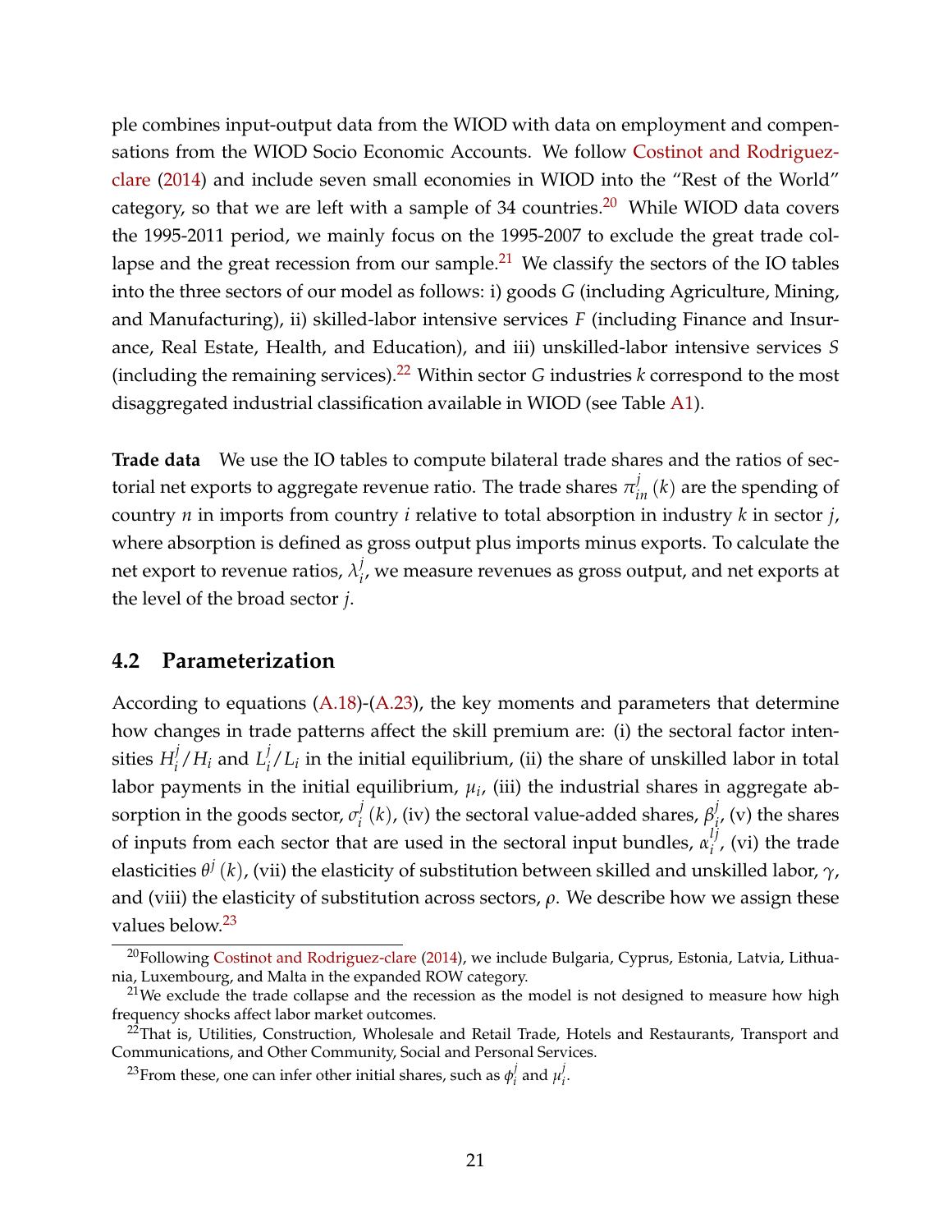ple combines input-output data from the WIOD with data on employment and compensations from the WIOD Socio Economic Accounts. We follow Costinot and Rodriguez-clare (2014) and include seven small economies in WIOD into the "Rest of the World" category, so that we are left with a sample of 34 countries.[20] While WIOD data covers the 1995-2011 period, we mainly focus on the 1995-2007 to exclude the great trade collapse and the great recession from our sample.[21] We classify the sectors of the IO tables into the three sectors of our model as follows: i) goods $G$ (including Agriculture, Mining, and Manufacturing), ii) skilled-labor intensive services $F$ (including Finance and Insurance, Real Estate, Health, and Education), and iii) unskilled-labor intensive services $S$ (including the remaining services).[22] Within sector $G$ industries $k$ correspond to the most disaggregated industrial classification available in WIOD (see Table A1).

**Trade data** We use the IO tables to compute bilateral trade shares and the ratios of sectorial net exports to aggregate revenue ratio. The trade shares $\pi_{in}^{j}(k)$ are the spending of country $n$ in imports from country $i$ relative to total absorption in industry $k$ in sector $j$, where absorption is defined as gross output plus imports minus exports. To calculate the net export to revenue ratios, $\lambda_i^j$, we measure revenues as gross output, and net exports at the level of the broad sector $j$.

## 4.2 Parameterization

According to equations (A.18)-(A.23), the key moments and parameters that determine how changes in trade patterns affect the skill premium are: (i) the sectoral factor intensities $H_i^j/H_i$ and $L_i^j/L_i$ in the initial equilibrium, (ii) the share of unskilled labor in total labor payments in the initial equilibrium, $\mu_i$, (iii) the industrial shares in aggregate absorption in the goods sector, $\sigma_i^j(k)$, (iv) the sectoral value-added shares, $\beta_i^j$, (v) the shares of inputs from each sector that are used in the sectoral input bundles, $\alpha_i^{lj}$, (vi) the trade elasticities $\theta^j(k)$, (vii) the elasticity of substitution between skilled and unskilled labor, $\gamma$, and (viii) the elasticity of substitution across sectors, $\rho$. We describe how we assign these values below.[23]

[20] Following Costinot and Rodriguez-clare (2014), we include Bulgaria, Cyprus, Estonia, Latvia, Lithuania, Luxembourg, and Malta in the expanded ROW category.

[21] We exclude the trade collapse and the recession as the model is not designed to measure how high frequency shocks affect labor market outcomes.

[22] That is, Utilities, Construction, Wholesale and Retail Trade, Hotels and Restaurants, Transport and Communications, and Other Community, Social and Personal Services.

[23] From these, one can infer other initial shares, such as $\phi_i^j$ and $\mu_i^j$.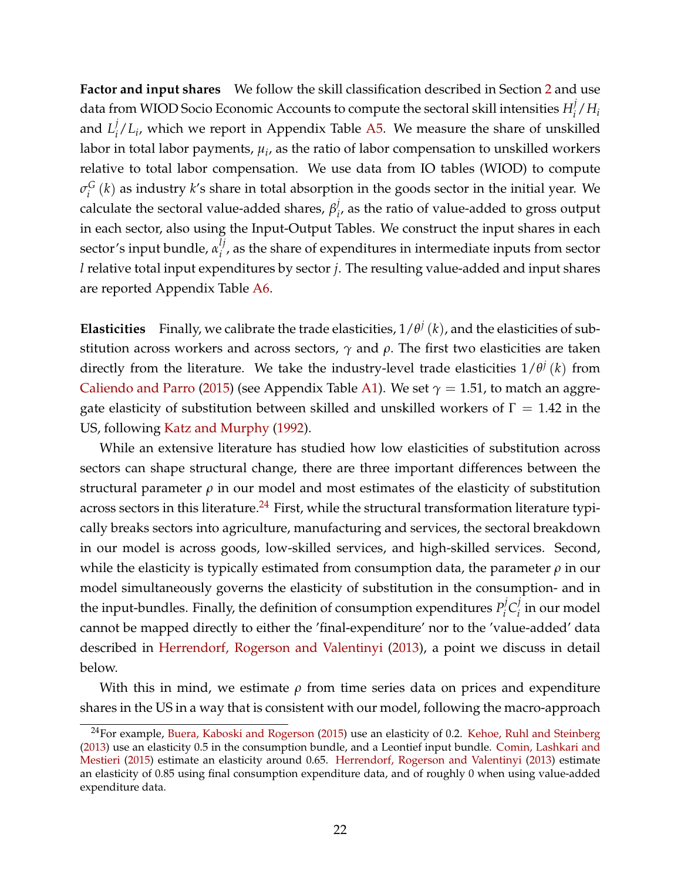**Factor and input shares** We follow the skill classification described in Section 2 and use data from WIOD Socio Economic Accounts to compute the sectoral skill intensities $H_i^j/H_i$ and $L_i^j/L_i$, which we report in Appendix Table A5. We measure the share of unskilled labor in total labor payments, $\mu_i$, as the ratio of labor compensation to unskilled workers relative to total labor compensation. We use data from IO tables (WIOD) to compute $\sigma_i^G(k)$ as industry $k$'s share in total absorption in the goods sector in the initial year. We calculate the sectoral value-added shares, $\beta_i^j$, as the ratio of value-added to gross output in each sector, also using the Input-Output Tables. We construct the input shares in each sector's input bundle, $\alpha_i^{lj}$, as the share of expenditures in intermediate inputs from sector $l$ relative total input expenditures by sector $j$. The resulting value-added and input shares are reported Appendix Table A6.

**Elasticities** Finally, we calibrate the trade elasticities, $1/\theta^j(k)$, and the elasticities of substitution across workers and across sectors, $\gamma$ and $\rho$. The first two elasticities are taken directly from the literature. We take the industry-level trade elasticities $1/\theta^j(k)$ from Caliendo and Parro (2015) (see Appendix Table A1). We set $\gamma = 1.51$, to match an aggregate elasticity of substitution between skilled and unskilled workers of $\Gamma = 1.42$ in the US, following Katz and Murphy (1992).

While an extensive literature has studied how low elasticities of substitution across sectors can shape structural change, there are three important differences between the structural parameter $\rho$ in our model and most estimates of the elasticity of substitution across sectors in this literature.[24] First, while the structural transformation literature typically breaks sectors into agriculture, manufacturing and services, the sectoral breakdown in our model is across goods, low-skilled services, and high-skilled services. Second, while the elasticity is typically estimated from consumption data, the parameter $\rho$ in our model simultaneously governs the elasticity of substitution in the consumption- and in the input-bundles. Finally, the definition of consumption expenditures $P_i^j C_i^j$ in our model cannot be mapped directly to either the 'final-expenditure' nor to the 'value-added' data described in Herrendorf, Rogerson and Valentinyi (2013), a point we discuss in detail below.

With this in mind, we estimate $\rho$ from time series data on prices and expenditure shares in the US in a way that is consistent with our model, following the macro-approach

[24] For example, Buera, Kaboski and Rogerson (2015) use an elasticity of 0.2. Kehoe, Ruhl and Steinberg (2013) use an elasticity 0.5 in the consumption bundle, and a Leontief input bundle. Comin, Lashkari and Mestieri (2015) estimate an elasticity around 0.65. Herrendorf, Rogerson and Valentinyi (2013) estimate an elasticity of 0.85 using final consumption expenditure data, and of roughly 0 when using value-added expenditure data.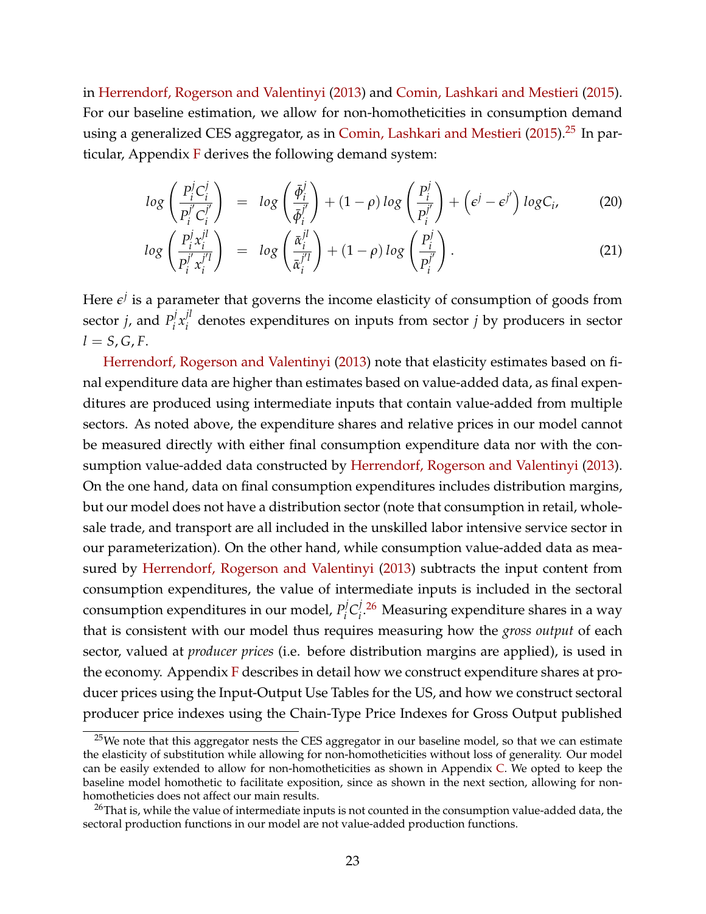in Herrendorf, Rogerson and Valentinyi (2013) and Comin, Lashkari and Mestieri (2015). For our baseline estimation, we allow for non-homotheticities in consumption demand using a generalized CES aggregator, as in Comin, Lashkari and Mestieri (2015).[25] In particular, Appendix F derives the following demand system:

$$log\left(\frac{P_i^j C_i^j}{P_i^{j'} C_i^{j'}}\right) = log\left(\frac{\bar{\phi}_i^j}{\bar{\phi}_i^{j'}}\right) + (1-\rho)\, log\left(\frac{P_i^j}{P_i^{j'}}\right) + \left(\epsilon^j - \epsilon^{j'}\right) logC_i, \tag{20}$$

$$log\left(\frac{P_i^j x_i^{jl}}{P_i^{j'} x_i^{j'l}}\right) = log\left(\frac{\bar{\alpha}_i^{jl}}{\bar{\alpha}_i^{j'l}}\right) + (1-\rho)\, log\left(\frac{P_i^j}{P_i^{j'}}\right). \tag{21}$$

Here $\epsilon^j$ is a parameter that governs the income elasticity of consumption of goods from sector $j$, and $P_i^j x_i^{jl}$ denotes expenditures on inputs from sector $j$ by producers in sector $l = S, G, F$.

Herrendorf, Rogerson and Valentinyi (2013) note that elasticity estimates based on final expenditure data are higher than estimates based on value-added data, as final expenditures are produced using intermediate inputs that contain value-added from multiple sectors. As noted above, the expenditure shares and relative prices in our model cannot be measured directly with either final consumption expenditure data nor with the consumption value-added data constructed by Herrendorf, Rogerson and Valentinyi (2013). On the one hand, data on final consumption expenditures includes distribution margins, but our model does not have a distribution sector (note that consumption in retail, wholesale trade, and transport are all included in the unskilled labor intensive service sector in our parameterization). On the other hand, while consumption value-added data as measured by Herrendorf, Rogerson and Valentinyi (2013) subtracts the input content from consumption expenditures, the value of intermediate inputs is included in the sectoral consumption expenditures in our model, $P_i^j C_i^j$.[26] Measuring expenditure shares in a way that is consistent with our model thus requires measuring how the *gross output* of each sector, valued at *producer prices* (i.e. before distribution margins are applied), is used in the economy. Appendix F describes in detail how we construct expenditure shares at producer prices using the Input-Output Use Tables for the US, and how we construct sectoral producer price indexes using the Chain-Type Price Indexes for Gross Output published

[25] We note that this aggregator nests the CES aggregator in our baseline model, so that we can estimate the elasticity of substitution while allowing for non-homotheticities without loss of generality. Our model can be easily extended to allow for non-homotheticities as shown in Appendix C. We opted to keep the baseline model homothetic to facilitate exposition, since as shown in the next section, allowing for non-homotheticities does not affect our main results.

[26] That is, while the value of intermediate inputs is not counted in the consumption value-added data, the sectoral production functions in our model are not value-added production functions.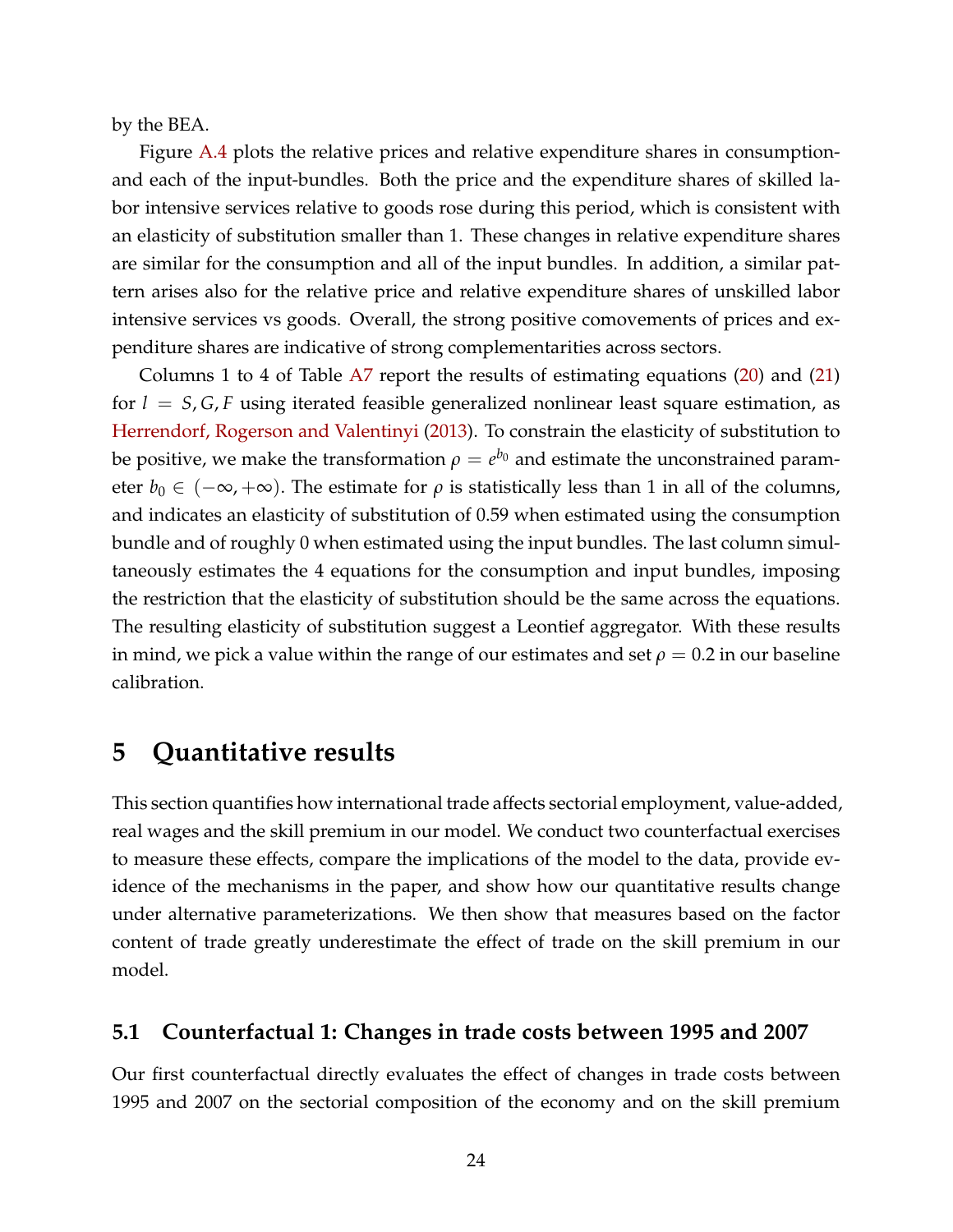by the BEA.

Figure A.4 plots the relative prices and relative expenditure shares in consumption and each of the input-bundles. Both the price and the expenditure shares of skilled labor intensive services relative to goods rose during this period, which is consistent with an elasticity of substitution smaller than 1. These changes in relative expenditure shares are similar for the consumption and all of the input bundles. In addition, a similar pattern arises also for the relative price and relative expenditure shares of unskilled labor intensive services vs goods. Overall, the strong positive comovements of prices and expenditure shares are indicative of strong complementarities across sectors.

Columns 1 to 4 of Table A7 report the results of estimating equations (20) and (21) for $l = S, G, F$ using iterated feasible generalized nonlinear least square estimation, as Herrendorf, Rogerson and Valentinyi (2013). To constrain the elasticity of substitution to be positive, we make the transformation $\rho = e^{b_0}$ and estimate the unconstrained parameter $b_0 \in (-\infty, +\infty)$. The estimate for $\rho$ is statistically less than 1 in all of the columns, and indicates an elasticity of substitution of 0.59 when estimated using the consumption bundle and of roughly 0 when estimated using the input bundles. The last column simultaneously estimates the 4 equations for the consumption and input bundles, imposing the restriction that the elasticity of substitution should be the same across the equations. The resulting elasticity of substitution suggest a Leontief aggregator. With these results in mind, we pick a value within the range of our estimates and set $\rho = 0.2$ in our baseline calibration.

# 5 Quantitative results

This section quantifies how international trade affects sectorial employment, value-added, real wages and the skill premium in our model. We conduct two counterfactual exercises to measure these effects, compare the implications of the model to the data, provide evidence of the mechanisms in the paper, and show how our quantitative results change under alternative parameterizations. We then show that measures based on the factor content of trade greatly underestimate the effect of trade on the skill premium in our model.

## 5.1 Counterfactual 1: Changes in trade costs between 1995 and 2007

Our first counterfactual directly evaluates the effect of changes in trade costs between 1995 and 2007 on the sectorial composition of the economy and on the skill premium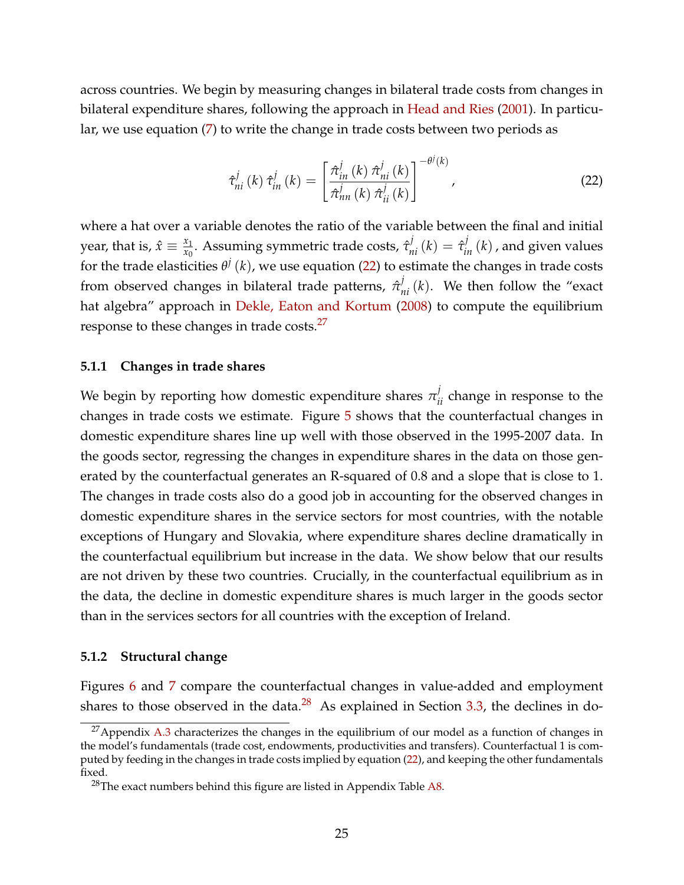across countries. We begin by measuring changes in bilateral trade costs from changes in bilateral expenditure shares, following the approach in Head and Ries (2001). In particular, we use equation (7) to write the change in trade costs between two periods as

$$\hat{\tau}^j_{ni}(k)\,\hat{\tau}^j_{in}(k) = \left[\frac{\hat{\pi}^j_{in}(k)\,\hat{\pi}^j_{ni}(k)}{\hat{\pi}^j_{nn}(k)\,\hat{\pi}^j_{ii}(k)}\right]^{-\theta^j(k)}, \tag{22}$$

where a hat over a variable denotes the ratio of the variable between the final and initial year, that is, $\hat{x} \equiv \frac{x_1}{x_0}$. Assuming symmetric trade costs, $\hat{\tau}^j_{ni}(k) = \hat{\tau}^j_{in}(k)$, and given values for the trade elasticities $\theta^j(k)$, we use equation (22) to estimate the changes in trade costs from observed changes in bilateral trade patterns, $\hat{\pi}^j_{ni}(k)$. We then follow the "exact hat algebra" approach in Dekle, Eaton and Kortum (2008) to compute the equilibrium response to these changes in trade costs.[27]

### 5.1.1 Changes in trade shares

We begin by reporting how domestic expenditure shares $\pi^j_{ii}$ change in response to the changes in trade costs we estimate. Figure 5 shows that the counterfactual changes in domestic expenditure shares line up well with those observed in the 1995-2007 data. In the goods sector, regressing the changes in expenditure shares in the data on those generated by the counterfactual generates an R-squared of 0.8 and a slope that is close to 1. The changes in trade costs also do a good job in accounting for the observed changes in domestic expenditure shares in the service sectors for most countries, with the notable exceptions of Hungary and Slovakia, where expenditure shares decline dramatically in the counterfactual equilibrium but increase in the data. We show below that our results are not driven by these two countries. Crucially, in the counterfactual equilibrium as in the data, the decline in domestic expenditure shares is much larger in the goods sector than in the services sectors for all countries with the exception of Ireland.

### 5.1.2 Structural change

Figures 6 and 7 compare the counterfactual changes in value-added and employment shares to those observed in the data.[28] As explained in Section 3.3, the declines in do-

[27] Appendix A.3 characterizes the changes in the equilibrium of our model as a function of changes in the model's fundamentals (trade cost, endowments, productivities and transfers). Counterfactual 1 is computed by feeding in the changes in trade costs implied by equation (22), and keeping the other fundamentals fixed.

[28] The exact numbers behind this figure are listed in Appendix Table A8.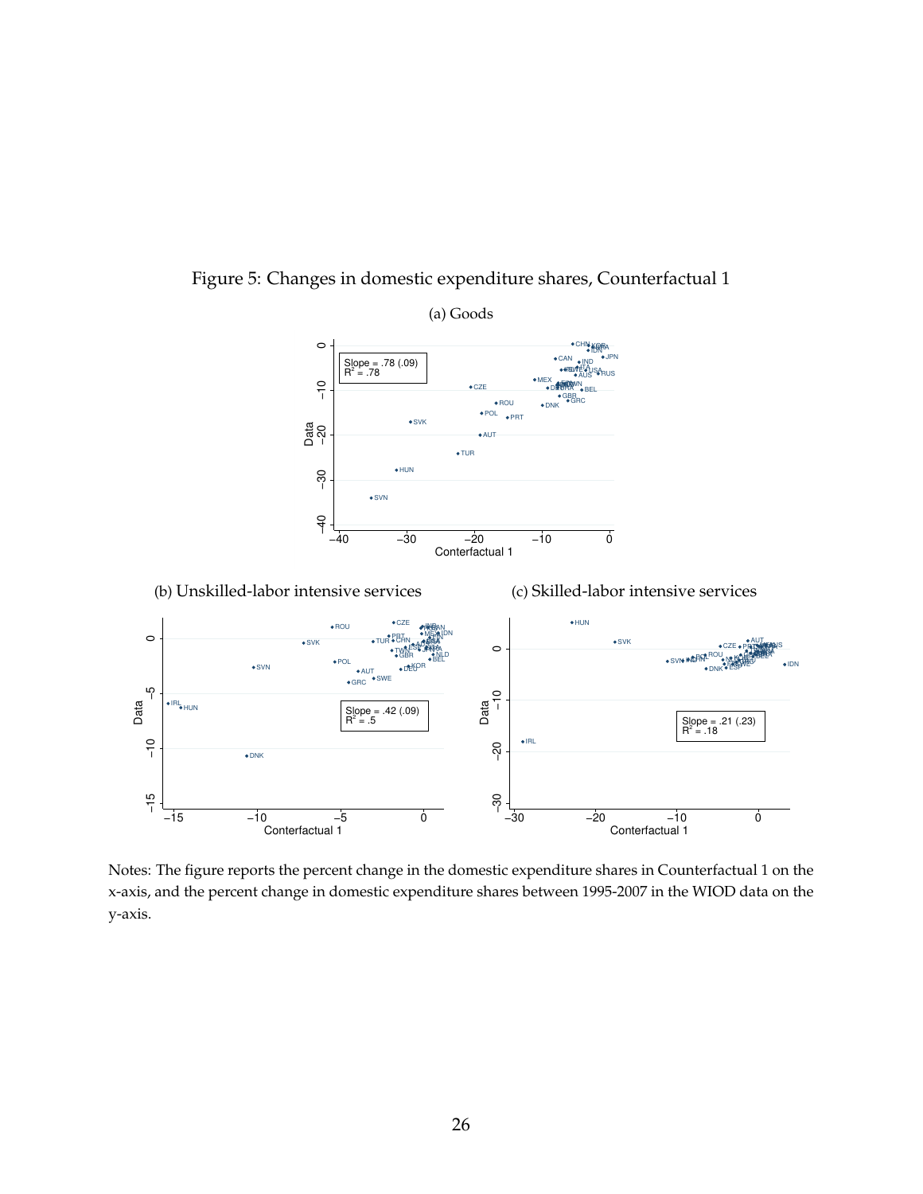Figure 5: Changes in domestic expenditure shares, Counterfactual 1

(a) Goods

(b) Unskilled-labor intensive services

(c) Skilled-labor intensive services

Notes: The figure reports the percent change in the domestic expenditure shares in Counterfactual 1 on the x-axis, and the percent change in domestic expenditure shares between 1995-2007 in the WIOD data on the y-axis.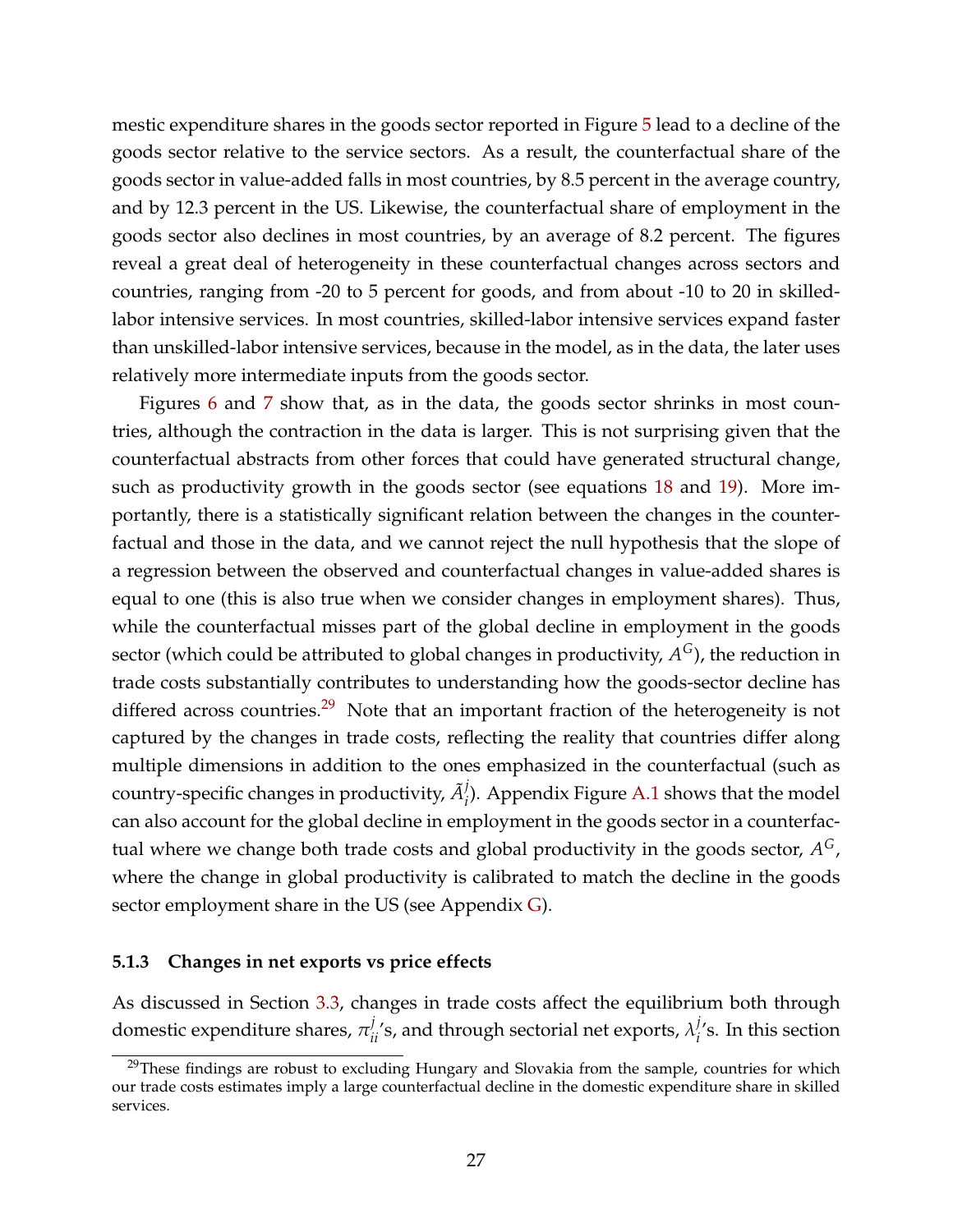mestic expenditure shares in the goods sector reported in Figure 5 lead to a decline of the goods sector relative to the service sectors. As a result, the counterfactual share of the goods sector in value-added falls in most countries, by 8.5 percent in the average country, and by 12.3 percent in the US. Likewise, the counterfactual share of employment in the goods sector also declines in most countries, by an average of 8.2 percent. The figures reveal a great deal of heterogeneity in these counterfactual changes across sectors and countries, ranging from -20 to 5 percent for goods, and from about -10 to 20 in skilled-labor intensive services. In most countries, skilled-labor intensive services expand faster than unskilled-labor intensive services, because in the model, as in the data, the later uses relatively more intermediate inputs from the goods sector.

Figures 6 and 7 show that, as in the data, the goods sector shrinks in most countries, although the contraction in the data is larger. This is not surprising given that the counterfactual abstracts from other forces that could have generated structural change, such as productivity growth in the goods sector (see equations 18 and 19). More importantly, there is a statistically significant relation between the changes in the counterfactual and those in the data, and we cannot reject the null hypothesis that the slope of a regression between the observed and counterfactual changes in value-added shares is equal to one (this is also true when we consider changes in employment shares). Thus, while the counterfactual misses part of the global decline in employment in the goods sector (which could be attributed to global changes in productivity, $A^G$), the reduction in trade costs substantially contributes to understanding how the goods-sector decline has differed across countries.[29] Note that an important fraction of the heterogeneity is not captured by the changes in trade costs, reflecting the reality that countries differ along multiple dimensions in addition to the ones emphasized in the counterfactual (such as country-specific changes in productivity, $\tilde{A}_i^j$). Appendix Figure A.1 shows that the model can also account for the global decline in employment in the goods sector in a counterfactual where we change both trade costs and global productivity in the goods sector, $A^G$, where the change in global productivity is calibrated to match the decline in the goods sector employment share in the US (see Appendix G).

#### 5.1.3 Changes in net exports vs price effects

As discussed in Section 3.3, changes in trade costs affect the equilibrium both through domestic expenditure shares, $\pi_{ii}^j$'s, and through sectorial net exports, $\lambda_i^j$'s. In this section

[29] These findings are robust to excluding Hungary and Slovakia from the sample, countries for which our trade costs estimates imply a large counterfactual decline in the domestic expenditure share in skilled services.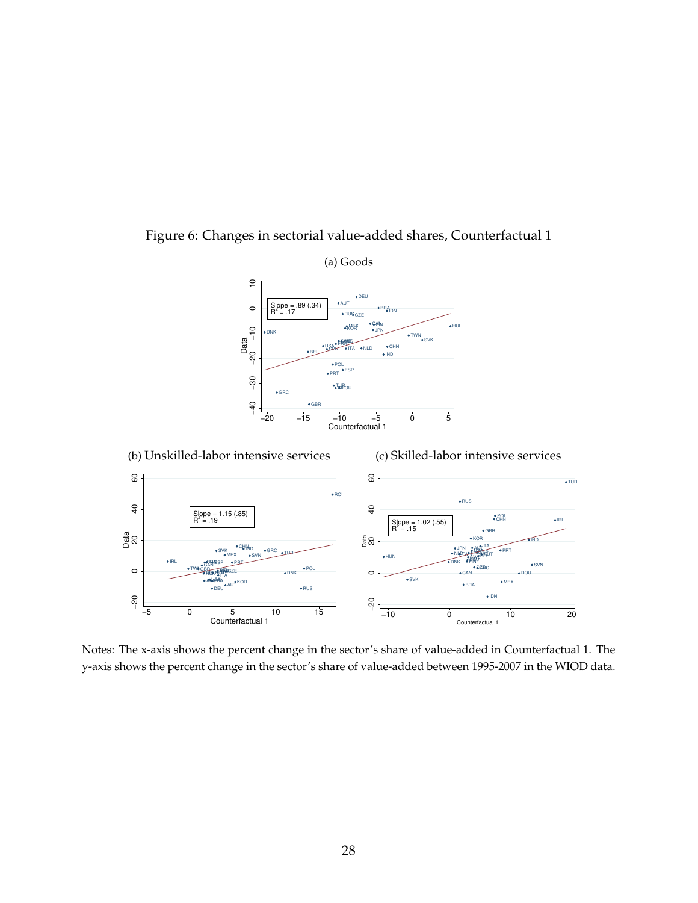Figure 6: Changes in sectorial value-added shares, Counterfactual 1

(a) Goods

(b) Unskilled-labor intensive services

(c) Skilled-labor intensive services

Notes: The x-axis shows the percent change in the sector's share of value-added in Counterfactual 1. The y-axis shows the percent change in the sector's share of value-added between 1995-2007 in the WIOD data.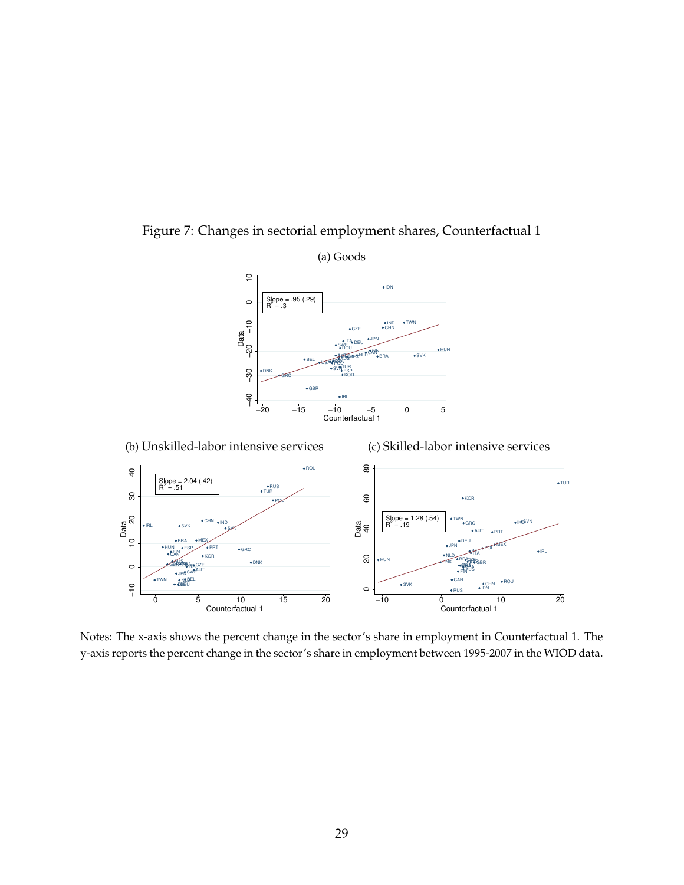Figure 7: Changes in sectorial employment shares, Counterfactual 1

(a) Goods

(b) Unskilled-labor intensive services

(c) Skilled-labor intensive services

Notes: The x-axis shows the percent change in the sector's share in employment in Counterfactual 1. The y-axis reports the percent change in the sector's share in employment between 1995-2007 in the WIOD data.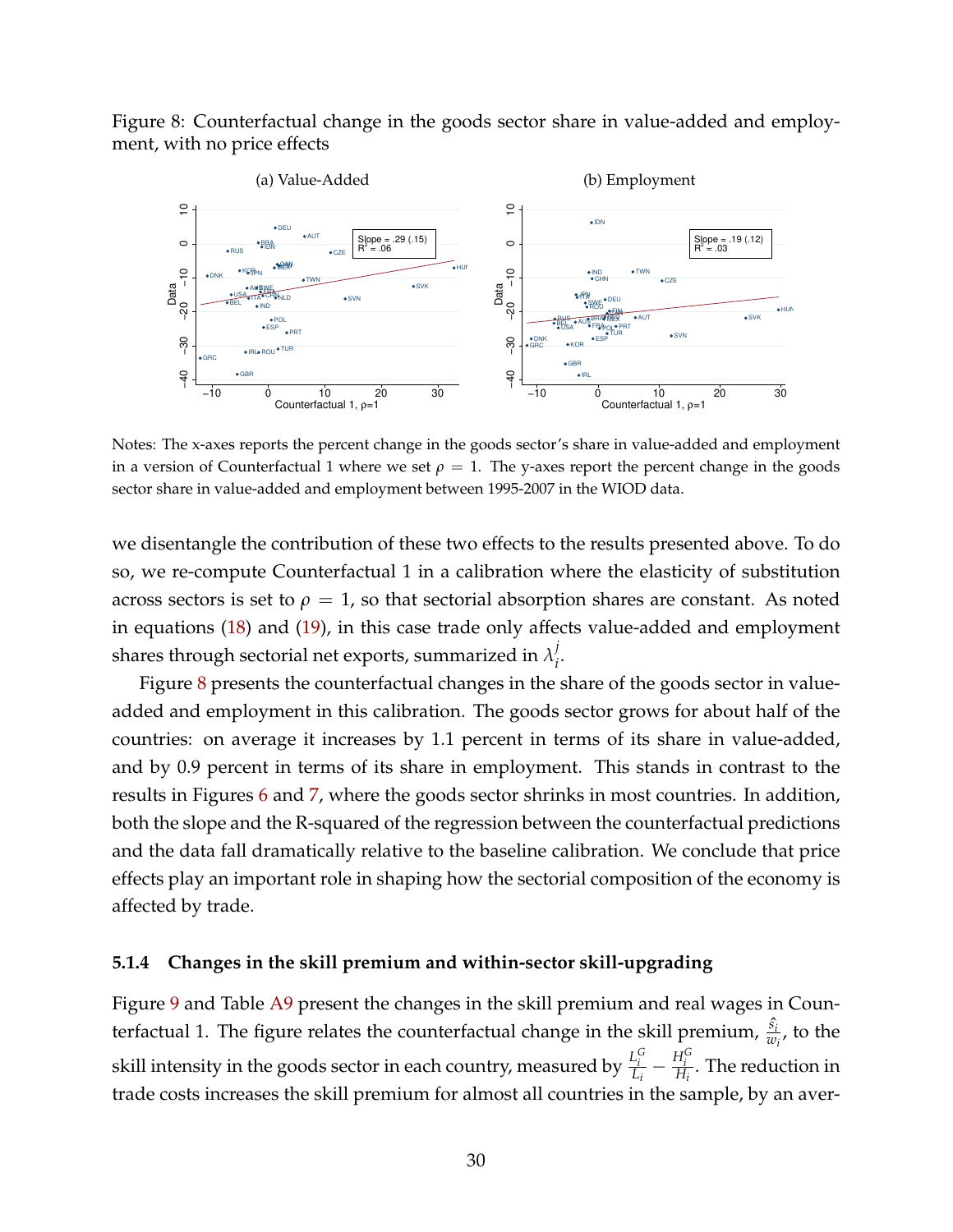Figure 8: Counterfactual change in the goods sector share in value-added and employment, with no price effects

Notes: The x-axes reports the percent change in the goods sector's share in value-added and employment in a version of Counterfactual 1 where we set $\rho = 1$. The y-axes report the percent change in the goods sector share in value-added and employment between 1995-2007 in the WIOD data.

we disentangle the contribution of these two effects to the results presented above. To do so, we re-compute Counterfactual 1 in a calibration where the elasticity of substitution across sectors is set to $\rho = 1$, so that sectorial absorption shares are constant. As noted in equations (18) and (19), in this case trade only affects value-added and employment shares through sectorial net exports, summarized in $\lambda_i^j$.

Figure 8 presents the counterfactual changes in the share of the goods sector in value-added and employment in this calibration. The goods sector grows for about half of the countries: on average it increases by 1.1 percent in terms of its share in value-added, and by 0.9 percent in terms of its share in employment. This stands in contrast to the results in Figures 6 and 7, where the goods sector shrinks in most countries. In addition, both the slope and the R-squared of the regression between the counterfactual predictions and the data fall dramatically relative to the baseline calibration. We conclude that price effects play an important role in shaping how the sectorial composition of the economy is affected by trade.

#### 5.1.4 Changes in the skill premium and within-sector skill-upgrading

Figure 9 and Table A9 present the changes in the skill premium and real wages in Counterfactual 1. The figure relates the counterfactual change in the skill premium, $\frac{\hat{s}_i}{w_i}$, to the skill intensity in the goods sector in each country, measured by $\frac{L_i^G}{L_i} - \frac{H_i^G}{H_i}$. The reduction in trade costs increases the skill premium for almost all countries in the sample, by an aver-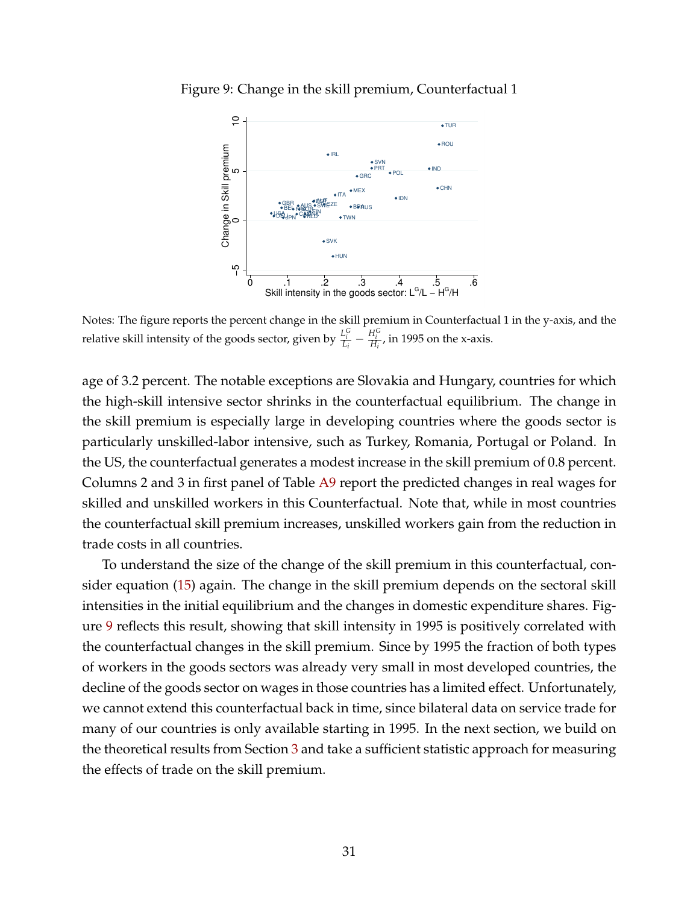Figure 9: Change in the skill premium, Counterfactual 1

Notes: The figure reports the percent change in the skill premium in Counterfactual 1 in the y-axis, and the relative skill intensity of the goods sector, given by $\frac{L_i^G}{L_i} - \frac{H_i^G}{H_i}$, in 1995 on the x-axis.

age of 3.2 percent. The notable exceptions are Slovakia and Hungary, countries for which the high-skill intensive sector shrinks in the counterfactual equilibrium. The change in the skill premium is especially large in developing countries where the goods sector is particularly unskilled-labor intensive, such as Turkey, Romania, Portugal or Poland. In the US, the counterfactual generates a modest increase in the skill premium of 0.8 percent. Columns 2 and 3 in first panel of Table A9 report the predicted changes in real wages for skilled and unskilled workers in this Counterfactual. Note that, while in most countries the counterfactual skill premium increases, unskilled workers gain from the reduction in trade costs in all countries.

To understand the size of the change of the skill premium in this counterfactual, consider equation (15) again. The change in the skill premium depends on the sectoral skill intensities in the initial equilibrium and the changes in domestic expenditure shares. Figure 9 reflects this result, showing that skill intensity in 1995 is positively correlated with the counterfactual changes in the skill premium. Since by 1995 the fraction of both types of workers in the goods sectors was already very small in most developed countries, the decline of the goods sector on wages in those countries has a limited effect. Unfortunately, we cannot extend this counterfactual back in time, since bilateral data on service trade for many of our countries is only available starting in 1995. In the next section, we build on the theoretical results from Section 3 and take a sufficient statistic approach for measuring the effects of trade on the skill premium.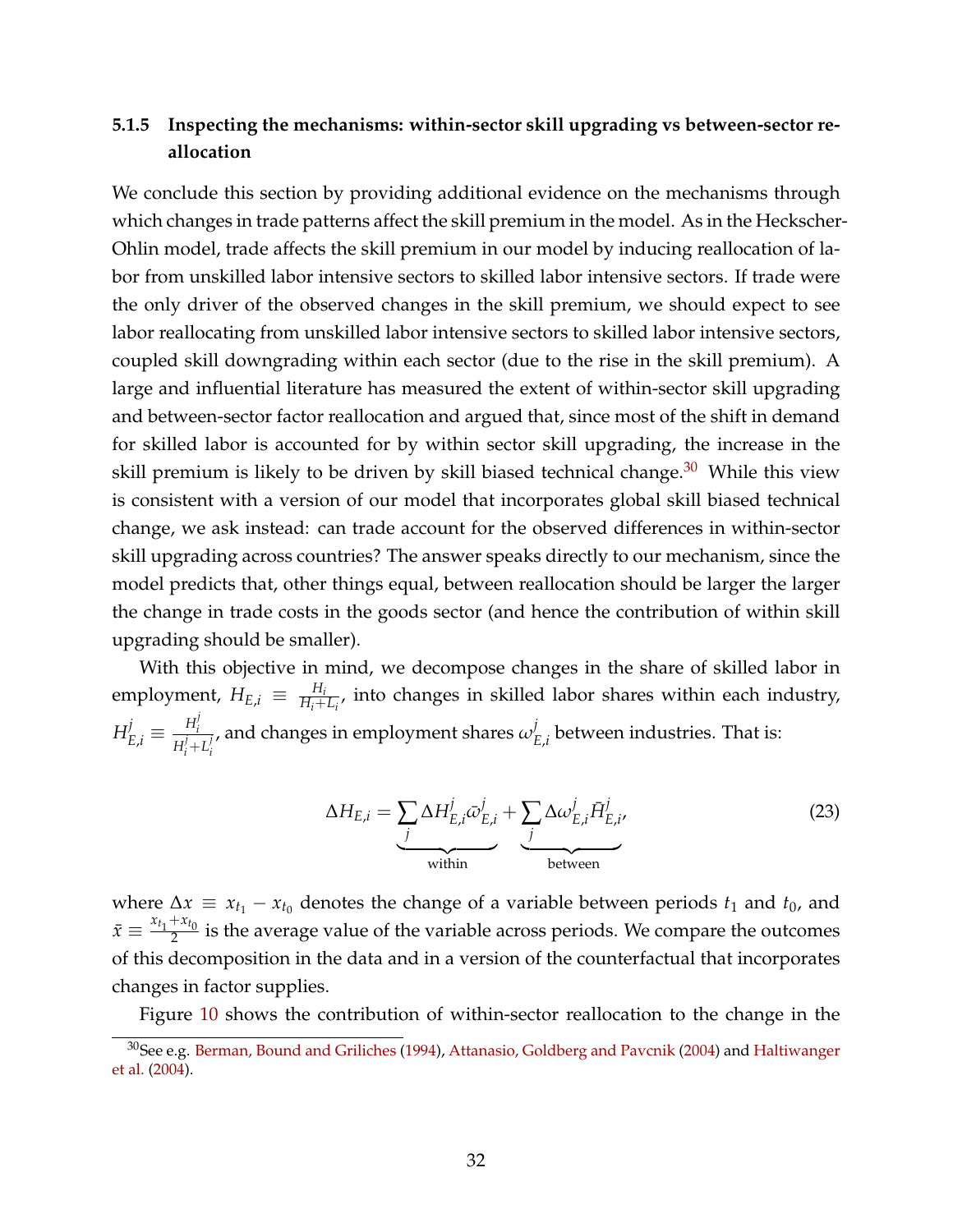#### 5.1.5 Inspecting the mechanisms: within-sector skill upgrading vs between-sector reallocation

We conclude this section by providing additional evidence on the mechanisms through which changes in trade patterns affect the skill premium in the model. As in the Heckscher-Ohlin model, trade affects the skill premium in our model by inducing reallocation of labor from unskilled labor intensive sectors to skilled labor intensive sectors. If trade were the only driver of the observed changes in the skill premium, we should expect to see labor reallocating from unskilled labor intensive sectors to skilled labor intensive sectors, coupled skill downgrading within each sector (due to the rise in the skill premium). A large and influential literature has measured the extent of within-sector skill upgrading and between-sector factor reallocation and argued that, since most of the shift in demand for skilled labor is accounted for by within sector skill upgrading, the increase in the skill premium is likely to be driven by skill biased technical change.[30] While this view is consistent with a version of our model that incorporates global skill biased technical change, we ask instead: can trade account for the observed differences in within-sector skill upgrading across countries? The answer speaks directly to our mechanism, since the model predicts that, other things equal, between reallocation should be larger the larger the change in trade costs in the goods sector (and hence the contribution of within skill upgrading should be smaller).

With this objective in mind, we decompose changes in the share of skilled labor in employment, $H_{E,i} \equiv \frac{H_i}{H_i+L_i}$, into changes in skilled labor shares within each industry, $H^j_{E,i} \equiv \frac{H^j_i}{H^j_i+L^j_i}$, and changes in employment shares $\omega^j_{E,i}$ between industries. That is:

$$\Delta H_{E,i} = \underbrace{\sum_j \Delta H^j_{E,i} \bar{\omega}^j_{E,i}}_{\text{within}} + \underbrace{\sum_j \Delta \omega^j_{E,i} \bar{H}^j_{E,i}}_{\text{between}}, \tag{23}$$

where $\Delta x \equiv x_{t_1} - x_{t_0}$ denotes the change of a variable between periods $t_1$ and $t_0$, and $\bar{x} \equiv \frac{x_{t_1}+x_{t_0}}{2}$ is the average value of the variable across periods. We compare the outcomes of this decomposition in the data and in a version of the counterfactual that incorporates changes in factor supplies.

Figure 10 shows the contribution of within-sector reallocation to the change in the

[30] See e.g. Berman, Bound and Griliches (1994), Attanasio, Goldberg and Pavcnik (2004) and Haltiwanger et al. (2004).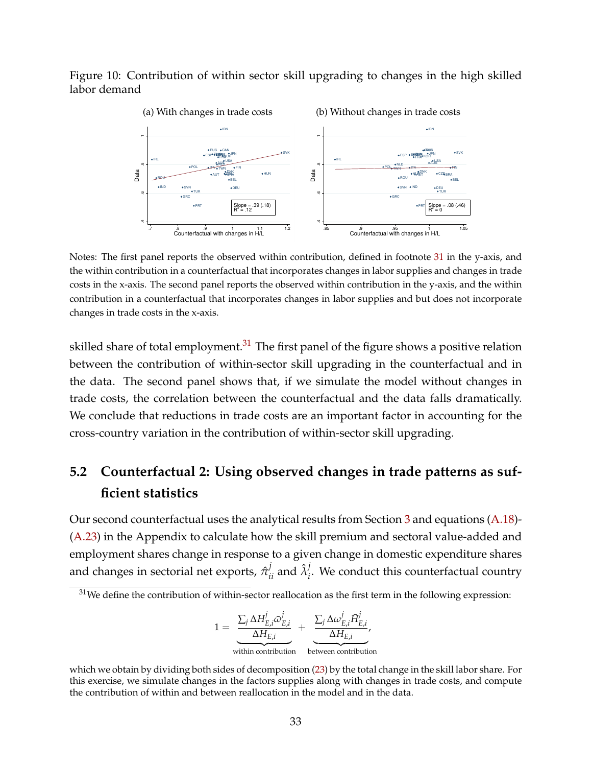Figure 10: Contribution of within sector skill upgrading to changes in the high skilled labor demand

(a) With changes in trade costs (b) Without changes in trade costs

Notes: The first panel reports the observed within contribution, defined in footnote 31 in the y-axis, and the within contribution in a counterfactual that incorporates changes in labor supplies and changes in trade costs in the x-axis. The second panel reports the observed within contribution in the y-axis, and the within contribution in a counterfactual that incorporates changes in labor supplies and but does not incorporate changes in trade costs in the x-axis.

skilled share of total employment.[31] The first panel of the figure shows a positive relation between the contribution of within-sector skill upgrading in the counterfactual and in the data. The second panel shows that, if we simulate the model without changes in trade costs, the correlation between the counterfactual and the data falls dramatically. We conclude that reductions in trade costs are an important factor in accounting for the cross-country variation in the contribution of within-sector skill upgrading.

## 5.2 Counterfactual 2: Using observed changes in trade patterns as sufficient statistics

Our second counterfactual uses the analytical results from Section 3 and equations (A.18)-(A.23) in the Appendix to calculate how the skill premium and sectoral value-added and employment shares change in response to a given change in domestic expenditure shares and changes in sectorial net exports, $\hat{\pi}^j_{ii}$ and $\hat{\lambda}^j_i$. We conduct this counterfactual country

[31] We define the contribution of within-sector reallocation as the first term in the following expression:

$$1 = \underbrace{\frac{\sum_j \Delta H^j_{E,i} \bar{\omega}^j_{E,i}}{\Delta H_{E,i}}}_{\text{within contribution}} + \underbrace{\frac{\sum_j \Delta \omega^j_{E,i} \bar{H}^j_{E,i}}{\Delta H_{E,i}}}_{\text{between contribution}},$$

which we obtain by dividing both sides of decomposition (23) by the total change in the skill labor share. For this exercise, we simulate changes in the factors supplies along with changes in trade costs, and compute the contribution of within and between reallocation in the model and in the data.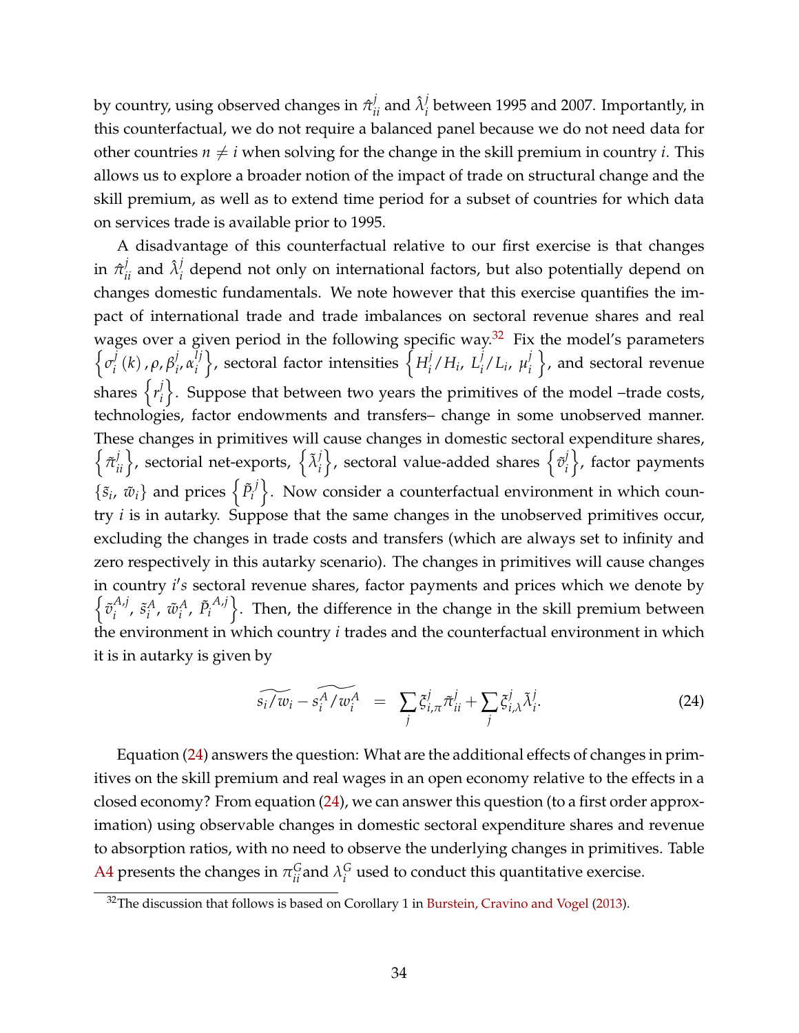by country, using observed changes in $\hat{\pi}_{ii}^{j}$ and $\hat{\lambda}_{i}^{j}$ between 1995 and 2007. Importantly, in this counterfactual, we do not require a balanced panel because we do not need data for other countries $n \neq i$ when solving for the change in the skill premium in country $i$. This allows us to explore a broader notion of the impact of trade on structural change and the skill premium, as well as to extend time period for a subset of countries for which data on services trade is available prior to 1995.

A disadvantage of this counterfactual relative to our first exercise is that changes in $\hat{\pi}_{ii}^{j}$ and $\hat{\lambda}_{i}^{j}$ depend not only on international factors, but also potentially depend on changes domestic fundamentals. We note however that this exercise quantifies the impact of international trade and trade imbalances on sectoral revenue shares and real wages over a given period in the following specific way.[32] Fix the model's parameters $\left\{\sigma_{i}^{j}(k), \rho, \beta_{i}^{j}, \alpha_{i}^{lj}\right\}$, sectoral factor intensities $\left\{H_{i}^{j}/H_{i},\ L_{i}^{j}/L_{i},\ \mu_{i}^{j}\right\}$, and sectoral revenue shares $\left\{r_{i}^{j}\right\}$. Suppose that between two years the primitives of the model –trade costs, technologies, factor endowments and transfers– change in some unobserved manner. These changes in primitives will cause changes in domestic sectoral expenditure shares, $\left\{\tilde{\pi}_{ii}^{j}\right\}$, sectorial net-exports, $\left\{\tilde{\lambda}_{i}^{j}\right\}$, sectoral value-added shares $\left\{\tilde{v}_{i}^{j}\right\}$, factor payments $\left\{\tilde{s}_{i},\ \tilde{w}_{i}\right\}$ and prices $\left\{\tilde{P}_{i}^{j}\right\}$. Now consider a counterfactual environment in which country $i$ is in autarky. Suppose that the same changes in the unobserved primitives occur, excluding the changes in trade costs and transfers (which are always set to infinity and zero respectively in this autarky scenario). The changes in primitives will cause changes in country $i's$ sectoral revenue shares, factor payments and prices which we denote by $\left\{\tilde{v}_{i}^{A,j},\ \tilde{s}_{i}^{A},\ \tilde{w}_{i}^{A},\ \tilde{P}_{i}^{A,j}\right\}$. Then, the difference in the change in the skill premium between the environment in which country $i$ trades and the counterfactual environment in which it is in autarky is given by

$$\widetilde{s_i/w_i} - \widetilde{s_i^A/w_i^A} \quad = \quad \sum_{j} \xi_{i,\pi}^{j} \tilde{\pi}_{ii}^{j} + \sum_{j} \xi_{i,\lambda}^{j} \tilde{\lambda}_{i}^{j}. \tag{24}$$

Equation (24) answers the question: What are the additional effects of changes in primitives on the skill premium and real wages in an open economy relative to the effects in a closed economy? From equation (24), we can answer this question (to a first order approximation) using observable changes in domestic sectoral expenditure shares and revenue to absorption ratios, with no need to observe the underlying changes in primitives. Table A4 presents the changes in $\pi_{ii}^{G}$ and $\lambda_{i}^{G}$ used to conduct this quantitative exercise.

[32] The discussion that follows is based on Corollary 1 in Burstein, Cravino and Vogel (2013).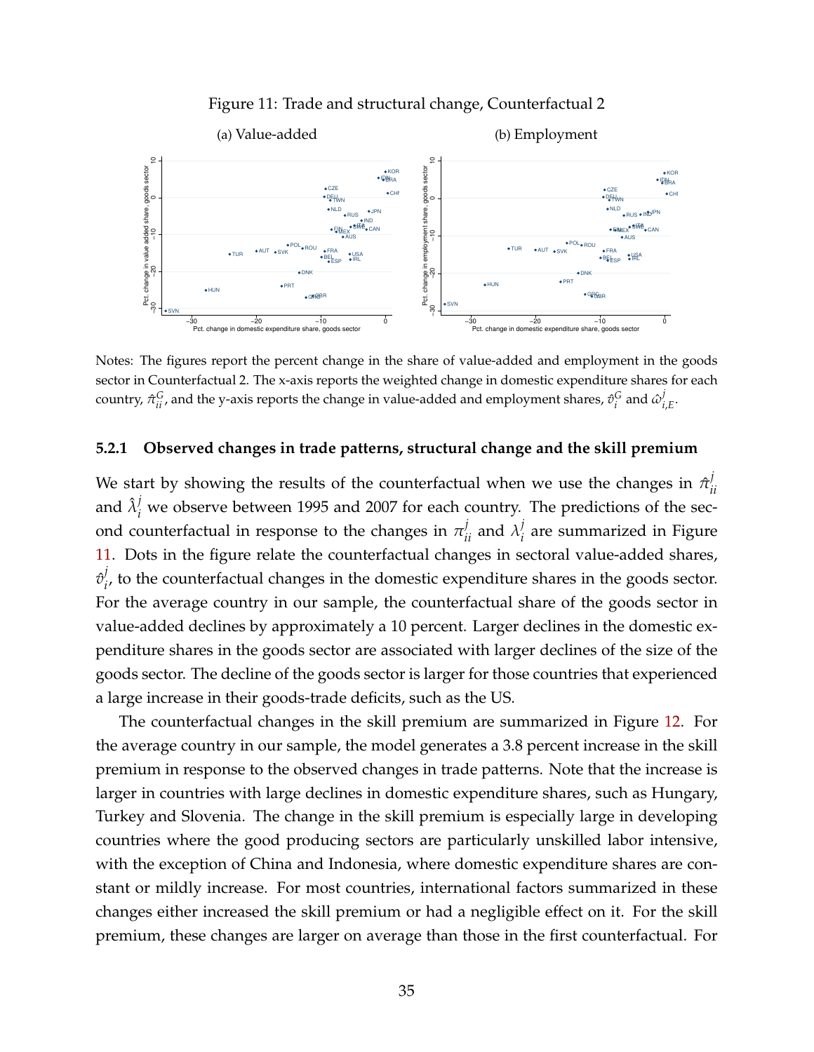Figure 11: Trade and structural change, Counterfactual 2

(a) Value-added (b) Employment

Notes: The figures report the percent change in the share of value-added and employment in the goods sector in Counterfactual 2. The x-axis reports the weighted change in domestic expenditure shares for each country, $\hat{\pi}_{ii}^{G}$, and the y-axis reports the change in value-added and employment shares, $\hat{\vartheta}_{i}^{G}$ and $\hat{\omega}_{i,E}^{j}$.

### 5.2.1 Observed changes in trade patterns, structural change and the skill premium

We start by showing the results of the counterfactual when we use the changes in $\hat{\pi}_{ii}^{j}$ and $\hat{\lambda}_{i}^{j}$ we observe between 1995 and 2007 for each country. The predictions of the second counterfactual in response to the changes in $\pi_{ii}^{j}$ and $\lambda_{i}^{j}$ are summarized in Figure 11. Dots in the figure relate the counterfactual changes in sectoral value-added shares, $\hat{\vartheta}_{i}^{j}$, to the counterfactual changes in the domestic expenditure shares in the goods sector. For the average country in our sample, the counterfactual share of the goods sector in value-added declines by approximately a 10 percent. Larger declines in the domestic expenditure shares in the goods sector are associated with larger declines of the size of the goods sector. The decline of the goods sector is larger for those countries that experienced a large increase in their goods-trade deficits, such as the US.

The counterfactual changes in the skill premium are summarized in Figure 12. For the average country in our sample, the model generates a 3.8 percent increase in the skill premium in response to the observed changes in trade patterns. Note that the increase is larger in countries with large declines in domestic expenditure shares, such as Hungary, Turkey and Slovenia. The change in the skill premium is especially large in developing countries where the good producing sectors are particularly unskilled labor intensive, with the exception of China and Indonesia, where domestic expenditure shares are constant or mildly increase. For most countries, international factors summarized in these changes either increased the skill premium or had a negligible effect on it. For the skill premium, these changes are larger on average than those in the first counterfactual. For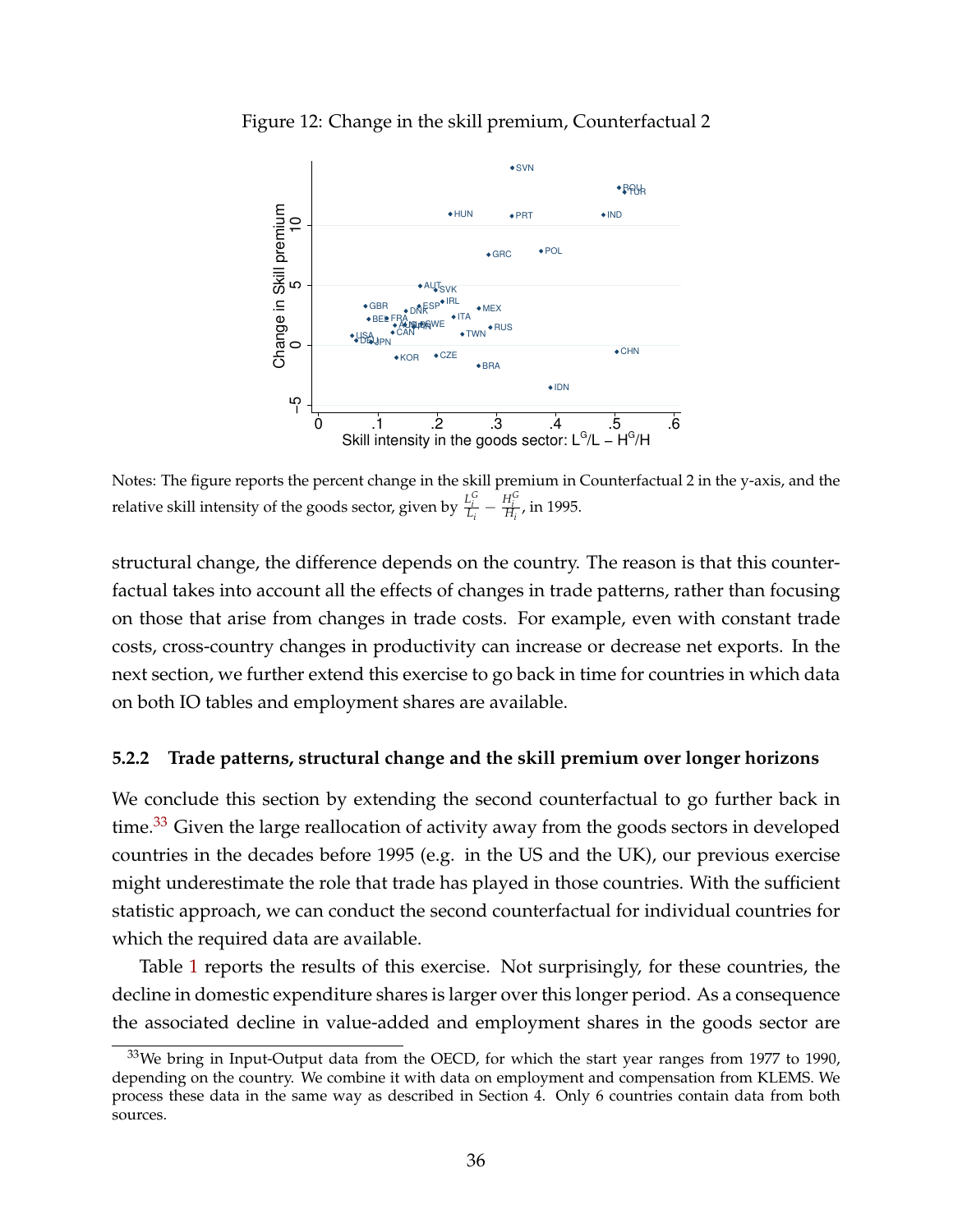Figure 12: Change in the skill premium, Counterfactual 2

Notes: The figure reports the percent change in the skill premium in Counterfactual 2 in the y-axis, and the relative skill intensity of the goods sector, given by $\frac{L_i^G}{L_i} - \frac{H_i^G}{H_i}$, in 1995.

structural change, the difference depends on the country. The reason is that this counterfactual takes into account all the effects of changes in trade patterns, rather than focusing on those that arise from changes in trade costs. For example, even with constant trade costs, cross-country changes in productivity can increase or decrease net exports. In the next section, we further extend this exercise to go back in time for countries in which data on both IO tables and employment shares are available.

### 5.2.2 Trade patterns, structural change and the skill premium over longer horizons

We conclude this section by extending the second counterfactual to go further back in time.[33] Given the large reallocation of activity away from the goods sectors in developed countries in the decades before 1995 (e.g. in the US and the UK), our previous exercise might underestimate the role that trade has played in those countries. With the sufficient statistic approach, we can conduct the second counterfactual for individual countries for which the required data are available.

Table 1 reports the results of this exercise. Not surprisingly, for these countries, the decline in domestic expenditure shares is larger over this longer period. As a consequence the associated decline in value-added and employment shares in the goods sector are

[33] We bring in Input-Output data from the OECD, for which the start year ranges from 1977 to 1990, depending on the country. We combine it with data on employment and compensation from KLEMS. We process these data in the same way as described in Section 4. Only 6 countries contain data from both sources.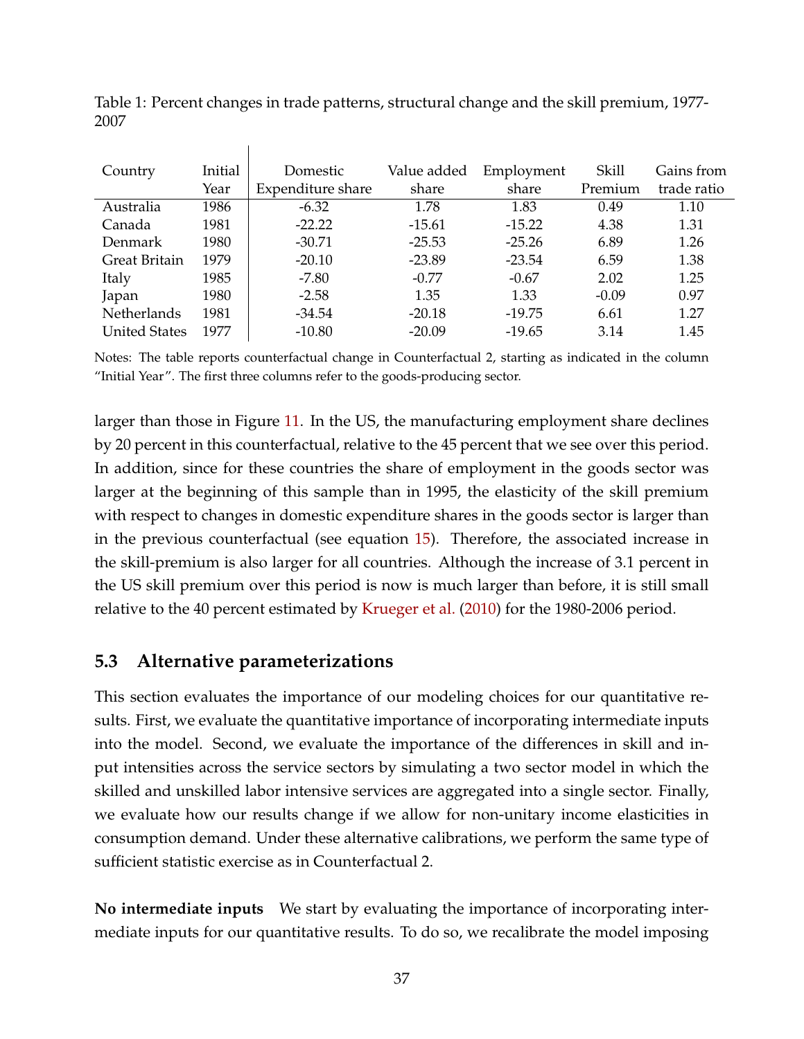Table 1: Percent changes in trade patterns, structural change and the skill premium, 1977-2007

| Country | Initial Year | Domestic Expenditure share | Value added share | Employment share | Skill Premium | Gains from trade ratio |
|---|---|---|---|---|---|---|
| Australia | 1986 | -6.32 | 1.78 | 1.83 | 0.49 | 1.10 |
| Canada | 1981 | -22.22 | -15.61 | -15.22 | 4.38 | 1.31 |
| Denmark | 1980 | -30.71 | -25.53 | -25.26 | 6.89 | 1.26 |
| Great Britain | 1979 | -20.10 | -23.89 | -23.54 | 6.59 | 1.38 |
| Italy | 1985 | -7.80 | -0.77 | -0.67 | 2.02 | 1.25 |
| Japan | 1980 | -2.58 | 1.35 | 1.33 | -0.09 | 0.97 |
| Netherlands | 1981 | -34.54 | -20.18 | -19.75 | 6.61 | 1.27 |
| United States | 1977 | -10.80 | -20.09 | -19.65 | 3.14 | 1.45 |

Notes: The table reports counterfactual change in Counterfactual 2, starting as indicated in the column "Initial Year". The first three columns refer to the goods-producing sector.

larger than those in Figure 11. In the US, the manufacturing employment share declines by 20 percent in this counterfactual, relative to the 45 percent that we see over this period. In addition, since for these countries the share of employment in the goods sector was larger at the beginning of this sample than in 1995, the elasticity of the skill premium with respect to changes in domestic expenditure shares in the goods sector is larger than in the previous counterfactual (see equation 15). Therefore, the associated increase in the skill-premium is also larger for all countries. Although the increase of 3.1 percent in the US skill premium over this period is now is much larger than before, it is still small relative to the 40 percent estimated by Krueger et al. (2010) for the 1980-2006 period.

### 5.3 Alternative parameterizations

This section evaluates the importance of our modeling choices for our quantitative results. First, we evaluate the quantitative importance of incorporating intermediate inputs into the model. Second, we evaluate the importance of the differences in skill and input intensities across the service sectors by simulating a two sector model in which the skilled and unskilled labor intensive services are aggregated into a single sector. Finally, we evaluate how our results change if we allow for non-unitary income elasticities in consumption demand. Under these alternative calibrations, we perform the same type of sufficient statistic exercise as in Counterfactual 2.

**No intermediate inputs** We start by evaluating the importance of incorporating intermediate inputs for our quantitative results. To do so, we recalibrate the model imposing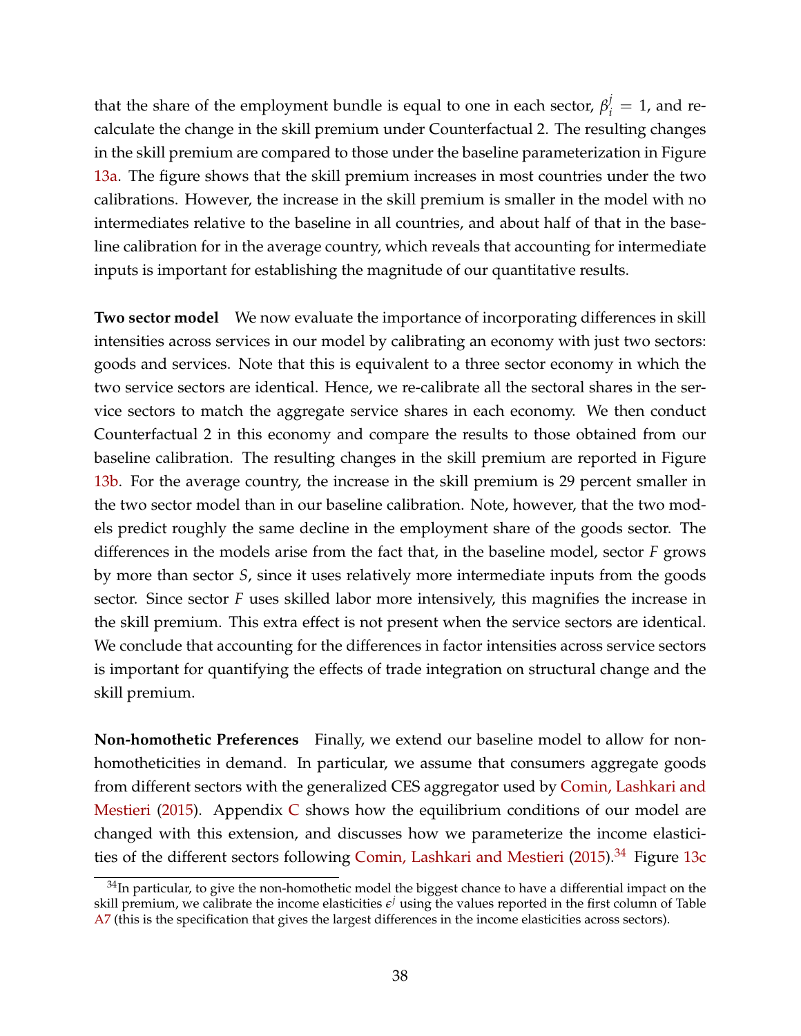that the share of the employment bundle is equal to one in each sector, $\beta_i^j = 1$, and recalculate the change in the skill premium under Counterfactual 2. The resulting changes in the skill premium are compared to those under the baseline parameterization in Figure 13a. The figure shows that the skill premium increases in most countries under the two calibrations. However, the increase in the skill premium is smaller in the model with no intermediates relative to the baseline in all countries, and about half of that in the baseline calibration for in the average country, which reveals that accounting for intermediate inputs is important for establishing the magnitude of our quantitative results.

**Two sector model** We now evaluate the importance of incorporating differences in skill intensities across services in our model by calibrating an economy with just two sectors: goods and services. Note that this is equivalent to a three sector economy in which the two service sectors are identical. Hence, we re-calibrate all the sectoral shares in the service sectors to match the aggregate service shares in each economy. We then conduct Counterfactual 2 in this economy and compare the results to those obtained from our baseline calibration. The resulting changes in the skill premium are reported in Figure 13b. For the average country, the increase in the skill premium is 29 percent smaller in the two sector model than in our baseline calibration. Note, however, that the two models predict roughly the same decline in the employment share of the goods sector. The differences in the models arise from the fact that, in the baseline model, sector $F$ grows by more than sector $S$, since it uses relatively more intermediate inputs from the goods sector. Since sector $F$ uses skilled labor more intensively, this magnifies the increase in the skill premium. This extra effect is not present when the service sectors are identical. We conclude that accounting for the differences in factor intensities across service sectors is important for quantifying the effects of trade integration on structural change and the skill premium.

**Non-homothetic Preferences** Finally, we extend our baseline model to allow for non-homotheticities in demand. In particular, we assume that consumers aggregate goods from different sectors with the generalized CES aggregator used by Comin, Lashkari and Mestieri (2015). Appendix C shows how the equilibrium conditions of our model are changed with this extension, and discusses how we parameterize the income elasticities of the different sectors following Comin, Lashkari and Mestieri (2015).[34] Figure 13c

[34] In particular, to give the non-homothetic model the biggest chance to have a differential impact on the skill premium, we calibrate the income elasticities $\epsilon^j$ using the values reported in the first column of Table A7 (this is the specification that gives the largest differences in the income elasticities across sectors).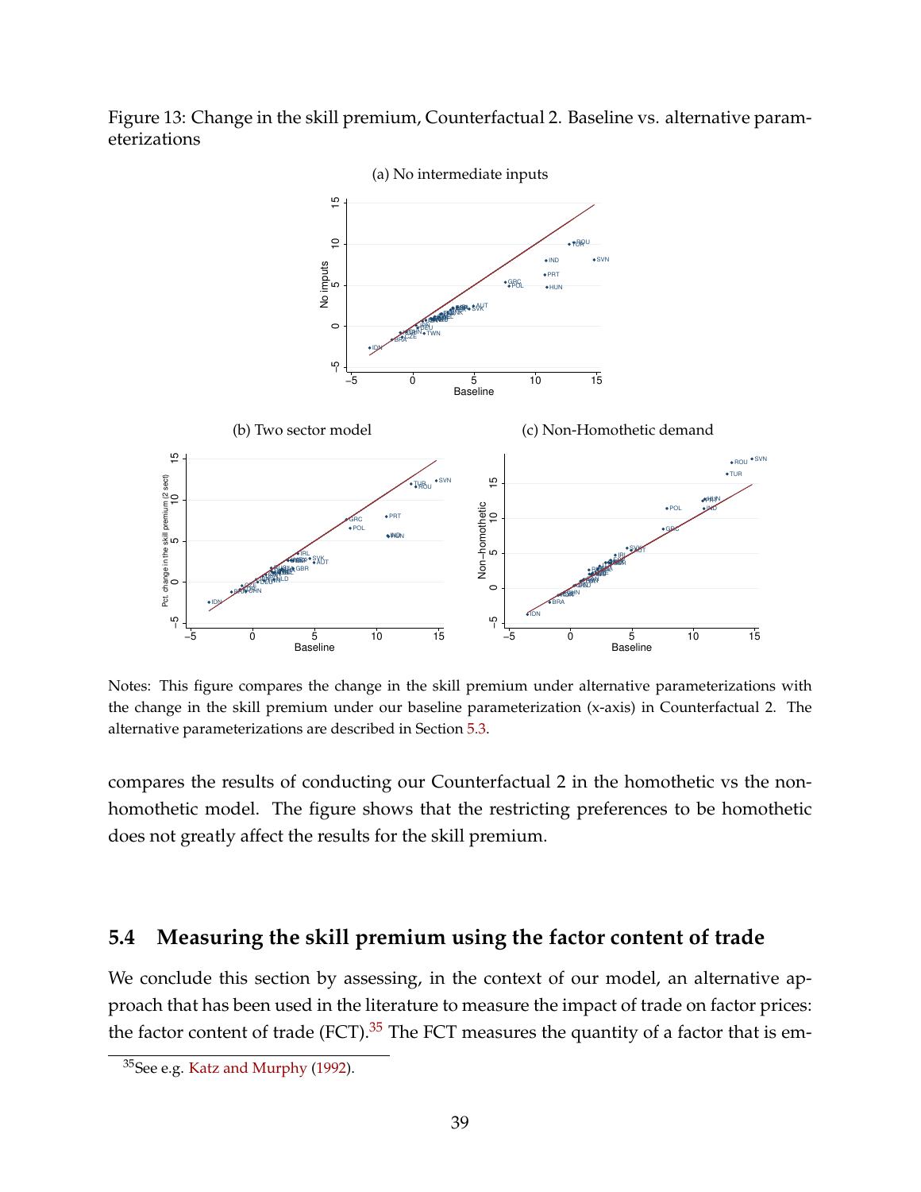Figure 13: Change in the skill premium, Counterfactual 2. Baseline vs. alternative parameterizations

(a) No intermediate inputs

(b) Two sector model

(c) Non-Homothetic demand

Notes: This figure compares the change in the skill premium under alternative parameterizations with the change in the skill premium under our baseline parameterization (x-axis) in Counterfactual 2. The alternative parameterizations are described in Section 5.3.

compares the results of conducting our Counterfactual 2 in the homothetic vs the non-homothetic model. The figure shows that the restricting preferences to be homothetic does not greatly affect the results for the skill premium.

## 5.4 Measuring the skill premium using the factor content of trade

We conclude this section by assessing, in the context of our model, an alternative approach that has been used in the literature to measure the impact of trade on factor prices: the factor content of trade (FCT).[35] The FCT measures the quantity of a factor that is em-

[35] See e.g. Katz and Murphy (1992).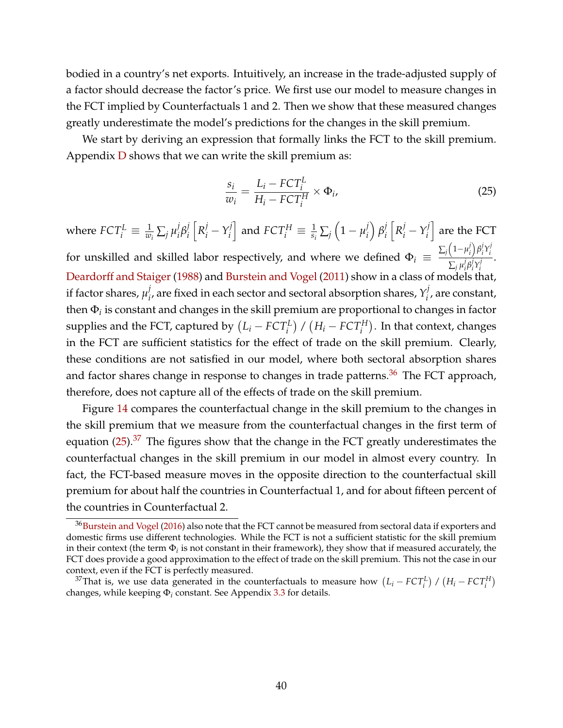bodied in a country's net exports. Intuitively, an increase in the trade-adjusted supply of a factor should decrease the factor's price. We first use our model to measure changes in the FCT implied by Counterfactuals 1 and 2. Then we show that these measured changes greatly underestimate the model's predictions for the changes in the skill premium.

We start by deriving an expression that formally links the FCT to the skill premium. Appendix D shows that we can write the skill premium as:

$$\frac{s_i}{w_i} = \frac{L_i - FCT_i^L}{H_i - FCT_i^H} \times \Phi_i, \tag{25}$$

where $FCT_i^L \equiv \frac{1}{w_i}\sum_j \mu_i^j \beta_i^j \left[R_i^j - Y_i^j\right]$ and $FCT_i^H \equiv \frac{1}{s_i}\sum_j \left(1-\mu_i^j\right)\beta_i^j \left[R_i^j - Y_i^j\right]$ are the FCT for unskilled and skilled labor respectively, and where we defined $\Phi_i \equiv \frac{\sum_j \left(1-\mu_i^j\right)\beta_i^j Y_i^j}{\sum_j \mu_i^j \beta_i^j Y_i^j}$. Deardorff and Staiger (1988) and Burstein and Vogel (2011) show in a class of models that, if factor shares, $\mu_i^j$, are fixed in each sector and sectoral absorption shares, $Y_i^j$, are constant, then $\Phi_i$ is constant and changes in the skill premium are proportional to changes in factor supplies and the FCT, captured by $\left(L_i - FCT_i^L\right) / \left(H_i - FCT_i^H\right)$. In that context, changes in the FCT are sufficient statistics for the effect of trade on the skill premium. Clearly, these conditions are not satisfied in our model, where both sectoral absorption shares and factor shares change in response to changes in trade patterns.[36] The FCT approach, therefore, does not capture all of the effects of trade on the skill premium.

Figure 14 compares the counterfactual change in the skill premium to the changes in the skill premium that we measure from the counterfactual changes in the first term of equation (25).[37] The figures show that the change in the FCT greatly underestimates the counterfactual changes in the skill premium in our model in almost every country. In fact, the FCT-based measure moves in the opposite direction to the counterfactual skill premium for about half the countries in Counterfactual 1, and for about fifteen percent of the countries in Counterfactual 2.

[36] Burstein and Vogel (2016) also note that the FCT cannot be measured from sectoral data if exporters and domestic firms use different technologies. While the FCT is not a sufficient statistic for the skill premium in their context (the term $\Phi_i$ is not constant in their framework), they show that if measured accurately, the FCT does provide a good approximation to the effect of trade on the skill premium. This not the case in our context, even if the FCT is perfectly measured.

[37] That is, we use data generated in the counterfactuals to measure how $\left(L_i - FCT_i^L\right) / \left(H_i - FCT_i^H\right)$ changes, while keeping $\Phi_i$ constant. See Appendix 3.3 for details.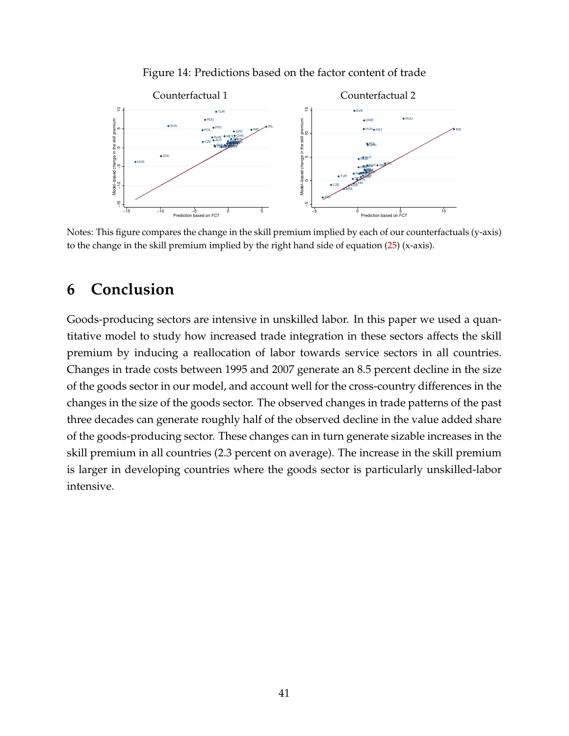Figure 14: Predictions based on the factor content of trade

Notes: This figure compares the change in the skill premium implied by each of our counterfactuals (y-axis) to the change in the skill premium implied by the right hand side of equation (25) (x-axis).

# 6 Conclusion

Goods-producing sectors are intensive in unskilled labor. In this paper we used a quantitative model to study how increased trade integration in these sectors affects the skill premium by inducing a reallocation of labor towards service sectors in all countries. Changes in trade costs between 1995 and 2007 generate an 8.5 percent decline in the size of the goods sector in our model, and account well for the cross-country differences in the changes in the size of the goods sector. The observed changes in trade patterns of the past three decades can generate roughly half of the observed decline in the value added share of the goods-producing sector. These changes can in turn generate sizable increases in the skill premium in all countries (2.3 percent on average). The increase in the skill premium is larger in developing countries where the goods sector is particularly unskilled-labor intensive.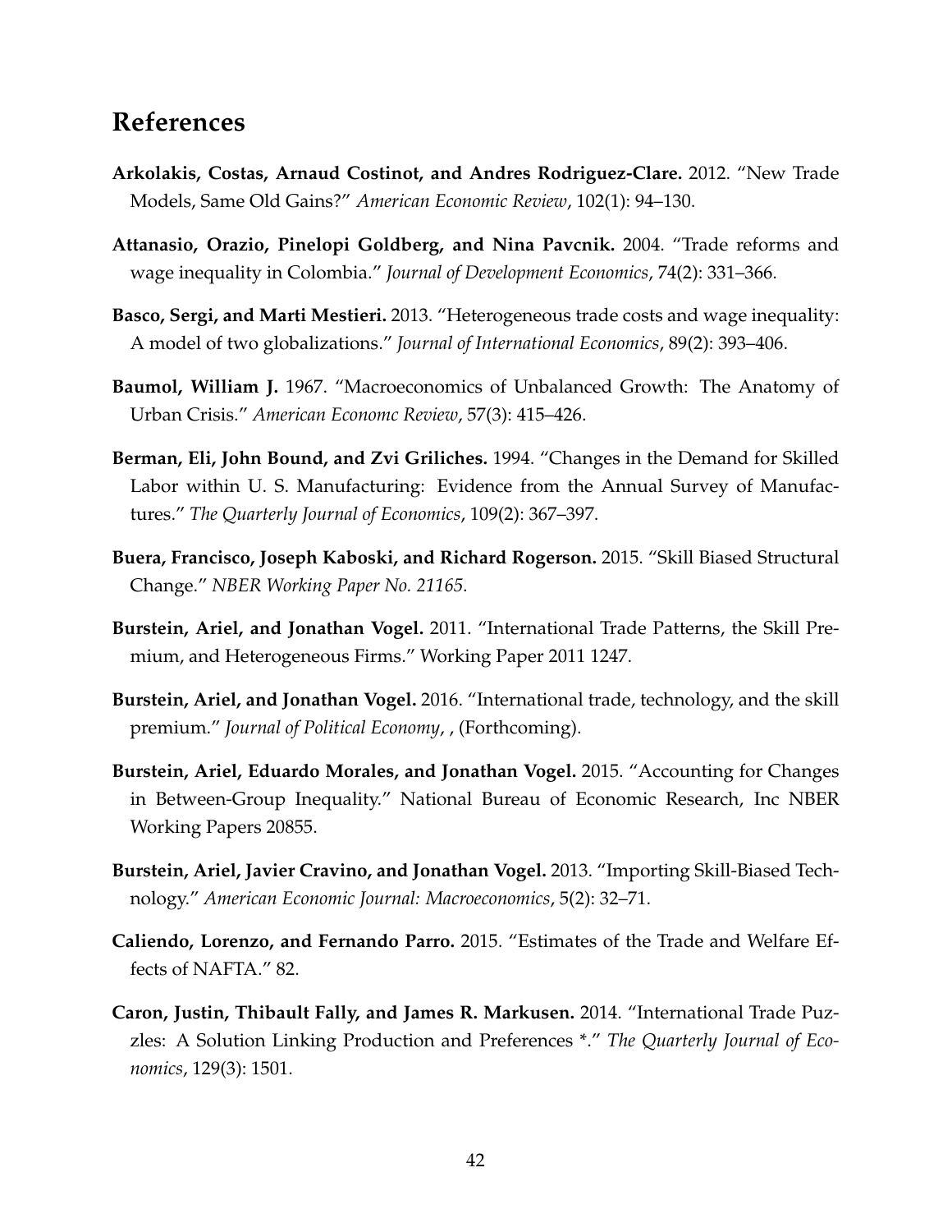# References

**Arkolakis, Costas, Arnaud Costinot, and Andres Rodriguez-Clare.** 2012. "New Trade Models, Same Old Gains?" *American Economic Review*, 102(1): 94–130.

**Attanasio, Orazio, Pinelopi Goldberg, and Nina Pavcnik.** 2004. "Trade reforms and wage inequality in Colombia." *Journal of Development Economics*, 74(2): 331–366.

**Basco, Sergi, and Marti Mestieri.** 2013. "Heterogeneous trade costs and wage inequality: A model of two globalizations." *Journal of International Economics*, 89(2): 393–406.

**Baumol, William J.** 1967. "Macroeconomics of Unbalanced Growth: The Anatomy of Urban Crisis." *American Economc Review*, 57(3): 415–426.

**Berman, Eli, John Bound, and Zvi Griliches.** 1994. "Changes in the Demand for Skilled Labor within U. S. Manufacturing: Evidence from the Annual Survey of Manufactures." *The Quarterly Journal of Economics*, 109(2): 367–397.

**Buera, Francisco, Joseph Kaboski, and Richard Rogerson.** 2015. "Skill Biased Structural Change." *NBER Working Paper No. 21165*.

**Burstein, Ariel, and Jonathan Vogel.** 2011. "International Trade Patterns, the Skill Premium, and Heterogeneous Firms." Working Paper 2011 1247.

**Burstein, Ariel, and Jonathan Vogel.** 2016. "International trade, technology, and the skill premium." *Journal of Political Economy*, , (Forthcoming).

**Burstein, Ariel, Eduardo Morales, and Jonathan Vogel.** 2015. "Accounting for Changes in Between-Group Inequality." National Bureau of Economic Research, Inc NBER Working Papers 20855.

**Burstein, Ariel, Javier Cravino, and Jonathan Vogel.** 2013. "Importing Skill-Biased Technology." *American Economic Journal: Macroeconomics*, 5(2): 32–71.

**Caliendo, Lorenzo, and Fernando Parro.** 2015. "Estimates of the Trade and Welfare Effects of NAFTA." 82.

**Caron, Justin, Thibault Fally, and James R. Markusen.** 2014. "International Trade Puzzles: A Solution Linking Production and Preferences *." *The Quarterly Journal of Economics*, 129(3): 1501.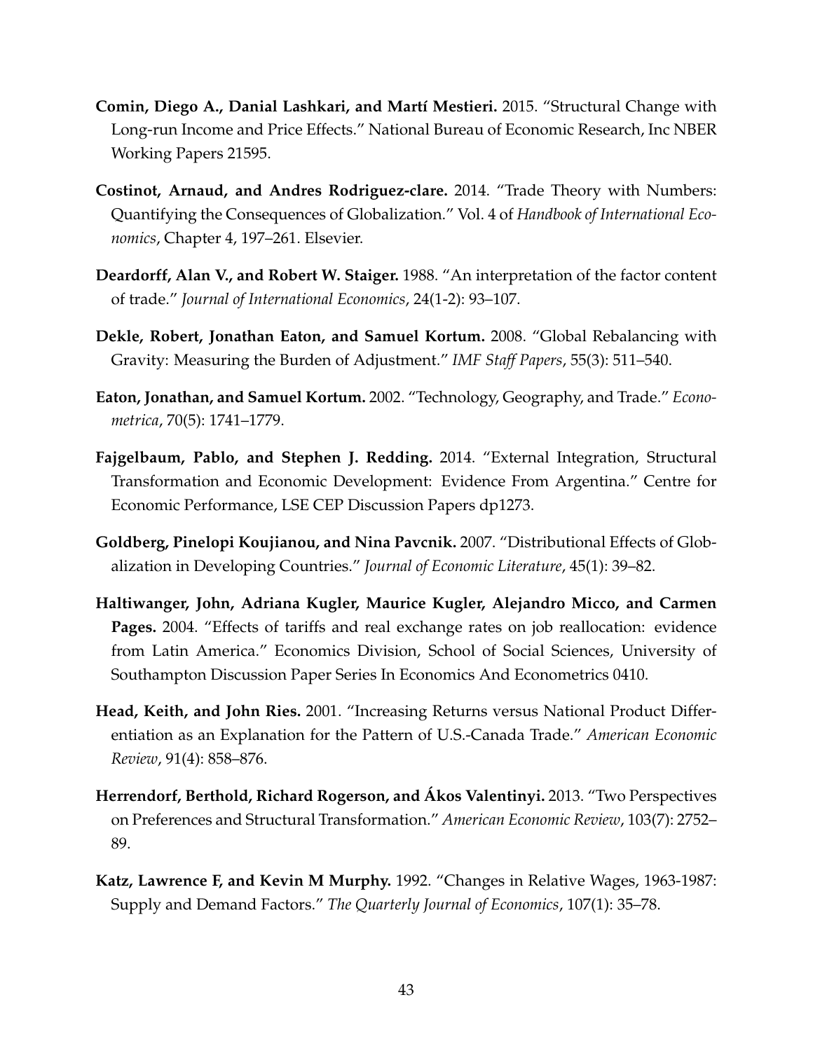**Comin, Diego A., Danial Lashkari, and Martí Mestieri.** 2015. "Structural Change with Long-run Income and Price Effects." National Bureau of Economic Research, Inc NBER Working Papers 21595.

**Costinot, Arnaud, and Andres Rodriguez-clare.** 2014. "Trade Theory with Numbers: Quantifying the Consequences of Globalization." Vol. 4 of *Handbook of International Economics*, Chapter 4, 197–261. Elsevier.

**Deardorff, Alan V., and Robert W. Staiger.** 1988. "An interpretation of the factor content of trade." *Journal of International Economics*, 24(1-2): 93–107.

**Dekle, Robert, Jonathan Eaton, and Samuel Kortum.** 2008. "Global Rebalancing with Gravity: Measuring the Burden of Adjustment." *IMF Staff Papers*, 55(3): 511–540.

**Eaton, Jonathan, and Samuel Kortum.** 2002. "Technology, Geography, and Trade." *Econometrica*, 70(5): 1741–1779.

**Fajgelbaum, Pablo, and Stephen J. Redding.** 2014. "External Integration, Structural Transformation and Economic Development: Evidence From Argentina." Centre for Economic Performance, LSE CEP Discussion Papers dp1273.

**Goldberg, Pinelopi Koujianou, and Nina Pavcnik.** 2007. "Distributional Effects of Globalization in Developing Countries." *Journal of Economic Literature*, 45(1): 39–82.

**Haltiwanger, John, Adriana Kugler, Maurice Kugler, Alejandro Micco, and Carmen Pages.** 2004. "Effects of tariffs and real exchange rates on job reallocation: evidence from Latin America." Economics Division, School of Social Sciences, University of Southampton Discussion Paper Series In Economics And Econometrics 0410.

**Head, Keith, and John Ries.** 2001. "Increasing Returns versus National Product Differentiation as an Explanation for the Pattern of U.S.-Canada Trade." *American Economic Review*, 91(4): 858–876.

**Herrendorf, Berthold, Richard Rogerson, and Ákos Valentinyi.** 2013. "Two Perspectives on Preferences and Structural Transformation." *American Economic Review*, 103(7): 2752–89.

**Katz, Lawrence F, and Kevin M Murphy.** 1992. "Changes in Relative Wages, 1963-1987: Supply and Demand Factors." *The Quarterly Journal of Economics*, 107(1): 35–78.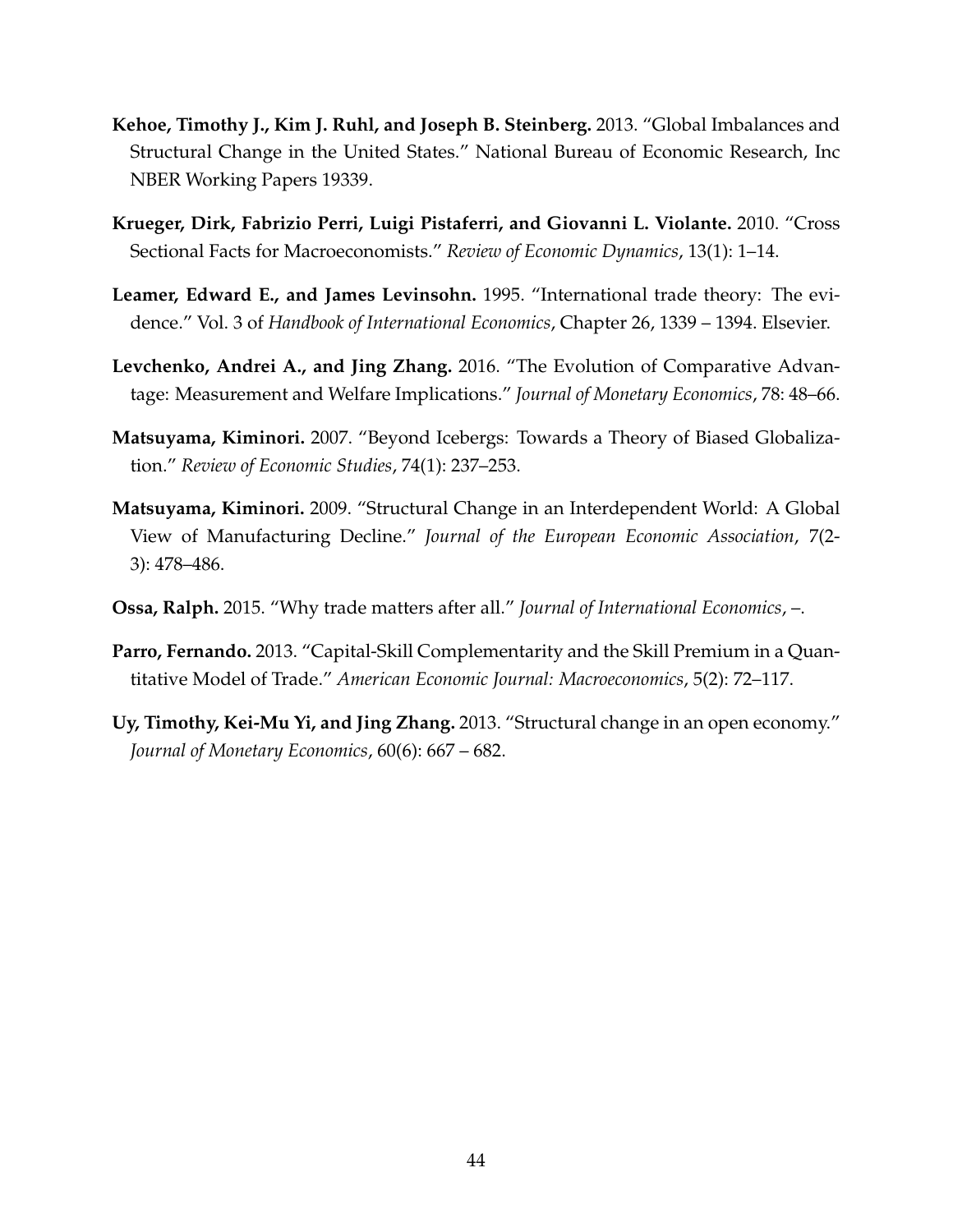**Kehoe, Timothy J., Kim J. Ruhl, and Joseph B. Steinberg.** 2013. "Global Imbalances and Structural Change in the United States." National Bureau of Economic Research, Inc NBER Working Papers 19339.

**Krueger, Dirk, Fabrizio Perri, Luigi Pistaferri, and Giovanni L. Violante.** 2010. "Cross Sectional Facts for Macroeconomists." *Review of Economic Dynamics*, 13(1): 1–14.

**Leamer, Edward E., and James Levinsohn.** 1995. "International trade theory: The evidence." Vol. 3 of *Handbook of International Economics*, Chapter 26, 1339 – 1394. Elsevier.

**Levchenko, Andrei A., and Jing Zhang.** 2016. "The Evolution of Comparative Advantage: Measurement and Welfare Implications." *Journal of Monetary Economics*, 78: 48–66.

**Matsuyama, Kiminori.** 2007. "Beyond Icebergs: Towards a Theory of Biased Globalization." *Review of Economic Studies*, 74(1): 237–253.

**Matsuyama, Kiminori.** 2009. "Structural Change in an Interdependent World: A Global View of Manufacturing Decline." *Journal of the European Economic Association*, 7(2-3): 478–486.

**Ossa, Ralph.** 2015. "Why trade matters after all." *Journal of International Economics*, –.

**Parro, Fernando.** 2013. "Capital-Skill Complementarity and the Skill Premium in a Quantitative Model of Trade." *American Economic Journal: Macroeconomics*, 5(2): 72–117.

**Uy, Timothy, Kei-Mu Yi, and Jing Zhang.** 2013. "Structural change in an open economy." *Journal of Monetary Economics*, 60(6): 667 – 682.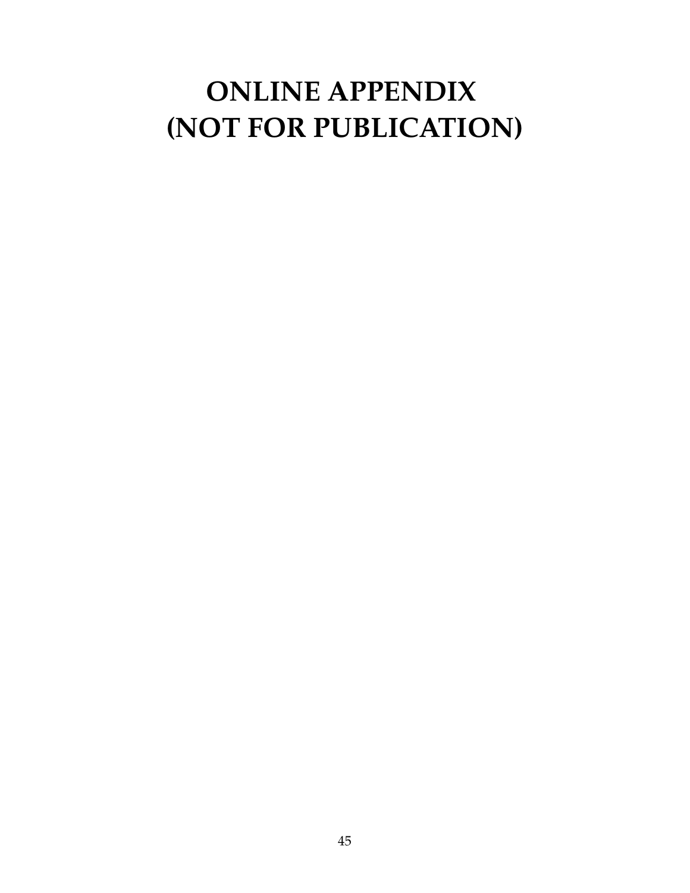# ONLINE APPENDIX
# (NOT FOR PUBLICATION)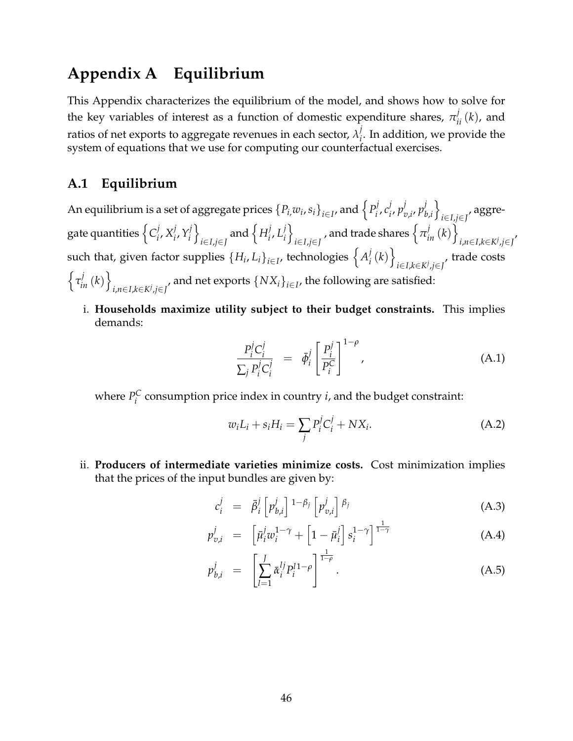# Appendix A Equilibrium

This Appendix characterizes the equilibrium of the model, and shows how to solve for the key variables of interest as a function of domestic expenditure shares, $\pi_{ii}^{j}(k)$, and ratios of net exports to aggregate revenues in each sector, $\lambda_i^j$. In addition, we provide the system of equations that we use for computing our counterfactual exercises.

## A.1 Equilibrium

An equilibrium is a set of aggregate prices $\{P_i, w_i, s_i\}_{i \in I}$, and $\left\{P_i^j, c_i^j, p_{v,i}^j, p_{b,i}^j\right\}_{i \in I, j \in J}$, aggregate quantities $\left\{C_i^j, X_i^j, Y_i^j\right\}_{i \in I, j \in J}$ and $\left\{H_i^j, L_i^j\right\}_{i \in I, j \in J}$, and trade shares $\left\{\pi_{in}^j(k)\right\}_{i,n \in I, k \in K^j, j \in J}$, such that, given factor supplies $\{H_i, L_i\}_{i \in I}$, technologies $\left\{A_i^j(k)\right\}_{i \in I, k \in K^j, j \in J}$, trade costs $\left\{\tau_{in}^j(k)\right\}_{i,n \in I, k \in K^j, j \in J}$, and net exports $\{NX_i\}_{i \in I}$, the following are satisfied:

i. **Households maximize utility subject to their budget constraints.** This implies demands:

$$\frac{P_i^j C_i^j}{\sum_j P_i^j C_i^j} = \bar{\phi}_i^j \left[\frac{P_i^j}{P_i^C}\right]^{1-\rho}, \tag{A.1}$$

where $P_i^C$ consumption price index in country $i$, and the budget constraint:

$$w_i L_i + s_i H_i = \sum_j P_i^j C_i^j + NX_i. \tag{A.2}$$

ii. **Producers of intermediate varieties minimize costs.** Cost minimization implies that the prices of the input bundles are given by:

$$c_i^j = \bar{\beta}_i^j \left[p_{b,i}^j\right]^{1-\beta_j} \left[p_{v,i}^j\right]^{\beta_j} \tag{A.3}$$

$$p_{v,i}^j = \left[\bar{\mu}_i^j w_i^{1-\gamma} + \left[1-\bar{\mu}_i^j\right] s_i^{1-\gamma}\right]^{\frac{1}{1-\gamma}} \tag{A.4}$$

$$p_{b,i}^j = \left[\sum_{l=1}^{J} \bar{\alpha}_i^{lj} P_i^{l\,1-\rho}\right]^{\frac{1}{1-\rho}}. \tag{A.5}$$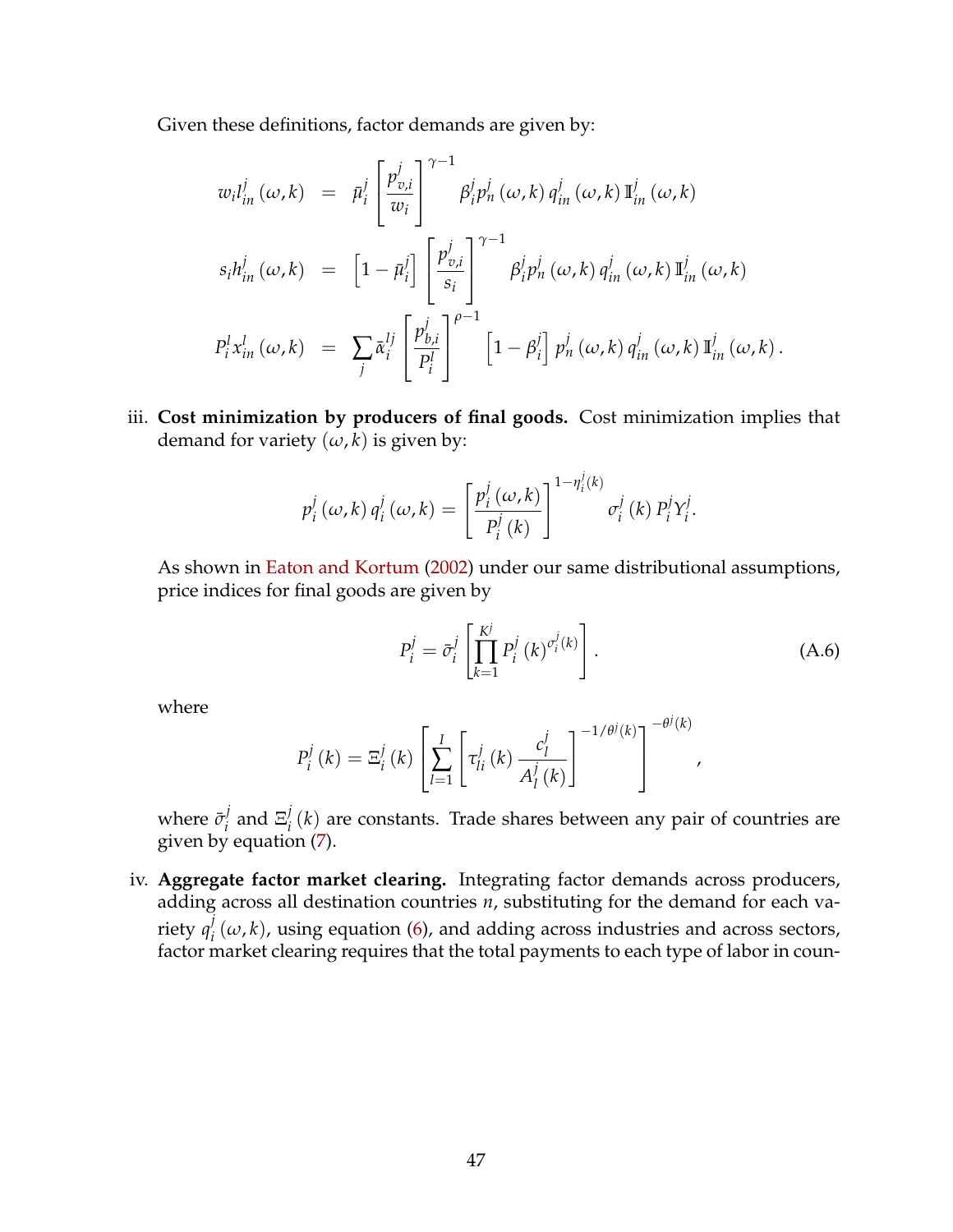Given these definitions, factor demands are given by:

$$
\begin{aligned}
w_i l_{in}^j(\omega,k) &= \bar{\mu}_i^j \left[\frac{p_{v,i}^j}{w_i}\right]^{\gamma-1} \beta_i^j p_n^j(\omega,k)\, q_{in}^j(\omega,k)\, \mathbb{I}_{in}^j(\omega,k) \\
s_i h_{in}^j(\omega,k) &= \left[1-\bar{\mu}_i^j\right] \left[\frac{p_{v,i}^j}{s_i}\right]^{\gamma-1} \beta_i^j p_n^j(\omega,k)\, q_{in}^j(\omega,k)\, \mathbb{I}_{in}^j(\omega,k) \\
P_i^l x_{in}^l(\omega,k) &= \sum_j \bar{\alpha}_i^{lj} \left[\frac{p_{b,i}^j}{P_i^l}\right]^{\rho-1} \left[1-\beta_i^j\right] p_n^j(\omega,k)\, q_{in}^j(\omega,k)\, \mathbb{I}_{in}^j(\omega,k).
\end{aligned}
$$

iii. **Cost minimization by producers of final goods.** Cost minimization implies that demand for variety $(\omega,k)$ is given by:

$$
p_i^j(\omega,k)\, q_i^j(\omega,k) = \left[\frac{p_i^j(\omega,k)}{P_i^j(k)}\right]^{1-\eta_i^j(k)} \sigma_i^j(k)\, P_i^j Y_i^j.
$$

As shown in Eaton and Kortum (2002) under our same distributional assumptions, price indices for final goods are given by

$$
P_i^j = \bar{\sigma}_i^j \left[\prod_{k=1}^{K^j} P_i^j(k)^{\sigma_i^j(k)}\right]. \tag{A.6}
$$

where

$$
P_i^j(k) = \Xi_i^j(k) \left[\sum_{l=1}^{I} \left[\tau_{li}^j(k) \frac{c_l^j}{A_l^j(k)}\right]^{-1/\theta^j(k)}\right]^{-\theta^j(k)},
$$

where $\bar{\sigma}_i^j$ and $\Xi_i^j(k)$ are constants. Trade shares between any pair of countries are given by equation (7).

iv. **Aggregate factor market clearing.** Integrating factor demands across producers, adding across all destination countries $n$, substituting for the demand for each variety $q_i^j(\omega,k)$, using equation (6), and adding across industries and across sectors, factor market clearing requires that the total payments to each type of labor in coun-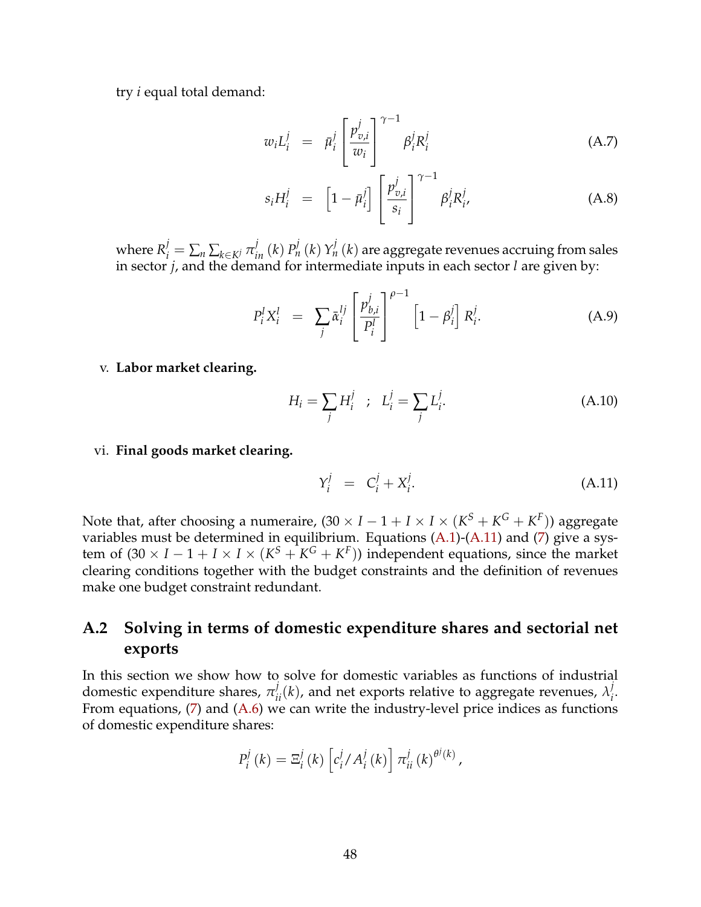try $i$ equal total demand:

$$w_i L_i^j = \bar{\mu}_i^j \left[ \frac{p_{v,i}^j}{w_i} \right]^{\gamma - 1} \beta_i^j R_i^j \tag{A.7}$$

$$s_i H_i^j = \left[ 1 - \bar{\mu}_i^j \right] \left[ \frac{p_{v,i}^j}{s_i} \right]^{\gamma - 1} \beta_i^j R_i^j, \tag{A.8}$$

where $R_i^j = \sum_n \sum_{k \in K^j} \pi_{in}^j (k) P_n^j (k) Y_n^j (k)$ are aggregate revenues accruing from sales in sector $j$, and the demand for intermediate inputs in each sector $l$ are given by:

$$P_i^l X_i^l = \sum_j \bar{\alpha}_i^{lj} \left[ \frac{p_{b,i}^j}{P_i^l} \right]^{\rho - 1} \left[ 1 - \beta_i^j \right] R_i^j. \tag{A.9}$$

v. **Labor market clearing.**

$$H_i = \sum_j H_i^j \quad ; \quad L_i^j = \sum_j L_i^j. \tag{A.10}$$

vi. **Final goods market clearing.**

$$Y_i^j = C_i^j + X_i^j. \tag{A.11}$$

Note that, after choosing a numeraire, $(30 \times I - 1 + I \times I \times (K^S + K^G + K^F))$ aggregate variables must be determined in equilibrium. Equations (A.1)-(A.11) and (7) give a system of $(30 \times I - 1 + I \times I \times (K^S + K^G + K^F))$ independent equations, since the market clearing conditions together with the budget constraints and the definition of revenues make one budget constraint redundant.

## A.2 Solving in terms of domestic expenditure shares and sectorial net exports

In this section we show how to solve for domestic variables as functions of industrial domestic expenditure shares, $\pi_{ii}^j(k)$, and net exports relative to aggregate revenues, $\lambda_i^j$. From equations, (7) and (A.6) we can write the industry-level price indices as functions of domestic expenditure shares:

$$P_i^j (k) = \Xi_i^j (k) \left[ c_i^j / A_i^j (k) \right] \pi_{ii}^j (k)^{\theta^j (k)},$$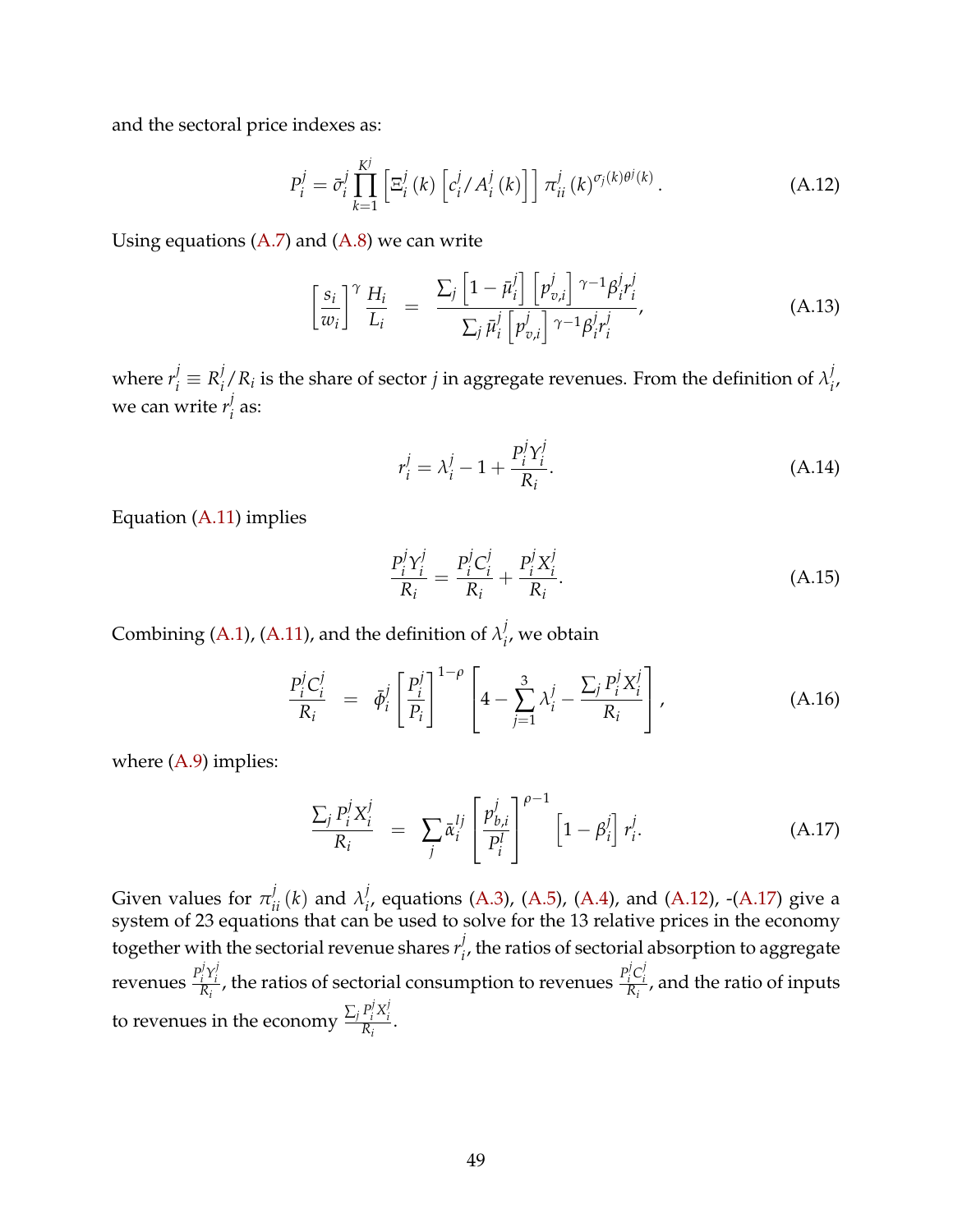and the sectoral price indexes as:

$$P_i^j = \bar{\sigma}_i^j \prod_{k=1}^{K^j} \left[ \Xi_i^j (k) \left[ c_i^j / A_i^j (k) \right] \right] \pi_{ii}^j (k)^{\sigma_j(k)\theta^j(k)}. \tag{A.12}$$

Using equations (A.7) and (A.8) we can write

$$\left[ \frac{s_i}{w_i} \right]^{\gamma} \frac{H_i}{L_i} = \frac{\sum_j \left[ 1 - \bar{\mu}_i^j \right] \left[ p_{v,i}^j \right]^{\gamma - 1} \beta_i^j r_i^j}{\sum_j \bar{\mu}_i^j \left[ p_{v,i}^j \right]^{\gamma - 1} \beta_i^j r_i^j}, \tag{A.13}$$

where $r_i^j \equiv R_i^j / R_i$ is the share of sector $j$ in aggregate revenues. From the definition of $\lambda_i^j$, we can write $r_i^j$ as:

$$r_i^j = \lambda_i^j - 1 + \frac{P_i^j Y_i^j}{R_i}. \tag{A.14}$$

Equation (A.11) implies

$$\frac{P_i^j Y_i^j}{R_i} = \frac{P_i^j C_i^j}{R_i} + \frac{P_i^j X_i^j}{R_i}. \tag{A.15}$$

Combining (A.1), (A.11), and the definition of $\lambda_i^j$, we obtain

$$\frac{P_i^j C_i^j}{R_i} = \bar{\phi}_i^j \left[ \frac{P_i^j}{P_i} \right]^{1-\rho} \left[ 4 - \sum_{j=1}^{3} \lambda_i^j - \frac{\sum_j P_i^j X_i^j}{R_i} \right], \tag{A.16}$$

where (A.9) implies:

$$\frac{\sum_j P_i^j X_i^j}{R_i} = \sum_j \bar{\alpha}_i^{lj} \left[ \frac{p_{b,i}^j}{P_i^l} \right]^{\rho - 1} \left[ 1 - \beta_i^j \right] r_i^j. \tag{A.17}$$

Given values for $\pi_{ii}^j (k)$ and $\lambda_i^j$, equations (A.3), (A.5), (A.4), and (A.12), -(A.17) give a system of 23 equations that can be used to solve for the 13 relative prices in the economy together with the sectorial revenue shares $r_i^j$, the ratios of sectorial absorption to aggregate revenues $\frac{P_i^j Y_i^j}{R_i}$, the ratios of sectorial consumption to revenues $\frac{P_i^j C_i^j}{R_i}$, and the ratio of inputs to revenues in the economy $\frac{\sum_j P_i^j X_i^j}{R_i}$.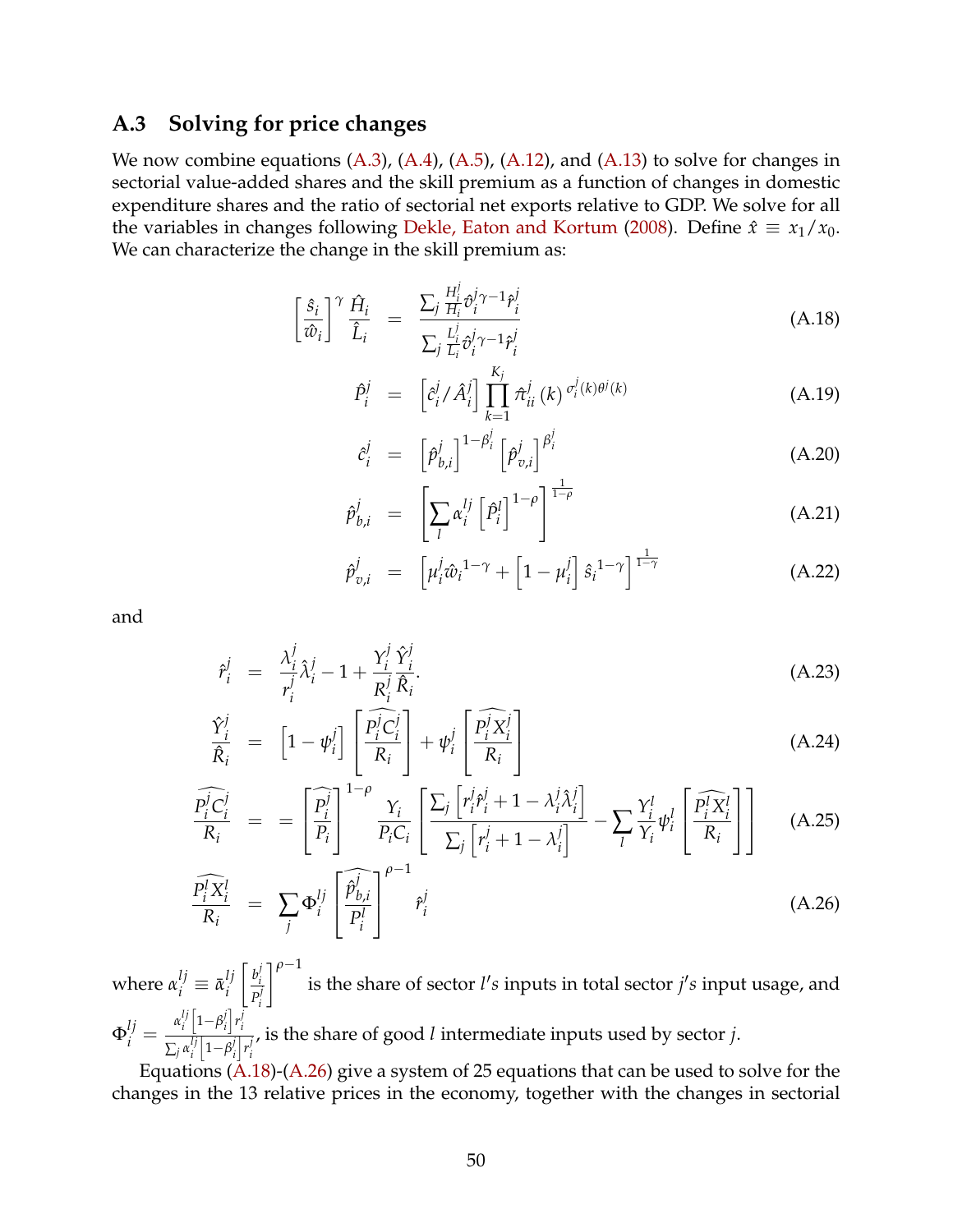## A.3 Solving for price changes

We now combine equations (A.3), (A.4), (A.5), (A.12), and (A.13) to solve for changes in sectorial value-added shares and the skill premium as a function of changes in domestic expenditure shares and the ratio of sectorial net exports relative to GDP. We solve for all the variables in changes following Dekle, Eaton and Kortum (2008). Define $\hat{x} \equiv x_1/x_0$. We can characterize the change in the skill premium as:

$$\left[\frac{\hat{s}_i}{\hat{w}_i}\right]^{\gamma}\frac{\hat{H}_i}{\hat{L}_i} = \frac{\sum_j \frac{H_i^j}{H_i}\hat{\vartheta}_i^{j\gamma-1}\hat{r}_i^j}{\sum_j \frac{L_i^j}{L_i}\hat{\vartheta}_i^{j\gamma-1}\hat{r}_i^j} \tag{A.18}$$

$$\hat{P}_i^j = \left[\hat{c}_i^j/\hat{A}_i^j\right]\prod_{k=1}^{K_j}\hat{\pi}_{ii}^j(k)^{\sigma_i^j(k)\theta^j(k)} \tag{A.19}$$

$$\hat{c}_i^j = \left[\hat{p}_{b,i}^j\right]^{1-\beta_i^j}\left[\hat{p}_{v,i}^j\right]^{\beta_i^j} \tag{A.20}$$

$$\hat{p}_{b,i}^j = \left[\sum_l \alpha_i^{lj}\left[\hat{P}_i^l\right]^{1-\rho}\right]^{\frac{1}{1-\rho}} \tag{A.21}$$

$$\hat{p}_{v,i}^j = \left[\mu_i^j\hat{w}_i^{1-\gamma} + \left[1-\mu_i^j\right]\hat{s}_i^{1-\gamma}\right]^{\frac{1}{1-\gamma}} \tag{A.22}$$

and

$$\hat{r}_i^j = \frac{\lambda_i^j}{r_i^j}\hat{\lambda}_i^j - 1 + \frac{Y_i^j}{R_i^j}\frac{\hat{Y}_i^j}{\hat{R}_i}. \tag{A.23}$$

$$\frac{\hat{Y}_i^j}{\hat{R}_i} = \left[1-\psi_i^j\right]\left[\widehat{\frac{P_i^jC_i^j}{R_i}}\right] + \psi_i^j\left[\widehat{\frac{P_i^jX_i^j}{R_i}}\right] \tag{A.24}$$

$$\widehat{\frac{P_i^jC_i^j}{R_i}} = = \left[\widehat{\frac{P_i^j}{P_i}}\right]^{1-\rho}\frac{Y_i}{P_iC_i}\left[\frac{\sum_j\left[r_i^j\hat{r}_i^j + 1 - \lambda_i^j\hat{\lambda}_i^j\right]}{\sum_j\left[r_i^j + 1 - \lambda_i^j\right]} - \sum_l\frac{Y_i^l}{Y_i}\psi_i^l\left[\widehat{\frac{P_i^lX_i^l}{R_i}}\right]\right] \tag{A.25}$$

$$\widehat{\frac{P_i^lX_i^l}{R_i}} = \sum_j \Phi_i^{lj}\left[\widehat{\frac{\hat{p}_{b,i}^j}{P_i^l}}\right]^{\rho-1}\hat{r}_i^j \tag{A.26}$$

where $\alpha_i^{lj} \equiv \bar{\alpha}_i^{lj}\left[\frac{b_i^j}{P_i^l}\right]^{\rho-1}$ is the share of sector $l's$ inputs in total sector $j's$ input usage, and $\Phi_i^{lj} = \frac{\alpha_i^{lj}\left[1-\beta_i^j\right]r_i^j}{\sum_j \alpha_i^{lj}\left[1-\beta_i^j\right]r_i^j}$, is the share of good $l$ intermediate inputs used by sector $j$.

Equations (A.18)-(A.26) give a system of 25 equations that can be used to solve for the changes in the 13 relative prices in the economy, together with the changes in sectorial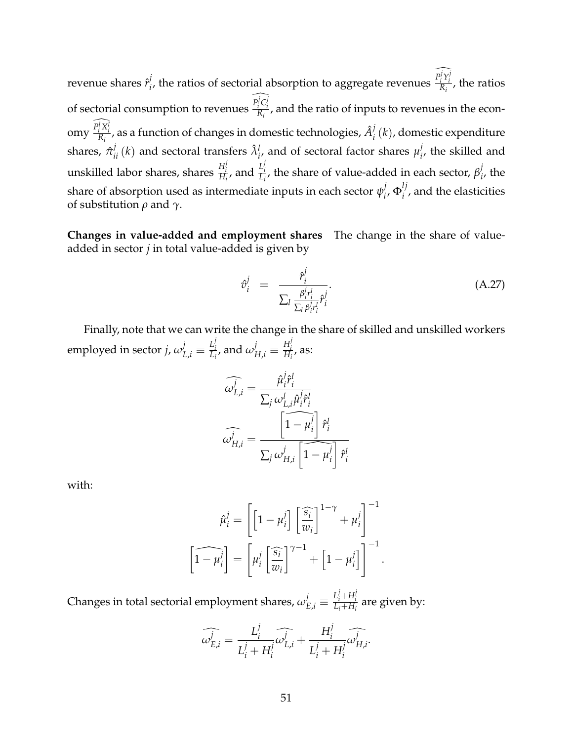revenue shares $\hat{r}_i^j$, the ratios of sectorial absorption to aggregate revenues $\widehat{\frac{P_i^j Y_i^j}{R_i}}$, the ratios of sectorial consumption to revenues $\widehat{\frac{P_i^j C_i^j}{R_i}}$, and the ratio of inputs to revenues in the economy $\widehat{\frac{P_i^l X_i^l}{R_i}}$, as a function of changes in domestic technologies, $\hat{A}_i^j(k)$, domestic expenditure shares, $\hat{\pi}_{ii}^j(k)$ and sectoral transfers $\hat{\lambda}_i^l$, and of sectoral factor shares $\mu_i^j$, the skilled and unskilled labor shares, shares $\frac{H_i^j}{H_i}$, and $\frac{L_i^j}{L_i}$, the share of value-added in each sector, $\beta_i^j$, the share of absorption used as intermediate inputs in each sector $\psi_i^j$, $\Phi_i^{lj}$, and the elasticities of substitution $\rho$ and $\gamma$.

**Changes in value-added and employment shares** The change in the share of value-added in sector $j$ in total value-added is given by

$$\hat{v}_i^j = \frac{\hat{r}_i^j}{\sum_l \frac{\beta_i^l r_i^l}{\sum_l \beta_i^l r_i^l} \hat{r}_i^j}. \tag{A.27}$$

Finally, note that we can write the change in the share of skilled and unskilled workers employed in sector $j$, $\omega_{L,i}^j \equiv \frac{L_i^j}{L_i}$, and $\omega_{H,i}^j \equiv \frac{H_i^j}{H_i}$, as:

$$\widehat{\omega_{L,i}^j} = \frac{\hat{\mu}_i^j \hat{r}_i^l}{\sum_j \omega_{L,i}^l \hat{\mu}_i^j \hat{r}_i^l}$$

$$\widehat{\omega_{H,i}^j} = \frac{\left[\widehat{1-\mu_i^j}\right] \hat{r}_i^l}{\sum_j \omega_{H,i}^j \left[\widehat{1-\mu_i^j}\right] \hat{r}_i^l}$$

with:

$$\hat{\mu}_i^j = \left[\left[1-\mu_i^j\right]\left[\frac{\widehat{s_i}}{w_i}\right]^{1-\gamma} + \mu_i^j\right]^{-1}$$

$$\left[\widehat{1-\mu_i^j}\right] = \left[\mu_i^j \left[\frac{\widehat{s_i}}{w_i}\right]^{\gamma-1} + \left[1-\mu_i^j\right]\right]^{-1}.$$

Changes in total sectorial employment shares, $\omega_{E,i}^j \equiv \frac{L_i^j + H_i^j}{L_i + H_i}$ are given by:

$$\widehat{\omega_{E,i}^j} = \frac{L_i^j}{L_i^j + H_i^j}\widehat{\omega_{L,i}^j} + \frac{H_i^j}{L_i^j + H_i^j}\widehat{\omega_{H,i}^j}.$$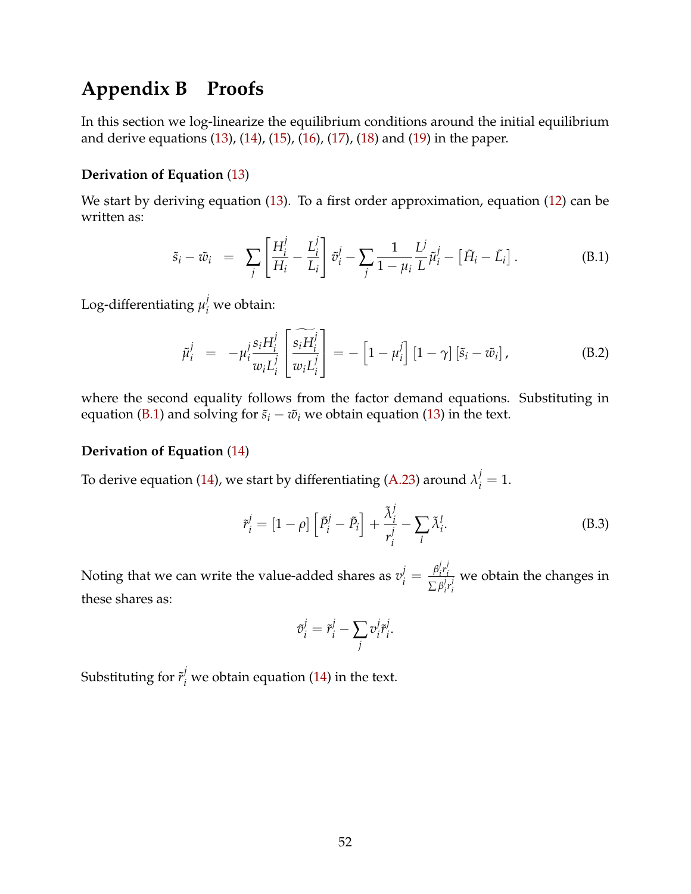# Appendix B Proofs

In this section we log-linearize the equilibrium conditions around the initial equilibrium and derive equations (13), (14), (15), (16), (17), (18) and (19) in the paper.

### Derivation of Equation (13)

We start by deriving equation (13). To a first order approximation, equation (12) can be written as:

$$\tilde{s}_i - \tilde{w}_i \;=\; \sum_j \left[\frac{H_i^j}{H_i} - \frac{L_i^j}{L_i}\right] \tilde{v}_i^j - \sum_j \frac{1}{1-\mu_i}\frac{L^j}{L}\tilde{\mu}_i^j - \left[\tilde{H}_i - \tilde{L}_i\right]. \tag{B.1}$$

Log-differentiating $\mu_i^j$ we obtain:

$$\tilde{\mu}_i^j \;=\; -\mu_i^j \frac{s_i H_i^j}{w_i L_i^j}\left[\widetilde{\frac{s_i H_i^j}{w_i L_i^j}}\right] = -\left[1-\mu_i^j\right]\left[1-\gamma\right]\left[\tilde{s}_i - \tilde{w}_i\right], \tag{B.2}$$

where the second equality follows from the factor demand equations. Substituting in equation (B.1) and solving for $\tilde{s}_i - \tilde{w}_i$ we obtain equation (13) in the text.

### Derivation of Equation (14)

To derive equation (14), we start by differentiating (A.23) around $\lambda_i^j = 1$.

$$\tilde{r}_i^j = [1-\rho]\left[\tilde{P}_i^j - \tilde{P}_i\right] + \frac{\tilde{\lambda}_i^j}{r_i^j} - \sum_l \tilde{\lambda}_i^l. \tag{B.3}$$

Noting that we can write the value-added shares as $v_i^j = \frac{\beta_i^j r_i^j}{\sum \beta_i^j r_i^j}$ we obtain the changes in these shares as:

$$\tilde{v}_i^j = \tilde{r}_i^j - \sum_j v_i^j \tilde{r}_i^j.$$

Substituting for $\tilde{r}_i^j$ we obtain equation (14) in the text.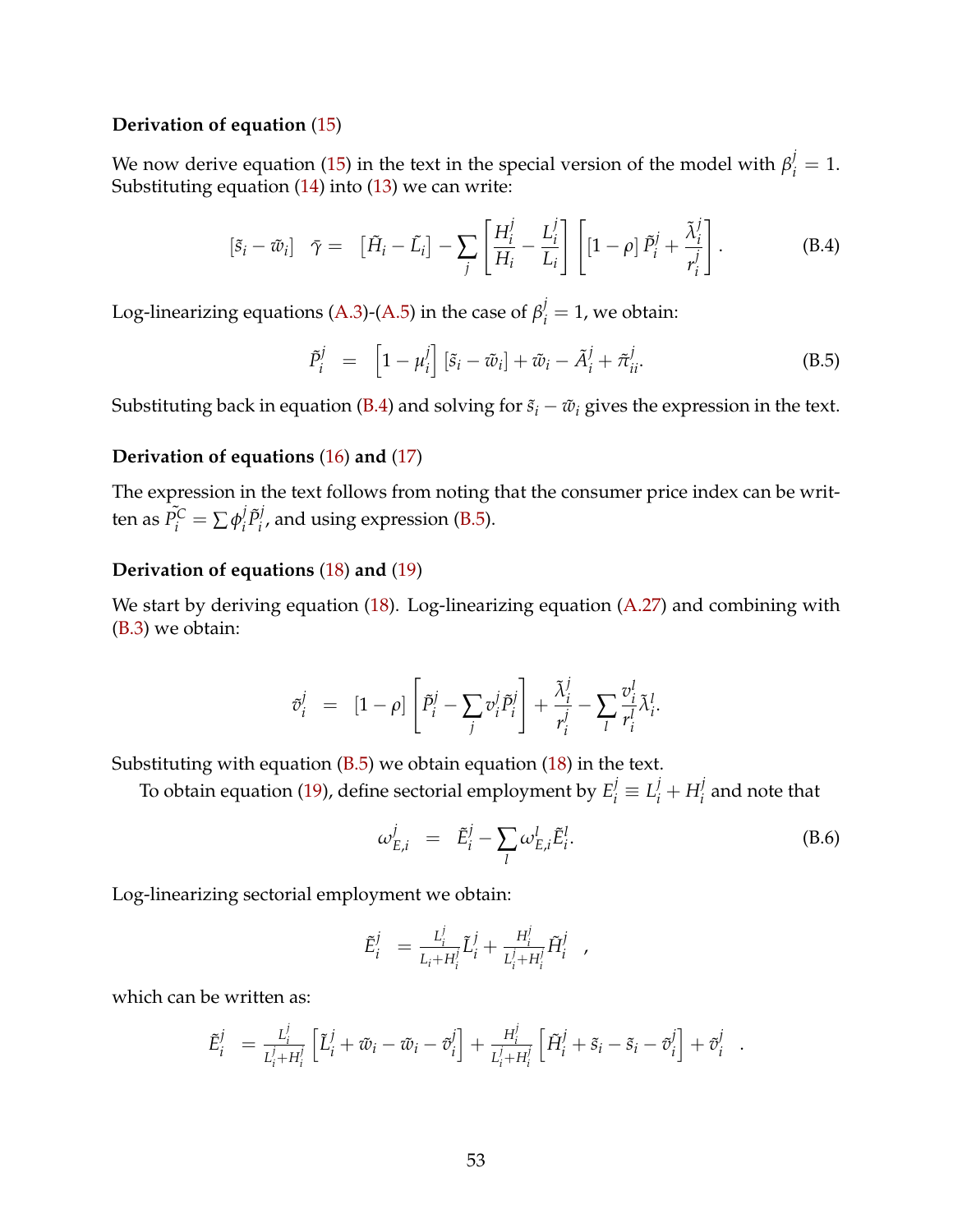**Derivation of equation (15)**

We now derive equation (15) in the text in the special version of the model with $\beta_i^j = 1$. Substituting equation (14) into (13) we can write:

$$[\tilde{s}_i - \tilde{w}_i] \quad \bar{\gamma} = \quad \left[\tilde{H}_i - \tilde{L}_i\right] - \sum_j \left[\frac{H_i^j}{H_i} - \frac{L_i^j}{L_i}\right] \left[[1-\rho]\, \tilde{P}_i^j + \frac{\tilde{\lambda}_i^j}{r_i^j}\right]. \tag{B.4}$$

Log-linearizing equations (A.3)-(A.5) in the case of $\beta_i^j = 1$, we obtain:

$$\tilde{P}_i^j \quad = \quad \left[1 - \mu_i^j\right] [\tilde{s}_i - \tilde{w}_i] + \tilde{w}_i - \tilde{A}_i^j + \tilde{\pi}_{ii}^j. \tag{B.5}$$

Substituting back in equation (B.4) and solving for $\tilde{s}_i - \tilde{w}_i$ gives the expression in the text.

**Derivation of equations (16) and (17)**

The expression in the text follows from noting that the consumer price index can be written as $\tilde{P_i^C} = \sum \phi_i^j \tilde{P}_i^j$, and using expression (B.5).

**Derivation of equations (18) and (19)**

We start by deriving equation (18). Log-linearizing equation (A.27) and combining with (B.3) we obtain:

$$\tilde{v}_i^j \quad = \quad [1-\rho] \left[\tilde{P}_i^j - \sum_j v_i^j \tilde{P}_i^j\right] + \frac{\tilde{\lambda}_i^j}{r_i^j} - \sum_l \frac{v_i^l}{r_i^l} \tilde{\lambda}_i^l.$$

Substituting with equation (B.5) we obtain equation (18) in the text.

To obtain equation (19), define sectorial employment by $E_i^j \equiv L_i^j + H_i^j$ and note that

$$\omega_{E,i}^j \quad = \quad \tilde{E}_i^j - \sum_l \omega_{E,i}^l \tilde{E}_i^l. \tag{B.6}$$

Log-linearizing sectorial employment we obtain:

$$\tilde{E}_i^j \quad = \frac{L_i^j}{L_i + H_i^j} \tilde{L}_i^j + \frac{H_i^j}{L_i^j + H_i^j} \tilde{H}_i^j \quad ,$$

which can be written as:

$$\tilde{E}_i^j \quad = \frac{L_i^j}{L_i^j + H_i^j} \left[\tilde{L}_i^j + \tilde{w}_i - \tilde{w}_i - \tilde{v}_i^j\right] + \frac{H_i^j}{L_i^j + H_i^j} \left[\tilde{H}_i^j + \tilde{s}_i - \tilde{s}_i - \tilde{v}_i^j\right] + \tilde{v}_i^j \quad .$$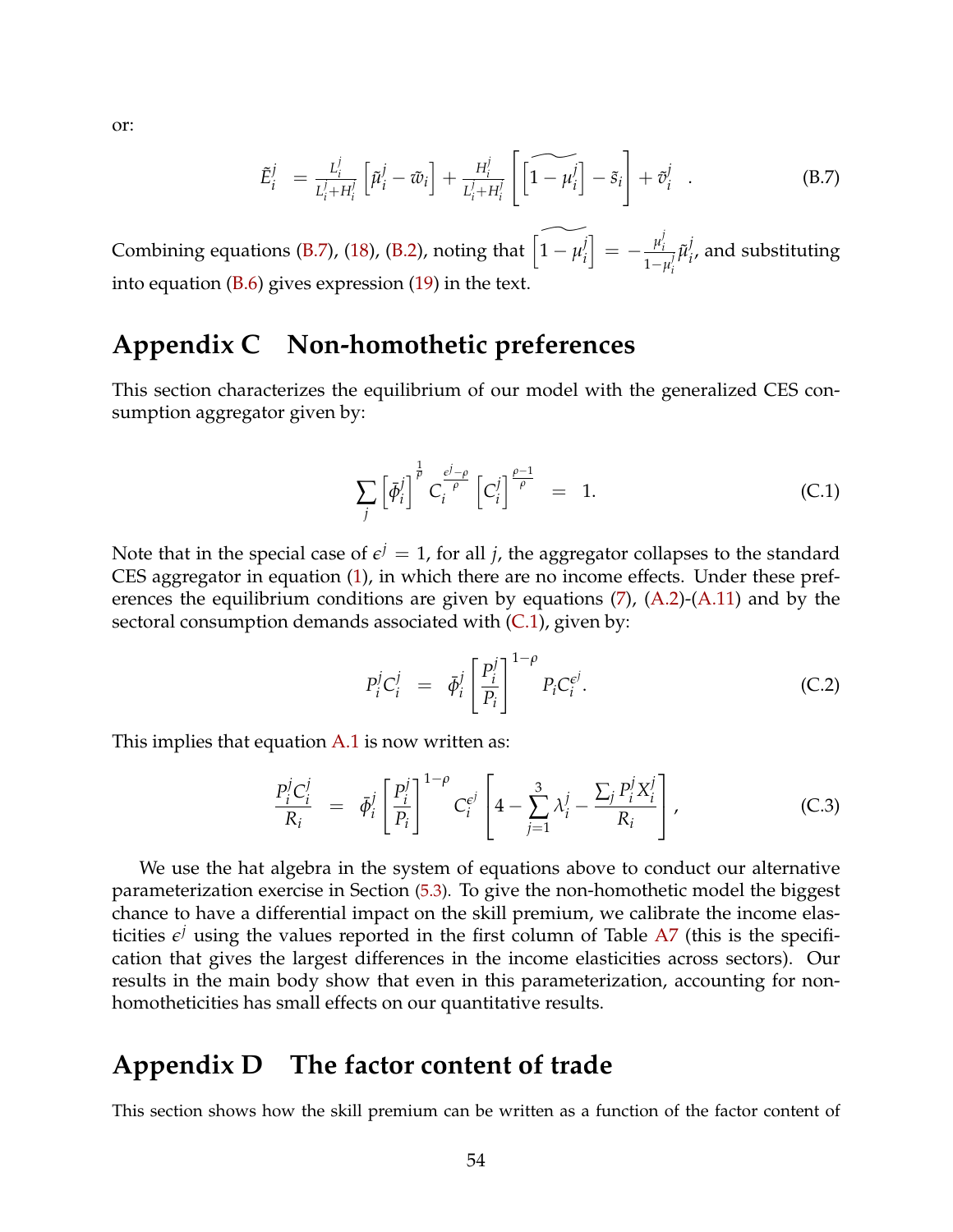or:

$$\tilde{E}_i^j = \frac{L_i^j}{L_i^j+H_i^j}\left[\tilde{\mu}_i^j - \tilde{w}_i\right] + \frac{H_i^j}{L_i^j+H_i^j}\left[\widetilde{\left[1-\mu_i^j\right]} - \tilde{s}_i\right] + \tilde{v}_i^j \quad . \tag{B.7}$$

Combining equations (B.7), (18), (B.2), noting that $\widetilde{\left[1-\mu_i^j\right]} = -\frac{\mu_i^j}{1-\mu_i^j}\tilde{\mu}_i^j$, and substituting into equation (B.6) gives expression (19) in the text.

# Appendix C Non-homothetic preferences

This section characterizes the equilibrium of our model with the generalized CES consumption aggregator given by:

$$\sum_j \left[\bar{\phi}_i^j\right]^{\frac{1}{\rho}} C_i^{\frac{\epsilon^j-\rho}{\rho}} \left[C_i^j\right]^{\frac{\rho-1}{\rho}} = 1. \tag{C.1}$$

Note that in the special case of $\epsilon^j = 1$, for all $j$, the aggregator collapses to the standard CES aggregator in equation (1), in which there are no income effects. Under these preferences the equilibrium conditions are given by equations (7), (A.2)-(A.11) and by the sectoral consumption demands associated with (C.1), given by:

$$P_i^j C_i^j = \bar{\phi}_i^j \left[\frac{P_i^j}{P_i}\right]^{1-\rho} P_i C_i^{\epsilon^j}. \tag{C.2}$$

This implies that equation A.1 is now written as:

$$\frac{P_i^j C_i^j}{R_i} = \bar{\phi}_i^j \left[\frac{P_i^j}{P_i}\right]^{1-\rho} C_i^{\epsilon^j} \left[4 - \sum_{j=1}^{3}\lambda_i^j - \frac{\sum_j P_i^j X_i^j}{R_i}\right], \tag{C.3}$$

We use the hat algebra in the system of equations above to conduct our alternative parameterization exercise in Section (5.3). To give the non-homothetic model the biggest chance to have a differential impact on the skill premium, we calibrate the income elasticities $\epsilon^j$ using the values reported in the first column of Table A7 (this is the specification that gives the largest differences in the income elasticities across sectors). Our results in the main body show that even in this parameterization, accounting for non-homotheticities has small effects on our quantitative results.

# Appendix D The factor content of trade

This section shows how the skill premium can be written as a function of the factor content of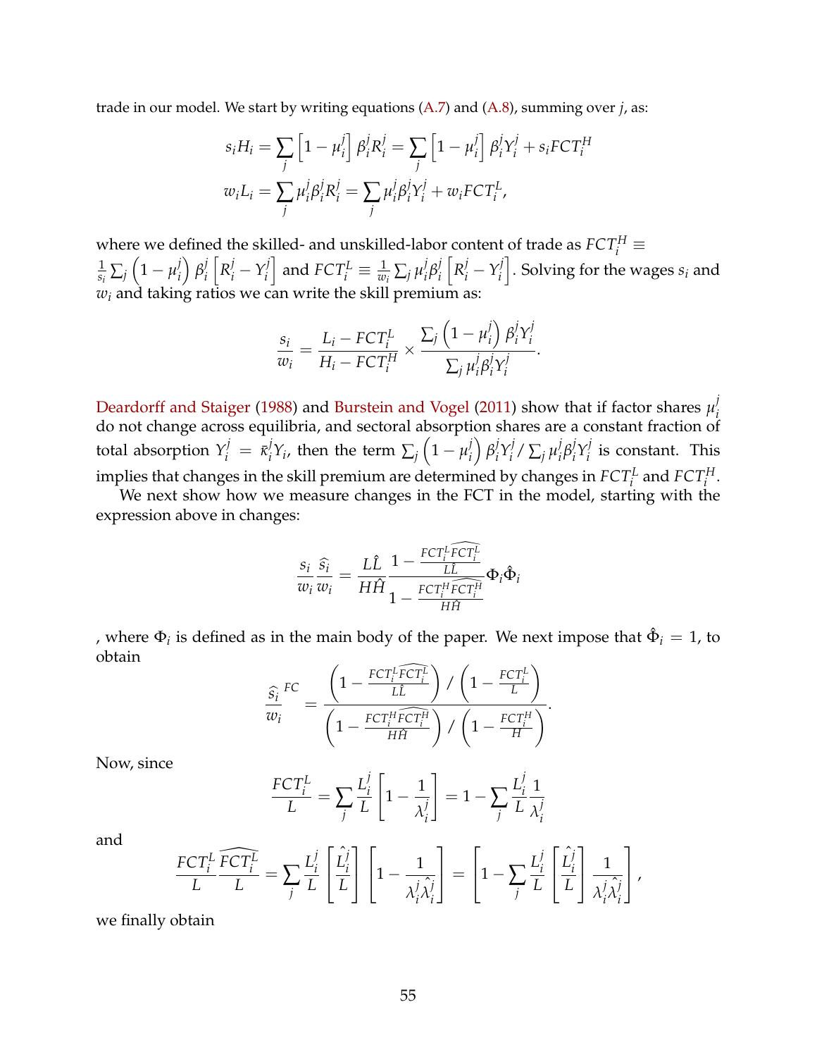trade in our model. We start by writing equations (A.7) and (A.8), summing over $j$, as:

$$s_i H_i = \sum_j \left[1 - \mu_i^j\right] \beta_i^j R_i^j = \sum_j \left[1 - \mu_i^j\right] \beta_i^j Y_i^j + s_i FCT_i^H$$
$$w_i L_i = \sum_j \mu_i^j \beta_i^j R_i^j = \sum_j \mu_i^j \beta_i^j Y_i^j + w_i FCT_i^L,$$

where we defined the skilled- and unskilled-labor content of trade as $FCT_i^H \equiv \frac{1}{s_i}\sum_j \left(1-\mu_i^j\right)\beta_i^j\left[R_i^j - Y_i^j\right]$ and $FCT_i^L \equiv \frac{1}{w_i}\sum_j \mu_i^j \beta_i^j\left[R_i^j - Y_i^j\right]$. Solving for the wages $s_i$ and $w_i$ and taking ratios we can write the skill premium as:

$$\frac{s_i}{w_i} = \frac{L_i - FCT_i^L}{H_i - FCT_i^H} \times \frac{\sum_j \left(1-\mu_i^j\right)\beta_i^j Y_i^j}{\sum_j \mu_i^j \beta_i^j Y_i^j}.$$

Deardorff and Staiger (1988) and Burstein and Vogel (2011) show that if factor shares $\mu_i^j$ do not change across equilibria, and sectoral absorption shares are a constant fraction of total absorption $Y_i^j = \bar{\kappa}_i^j Y_i$, then the term $\sum_j \left(1-\mu_i^j\right)\beta_i^j Y_i^j / \sum_j \mu_i^j \beta_i^j Y_i^j$ is constant. This implies that changes in the skill premium are determined by changes in $FCT_i^L$ and $FCT_i^H$.

We next show how we measure changes in the FCT in the model, starting with the expression above in changes:

$$\frac{s_i}{w_i}\frac{\widehat{s_i}}{w_i} = \frac{L\hat{L}}{H\hat{H}} \frac{1 - \frac{FCT_i^L \widehat{FCT_i^L}}{L\hat{L}}}{1 - \frac{FCT_i^H \widehat{FCT_i^H}}{H\hat{H}}} \Phi_i \hat{\Phi}_i$$

, where $\Phi_i$ is defined as in the main body of the paper. We next impose that $\hat{\Phi}_i = 1$, to obtain

$$\frac{\widehat{s_i}}{w_i}^{FC} = \frac{\left(1 - \frac{FCT_i^L \widehat{FCT_i^L}}{L\hat{L}}\right) / \left(1 - \frac{FCT_i^L}{L}\right)}{\left(1 - \frac{FCT_i^H \widehat{FCT_i^H}}{H\hat{H}}\right) / \left(1 - \frac{FCT_i^H}{H}\right)}.$$

Now, since

$$\frac{FCT_i^L}{L} = \sum_j \frac{L_i^j}{L}\left[1 - \frac{1}{\lambda_i^j}\right] = 1 - \sum_j \frac{L_i^j}{L}\frac{1}{\lambda_i^j}$$

and

$$\frac{FCT_i^L}{L}\frac{\widehat{FCT_i^L}}{L} = \sum_j \frac{L_i^j}{L}\left[\frac{\hat{L}_i^j}{L}\right]\left[1 - \frac{1}{\lambda_i^j \hat{\lambda}_i^j}\right] = \left[1 - \sum_j \frac{L_i^j}{L}\left[\frac{\hat{L}_i^j}{L}\right]\frac{1}{\lambda_i^j \hat{\lambda}_i^j}\right],$$

we finally obtain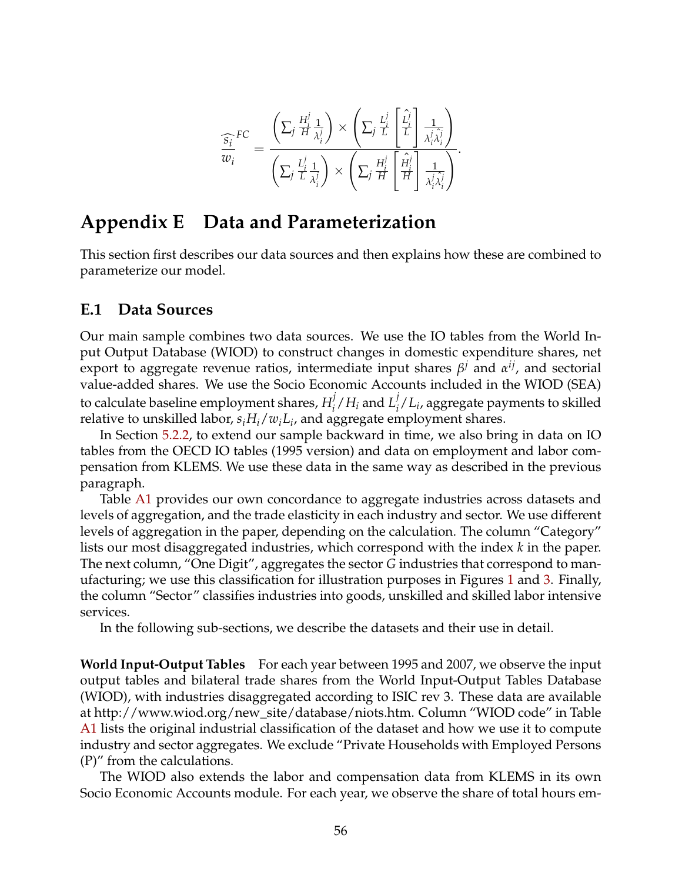$$\widehat{\frac{s_i}{w_i}}^{FC} = \frac{\left(\sum_j \frac{H_i^j}{H}\frac{1}{\lambda_i^j}\right) \times \left(\sum_j \frac{L_i^j}{L}\left[\frac{\hat{L}_i^j}{L}\right]\frac{1}{\lambda_i^j \hat{\lambda}_i^j}\right)}{\left(\sum_j \frac{L_i^j}{L}\frac{1}{\lambda_i^j}\right) \times \left(\sum_j \frac{H_i^j}{H}\left[\frac{\hat{H}_i^j}{H}\right]\frac{1}{\lambda_i^j \hat{\lambda}_i^j}\right)}.$$

# Appendix E Data and Parameterization

This section first describes our data sources and then explains how these are combined to parameterize our model.

## E.1 Data Sources

Our main sample combines two data sources. We use the IO tables from the World Input Output Database (WIOD) to construct changes in domestic expenditure shares, net export to aggregate revenue ratios, intermediate input shares $\beta^j$ and $\alpha^{ij}$, and sectorial value-added shares. We use the Socio Economic Accounts included in the WIOD (SEA) to calculate baseline employment shares, $H_i^j/H_i$ and $L_i^j/L_i$, aggregate payments to skilled relative to unskilled labor, $s_iH_i/w_iL_i$, and aggregate employment shares.

In Section 5.2.2, to extend our sample backward in time, we also bring in data on IO tables from the OECD IO tables (1995 version) and data on employment and labor compensation from KLEMS. We use these data in the same way as described in the previous paragraph.

Table A1 provides our own concordance to aggregate industries across datasets and levels of aggregation, and the trade elasticity in each industry and sector. We use different levels of aggregation in the paper, depending on the calculation. The column "Category" lists our most disaggregated industries, which correspond with the index $k$ in the paper. The next column, "One Digit", aggregates the sector $G$ industries that correspond to manufacturing; we use this classification for illustration purposes in Figures 1 and 3. Finally, the column "Sector" classifies industries into goods, unskilled and skilled labor intensive services.

In the following sub-sections, we describe the datasets and their use in detail.

**World Input-Output Tables** For each year between 1995 and 2007, we observe the input output tables and bilateral trade shares from the World Input-Output Tables Database (WIOD), with industries disaggregated according to ISIC rev 3. These data are available at http://www.wiod.org/new_site/database/niots.htm. Column "WIOD code" in Table A1 lists the original industrial classification of the dataset and how we use it to compute industry and sector aggregates. We exclude "Private Households with Employed Persons (P)" from the calculations.

The WIOD also extends the labor and compensation data from KLEMS in its own Socio Economic Accounts module. For each year, we observe the share of total hours em-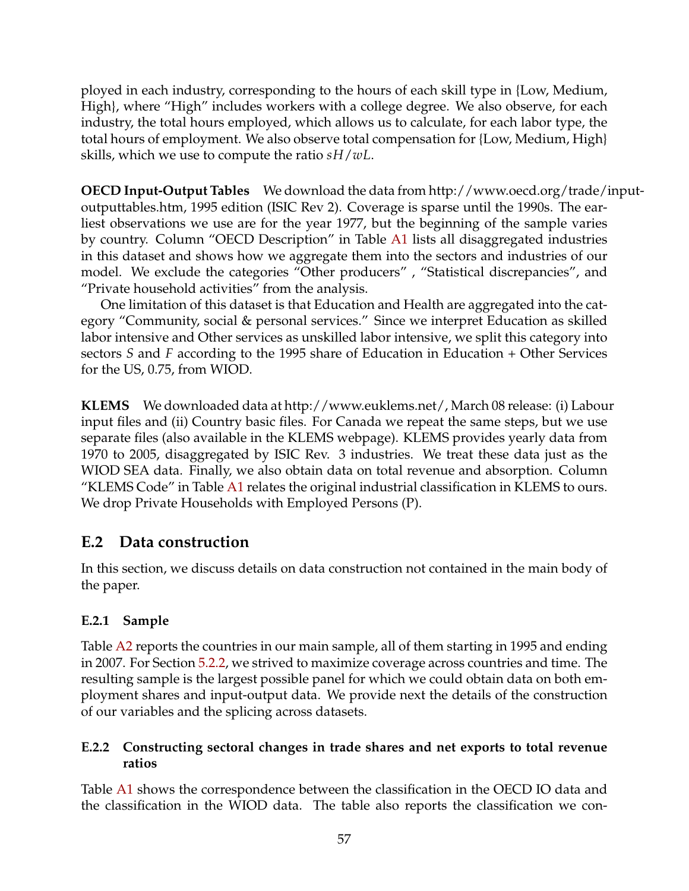ployed in each industry, corresponding to the hours of each skill type in {Low, Medium, High}, where "High" includes workers with a college degree. We also observe, for each industry, the total hours employed, which allows us to calculate, for each labor type, the total hours of employment. We also observe total compensation for {Low, Medium, High} skills, which we use to compute the ratio $sH/wL$.

**OECD Input-Output Tables** We download the data from http://www.oecd.org/trade/input-outputtables.htm, 1995 edition (ISIC Rev 2). Coverage is sparse until the 1990s. The earliest observations we use are for the year 1977, but the beginning of the sample varies by country. Column "OECD Description" in Table A1 lists all disaggregated industries in this dataset and shows how we aggregate them into the sectors and industries of our model. We exclude the categories "Other producers" , "Statistical discrepancies", and "Private household activities" from the analysis.

One limitation of this dataset is that Education and Health are aggregated into the category "Community, social & personal services." Since we interpret Education as skilled labor intensive and Other services as unskilled labor intensive, we split this category into sectors $S$ and $F$ according to the 1995 share of Education in Education + Other Services for the US, 0.75, from WIOD.

**KLEMS** We downloaded data at http://www.euklems.net/, March 08 release: (i) Labour input files and (ii) Country basic files. For Canada we repeat the same steps, but we use separate files (also available in the KLEMS webpage). KLEMS provides yearly data from 1970 to 2005, disaggregated by ISIC Rev. 3 industries. We treat these data just as the WIOD SEA data. Finally, we also obtain data on total revenue and absorption. Column "KLEMS Code" in Table A1 relates the original industrial classification in KLEMS to ours. We drop Private Households with Employed Persons (P).

## E.2 Data construction

In this section, we discuss details on data construction not contained in the main body of the paper.

### E.2.1 Sample

Table A2 reports the countries in our main sample, all of them starting in 1995 and ending in 2007. For Section 5.2.2, we strived to maximize coverage across countries and time. The resulting sample is the largest possible panel for which we could obtain data on both employment shares and input-output data. We provide next the details of the construction of our variables and the splicing across datasets.

### E.2.2 Constructing sectoral changes in trade shares and net exports to total revenue ratios

Table A1 shows the correspondence between the classification in the OECD IO data and the classification in the WIOD data. The table also reports the classification we con-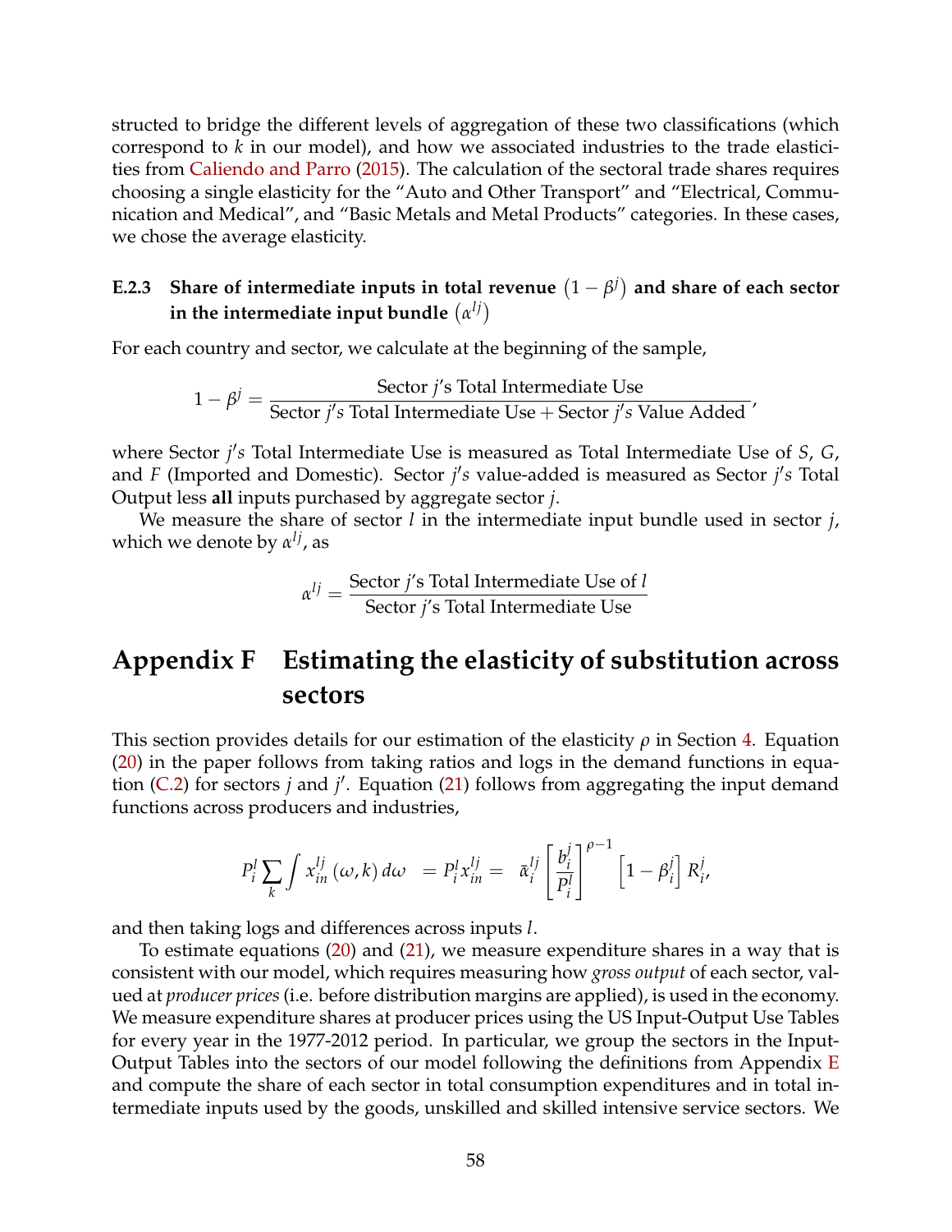structed to bridge the different levels of aggregation of these two classifications (which correspond to $k$ in our model), and how we associated industries to the trade elasticities from Caliendo and Parro (2015). The calculation of the sectoral trade shares requires choosing a single elasticity for the "Auto and Other Transport" and "Electrical, Communication and Medical", and "Basic Metals and Metal Products" categories. In these cases, we chose the average elasticity.

### E.2.3 Share of intermediate inputs in total revenue $\left(1-\beta^{j}\right)$ and share of each sector in the intermediate input bundle $\left(\alpha^{lj}\right)$

For each country and sector, we calculate at the beginning of the sample,

$$1-\beta^{j} = \frac{\text{Sector } j\text{'s Total Intermediate Use}}{\text{Sector } j's \text{ Total Intermediate Use} + \text{Sector } j's \text{ Value Added}},$$

where Sector $j's$ Total Intermediate Use is measured as Total Intermediate Use of $S$, $G$, and $F$ (Imported and Domestic). Sector $j's$ value-added is measured as Sector $j's$ Total Output less **all** inputs purchased by aggregate sector $j$.

We measure the share of sector $l$ in the intermediate input bundle used in sector $j$, which we denote by $\alpha^{lj}$, as

$$\alpha^{lj} = \frac{\text{Sector } j\text{'s Total Intermediate Use of } l}{\text{Sector } j\text{'s Total Intermediate Use}}$$

# Appendix F Estimating the elasticity of substitution across sectors

This section provides details for our estimation of the elasticity $\rho$ in Section 4. Equation (20) in the paper follows from taking ratios and logs in the demand functions in equation (C.2) for sectors $j$ and $j'$. Equation (21) follows from aggregating the input demand functions across producers and industries,

$$P_{i}^{l}\sum_{k}\int x_{in}^{lj}\left(\omega,k\right)d\omega \;\; = P_{i}^{l}x_{in}^{lj} = \;\; \bar{\alpha}_{i}^{lj}\left[\frac{b_{i}^{j}}{P_{i}^{l}}\right]^{\rho-1}\left[1-\beta_{i}^{j}\right]R_{i}^{j},$$

and then taking logs and differences across inputs $l$.

To estimate equations (20) and (21), we measure expenditure shares in a way that is consistent with our model, which requires measuring how *gross output* of each sector, valued at *producer prices* (i.e. before distribution margins are applied), is used in the economy. We measure expenditure shares at producer prices using the US Input-Output Use Tables for every year in the 1977-2012 period. In particular, we group the sectors in the Input-Output Tables into the sectors of our model following the definitions from Appendix E and compute the share of each sector in total consumption expenditures and in total intermediate inputs used by the goods, unskilled and skilled intensive service sectors. We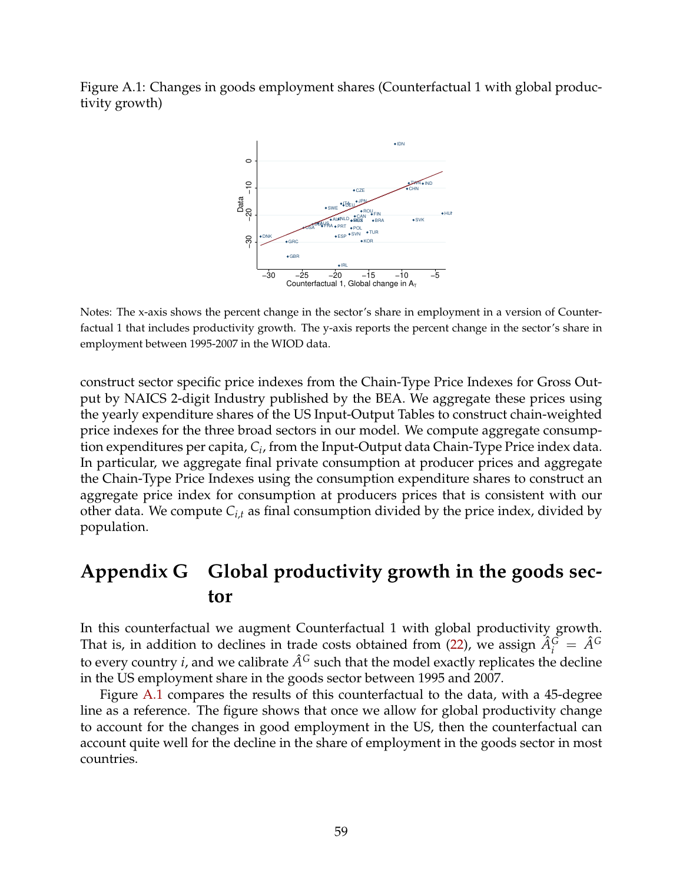Figure A.1: Changes in goods employment shares (Counterfactual 1 with global productivity growth)

Notes: The x-axis shows the percent change in the sector's share in employment in a version of Counterfactual 1 that includes productivity growth. The y-axis reports the percent change in the sector's share in employment between 1995-2007 in the WIOD data.

construct sector specific price indexes from the Chain-Type Price Indexes for Gross Output by NAICS 2-digit Industry published by the BEA. We aggregate these prices using the yearly expenditure shares of the US Input-Output Tables to construct chain-weighted price indexes for the three broad sectors in our model. We compute aggregate consumption expenditures per capita, $C_i$, from the Input-Output data Chain-Type Price index data. In particular, we aggregate final private consumption at producer prices and aggregate the Chain-Type Price Indexes using the consumption expenditure shares to construct an aggregate price index for consumption at producers prices that is consistent with our other data. We compute $C_{i,t}$ as final consumption divided by the price index, divided by population.

# Appendix G Global productivity growth in the goods sector

In this counterfactual we augment Counterfactual 1 with global productivity growth. That is, in addition to declines in trade costs obtained from (22), we assign $\hat{A}_i^G = \hat{A}^G$ to every country $i$, and we calibrate $\hat{A}^G$ such that the model exactly replicates the decline in the US employment share in the goods sector between 1995 and 2007.

Figure A.1 compares the results of this counterfactual to the data, with a 45-degree line as a reference. The figure shows that once we allow for global productivity change to account for the changes in good employment in the US, then the counterfactual can account quite well for the decline in the share of employment in the goods sector in most countries.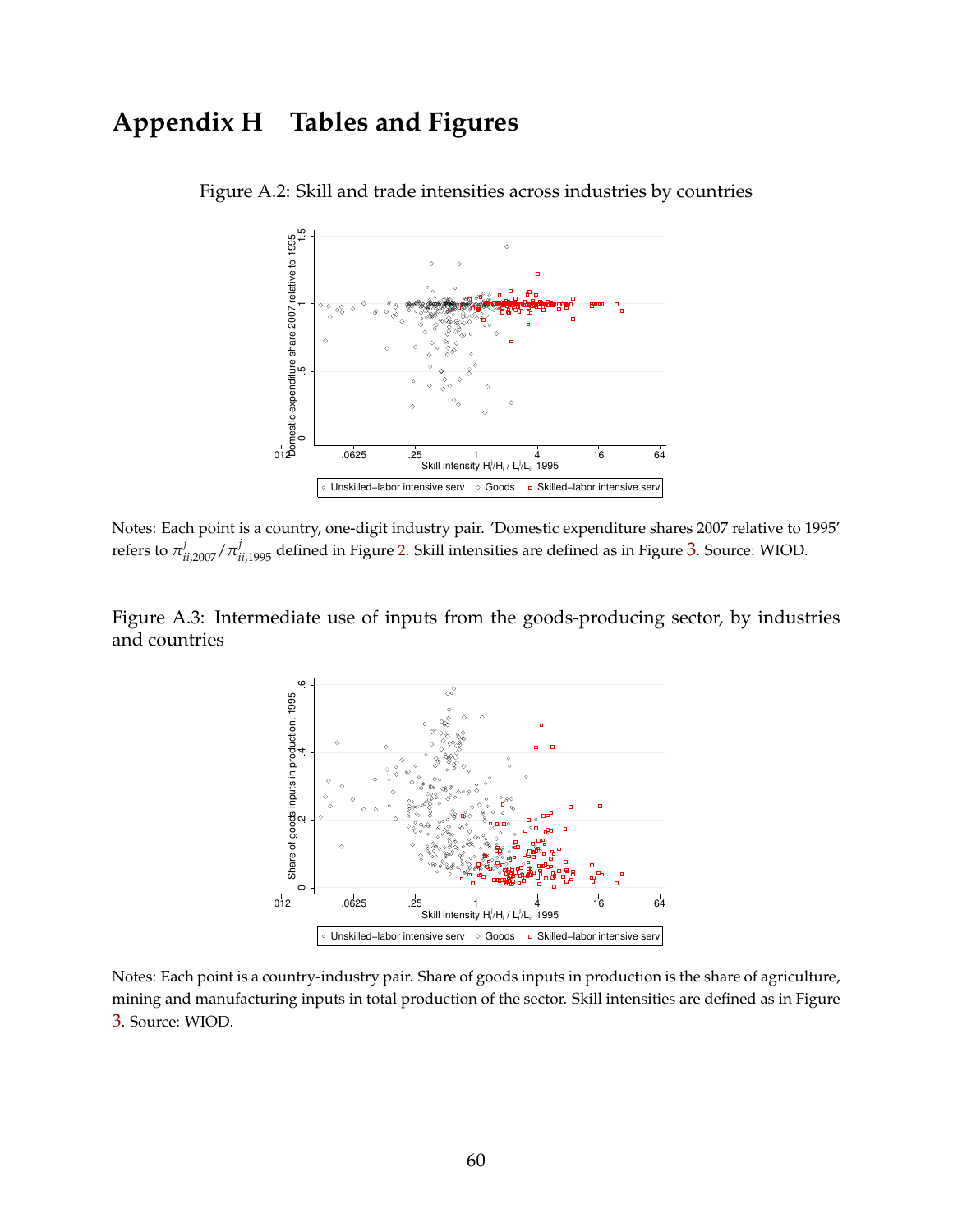# Appendix H Tables and Figures

Figure A.2: Skill and trade intensities across industries by countries

Notes: Each point is a country, one-digit industry pair. 'Domestic expenditure shares 2007 relative to 1995' refers to $\pi^j_{ii,2007}/\pi^j_{ii,1995}$ defined in Figure 2. Skill intensities are defined as in Figure 3. Source: WIOD.

Figure A.3: Intermediate use of inputs from the goods-producing sector, by industries and countries

Notes: Each point is a country-industry pair. Share of goods inputs in production is the share of agriculture, mining and manufacturing inputs in total production of the sector. Skill intensities are defined as in Figure 3. Source: WIOD.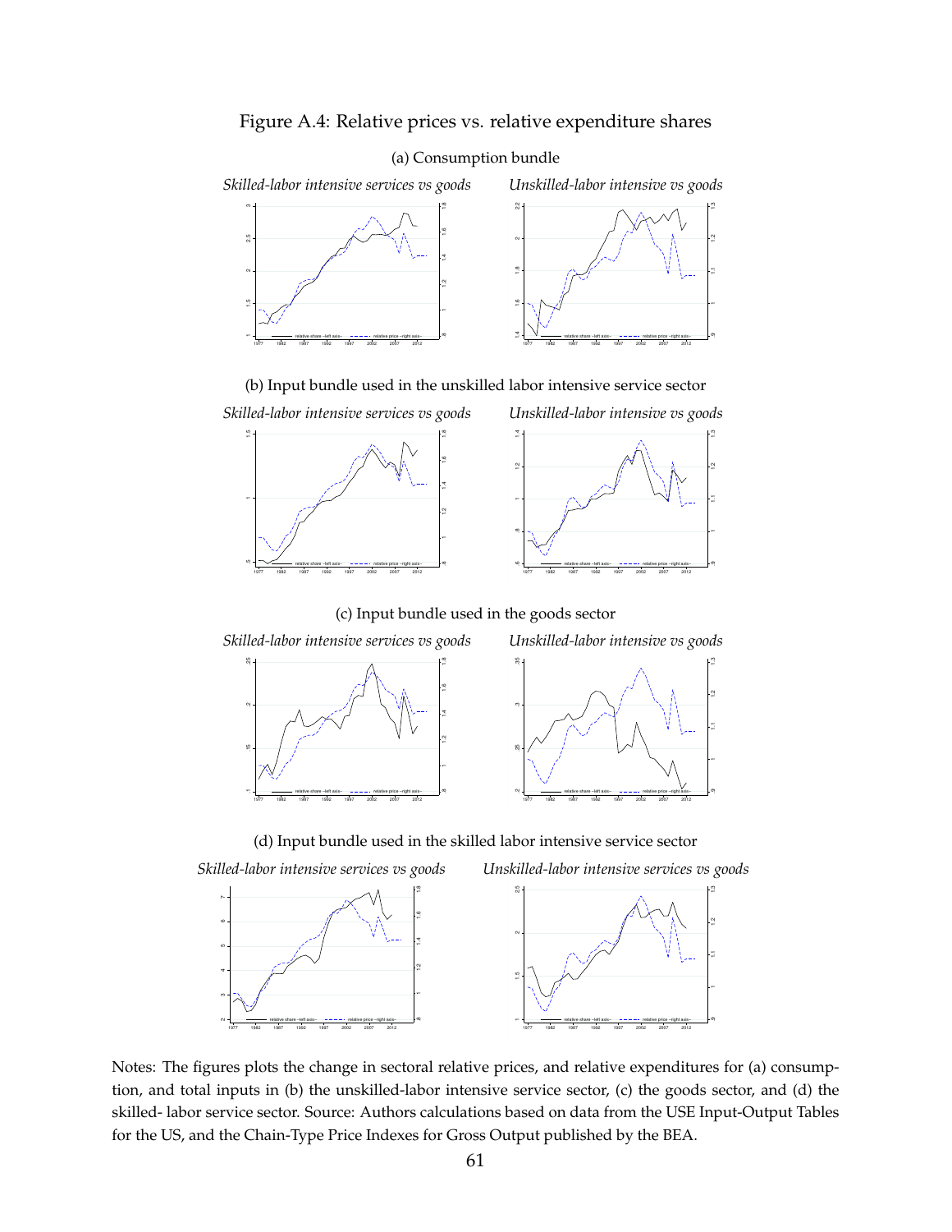# Figure A.4: Relative prices vs. relative expenditure shares

(a) Consumption bundle

*Skilled-labor intensive services vs goods* *Unskilled-labor intensive vs goods*

(b) Input bundle used in the unskilled labor intensive service sector

*Skilled-labor intensive services vs goods* *Unskilled-labor intensive vs goods*

(c) Input bundle used in the goods sector

*Skilled-labor intensive services vs goods* *Unskilled-labor intensive vs goods*

(d) Input bundle used in the skilled labor intensive service sector

*Skilled-labor intensive services vs goods* *Unskilled-labor intensive services vs goods*

Notes: The figures plots the change in sectoral relative prices, and relative expenditures for (a) consumption, and total inputs in (b) the unskilled-labor intensive service sector, (c) the goods sector, and (d) the skilled- labor service sector. Source: Authors calculations based on data from the USE Input-Output Tables for the US, and the Chain-Type Price Indexes for Gross Output published by the BEA.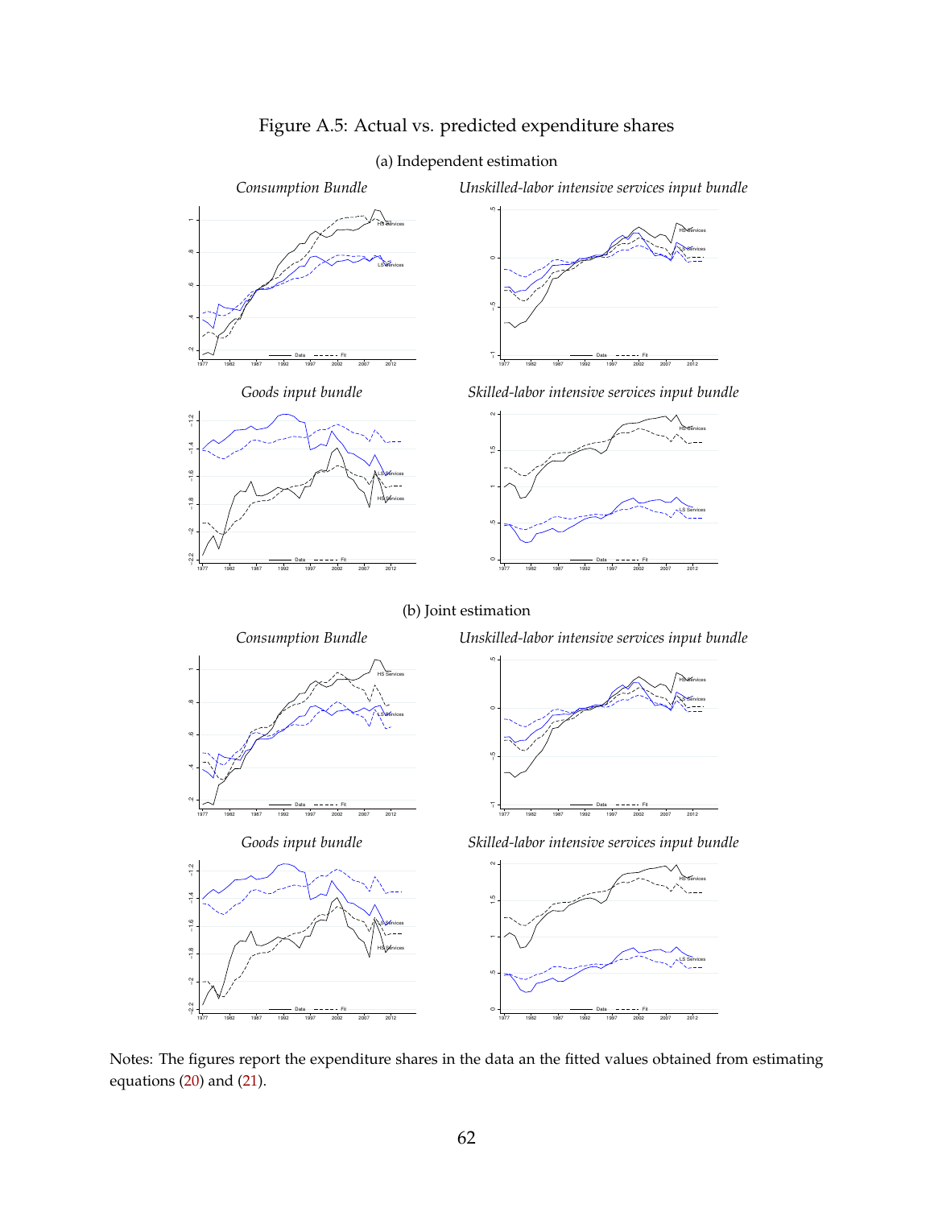# Figure A.5: Actual vs. predicted expenditure shares

(a) Independent estimation

*Consumption Bundle* | *Unskilled-labor intensive services input bundle*

*Goods input bundle* | *Skilled-labor intensive services input bundle*

(b) Joint estimation

*Consumption Bundle* | *Unskilled-labor intensive services input bundle*

*Goods input bundle* | *Skilled-labor intensive services input bundle*

Notes: The figures report the expenditure shares in the data an the fitted values obtained from estimating equations (20) and (21).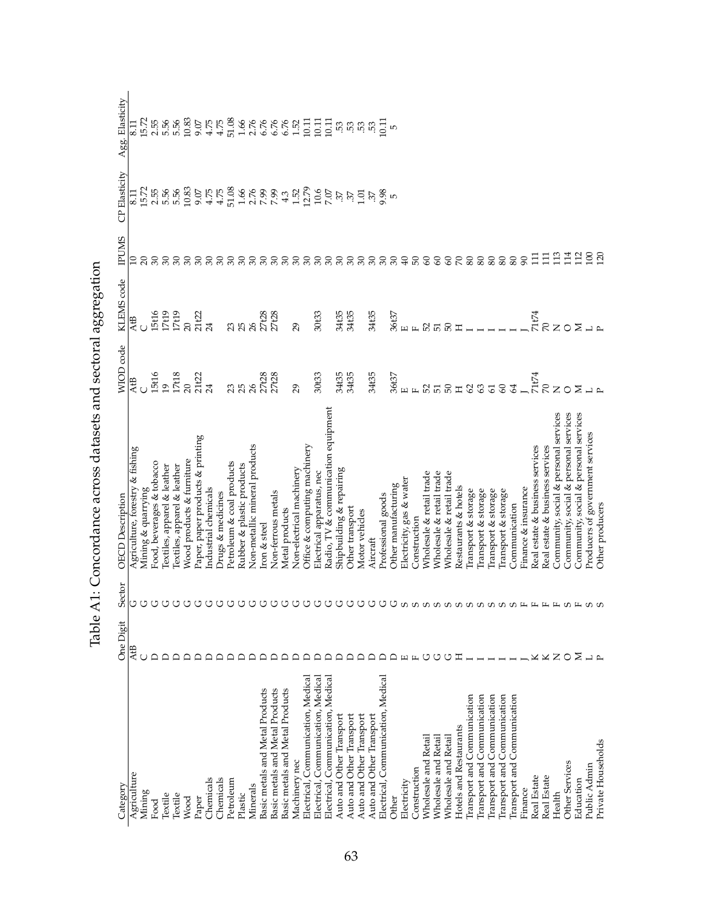# Table A1: Concordance across datasets and sectoral aggregation

| Category | One Digit | Sector | OECD Description | WIOD code | KLEMS code | IPUMS | CP Elasticity | Agg. Elasticity |
|---|---|---|---|---|---|---|---|---|
| Agriculture | AtB | G | Agriculture, forestry & fishing | AtB | AtB | 10 | 8.11 | 8.11 |
| Mining | C | G | Mining & quarrying | C | C | 20 | 15.72 | 15.72 |
| Food | D | G | Food, beverages & tobacco | 15t16 | 15t16 | 30 | 2.55 | 2.55 |
| Textile | D | G | Textiles, apparel & leather | 19 | 17t19 | 30 | 5.56 | 5.56 |
| Textile | D | G | Textiles, apparel & leather | 17t18 | 17t19 | 30 | 5.56 | 5.56 |
| Wood | D | G | Wood products & furniture | 20 | 20 | 30 | 10.83 | 10.83 |
| Paper | D | G | Paper, paper products & printing | 21t22 | 21t22 | 30 | 9.07 | 9.07 |
| Chemicals | D | G | Industrial chemicals | 24 | 24 | 30 | 4.75 | 4.75 |
| Chemicals | D | G | Drugs & medicines | | | 30 | 4.75 | 4.75 |
| Petroleum | D | G | Petroleum & coal products | 23 | 23 | 30 | 51.08 | 51.08 |
| Plastic | D | G | Rubber & plastic products | 25 | 25 | 30 | 1.66 | 1.66 |
| Minerals | D | G | Non-metallic mineral products | 26 | 26 | 30 | 2.76 | 2.76 |
| Basic metals and Metal Products | D | G | Iron & steel | 27t28 | 27t28 | 30 | 7.99 | 6.76 |
| Basic metals and Metal Products | D | G | Non-ferrous metals | 27t28 | 27t28 | 30 | 7.99 | 6.76 |
| Basic metals and Metal Products | D | G | Metal products | | | 30 | 4.3 | 6.76 |
| Machinery nec | D | G | Non-electrical machinery | 29 | 29 | 30 | 1.52 | 1.52 |
| Electrical, Communication, Medical | D | G | Office & computing machinery | | | 30 | 12.79 | 10.11 |
| Electrical, Communication, Medical | D | G | Electrical apparatus, nec | 30t33 | 30t33 | 30 | 10.6 | 10.11 |
| Electrical, Communication, Medical | D | G | Radio, TV & communication equipment | | | 30 | 7.07 | 10.11 |
| Auto and Other Transport | D | G | Shipbuilding & repairing | 34t35 | 34t35 | 30 | .37 | .53 |
| Auto and Other Transport | D | G | Other transport | 34t35 | 34t35 | 30 | .37 | .53 |
| Auto and Other Transport | D | G | Motor vehicles | | | 30 | 1.01 | .53 |
| Auto and Other Transport | D | G | Aircraft | 34t35 | 34t35 | 30 | .37 | .53 |
| Electrical, Communication, Medical | D | G | Professional goods | | | 30 | 9.98 | 10.11 |
| Other | D | G | Other manufacturing | 36t37 | 36t37 | 30 | 5 | 5 |
| Electricity | E | S | Electricity, gas & water | E | E | 40 | | |
| Construction | F | S | Construction | F | F | 50 | | |
| Wholesale and Retail | G | S | Wholesale & retail trade | 52 | 52 | 60 | | |
| Wholesale and Retail | G | S | Wholesale & retail trade | 51 | 51 | 60 | | |
| Wholesale and Retail | G | S | Wholesale & retail trade | 50 | 50 | 60 | | |
| Hotels and Restaurants | H | S | Restaurants & hotels | H | H | 70 | | |
| Transport and Communication | I | S | Transport & storage | 62 | I | 80 | | |
| Transport and Communication | I | S | Transport & storage | 63 | I | 80 | | |
| Transport and Communication | I | S | Transport & storage | 61 | I | 80 | | |
| Transport and Communication | I | S | Transport & storage | 60 | I | 80 | | |
| Transport and Communication | I | S | Communication | 64 | I | 80 | | |
| Finance | J | F | Finance & insurance | J | J | 90 | | |
| Real Estate | K | F | Real estate & business services | 71t74 | 71t74 | 111 | | |
| Real Estate | K | F | Real estate & business services | 70 | 70 | 111 | | |
| Health | N | F | Community, social & personal services | N | N | 113 | | |
| Other Services | O | S | Community, social & personal services | O | O | 114 | | |
| Education | M | F | Community, social & personal services | M | M | 112 | | |
| Public Admin | L | S | Producers of government services | L | L | 100 | | |
| Private Households | P | S | Other producers | P | P | 120 | | |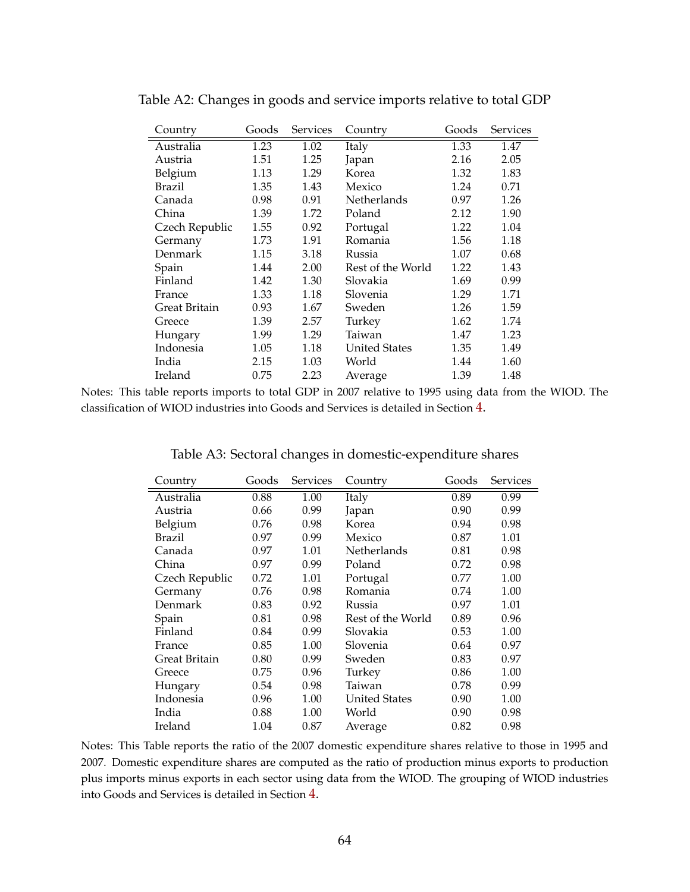Table A2: Changes in goods and service imports relative to total GDP

| Country | Goods | Services | Country | Goods | Services |
|---|---|---|---|---|---|
| Australia | 1.23 | 1.02 | Italy | 1.33 | 1.47 |
| Austria | 1.51 | 1.25 | Japan | 2.16 | 2.05 |
| Belgium | 1.13 | 1.29 | Korea | 1.32 | 1.83 |
| Brazil | 1.35 | 1.43 | Mexico | 1.24 | 0.71 |
| Canada | 0.98 | 0.91 | Netherlands | 0.97 | 1.26 |
| China | 1.39 | 1.72 | Poland | 2.12 | 1.90 |
| Czech Republic | 1.55 | 0.92 | Portugal | 1.22 | 1.04 |
| Germany | 1.73 | 1.91 | Romania | 1.56 | 1.18 |
| Denmark | 1.15 | 3.18 | Russia | 1.07 | 0.68 |
| Spain | 1.44 | 2.00 | Rest of the World | 1.22 | 1.43 |
| Finland | 1.42 | 1.30 | Slovakia | 1.69 | 0.99 |
| France | 1.33 | 1.18 | Slovenia | 1.29 | 1.71 |
| Great Britain | 0.93 | 1.67 | Sweden | 1.26 | 1.59 |
| Greece | 1.39 | 2.57 | Turkey | 1.62 | 1.74 |
| Hungary | 1.99 | 1.29 | Taiwan | 1.47 | 1.23 |
| Indonesia | 1.05 | 1.18 | United States | 1.35 | 1.49 |
| India | 2.15 | 1.03 | World | 1.44 | 1.60 |
| Ireland | 0.75 | 2.23 | Average | 1.39 | 1.48 |

Notes: This table reports imports to total GDP in 2007 relative to 1995 using data from the WIOD. The classification of WIOD industries into Goods and Services is detailed in Section 4.

Table A3: Sectoral changes in domestic-expenditure shares

| Country | Goods | Services | Country | Goods | Services |
|---|---|---|---|---|---|
| Australia | 0.88 | 1.00 | Italy | 0.89 | 0.99 |
| Austria | 0.66 | 0.99 | Japan | 0.90 | 0.99 |
| Belgium | 0.76 | 0.98 | Korea | 0.94 | 0.98 |
| Brazil | 0.97 | 0.99 | Mexico | 0.87 | 1.01 |
| Canada | 0.97 | 1.01 | Netherlands | 0.81 | 0.98 |
| China | 0.97 | 0.99 | Poland | 0.72 | 0.98 |
| Czech Republic | 0.72 | 1.01 | Portugal | 0.77 | 1.00 |
| Germany | 0.76 | 0.98 | Romania | 0.74 | 1.00 |
| Denmark | 0.83 | 0.92 | Russia | 0.97 | 1.01 |
| Spain | 0.81 | 0.98 | Rest of the World | 0.89 | 0.96 |
| Finland | 0.84 | 0.99 | Slovakia | 0.53 | 1.00 |
| France | 0.85 | 1.00 | Slovenia | 0.64 | 0.97 |
| Great Britain | 0.80 | 0.99 | Sweden | 0.83 | 0.97 |
| Greece | 0.75 | 0.96 | Turkey | 0.86 | 1.00 |
| Hungary | 0.54 | 0.98 | Taiwan | 0.78 | 0.99 |
| Indonesia | 0.96 | 1.00 | United States | 0.90 | 1.00 |
| India | 0.88 | 1.00 | World | 0.90 | 0.98 |
| Ireland | 1.04 | 0.87 | Average | 0.82 | 0.98 |

Notes: This Table reports the ratio of the 2007 domestic expenditure shares relative to those in 1995 and 2007. Domestic expenditure shares are computed as the ratio of production minus exports to production plus imports minus exports in each sector using data from the WIOD. The grouping of WIOD industries into Goods and Services is detailed in Section 4.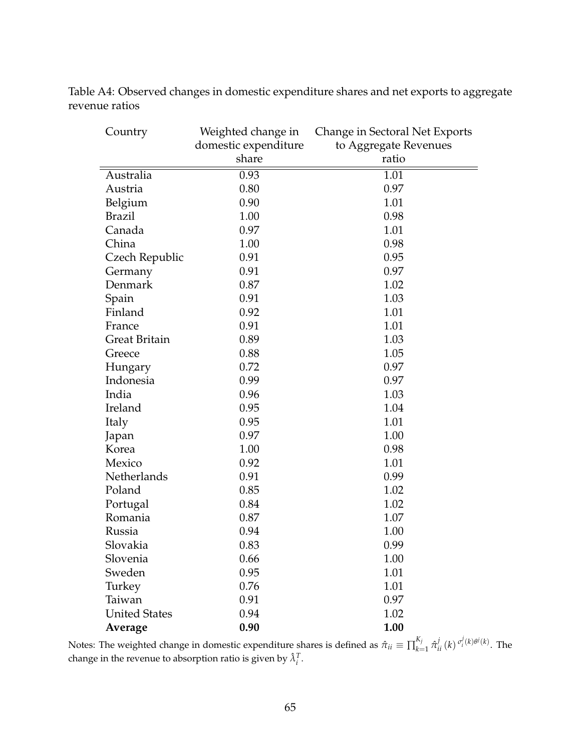Table A4: Observed changes in domestic expenditure shares and net exports to aggregate revenue ratios

| Country | Weighted change in domestic expenditure share | Change in Sectoral Net Exports to Aggregate Revenues ratio |
|---|---|---|
| Australia | 0.93 | 1.01 |
| Austria | 0.80 | 0.97 |
| Belgium | 0.90 | 1.01 |
| Brazil | 1.00 | 0.98 |
| Canada | 0.97 | 1.01 |
| China | 1.00 | 0.98 |
| Czech Republic | 0.91 | 0.95 |
| Germany | 0.91 | 0.97 |
| Denmark | 0.87 | 1.02 |
| Spain | 0.91 | 1.03 |
| Finland | 0.92 | 1.01 |
| France | 0.91 | 1.01 |
| Great Britain | 0.89 | 1.03 |
| Greece | 0.88 | 1.05 |
| Hungary | 0.72 | 0.97 |
| Indonesia | 0.99 | 0.97 |
| India | 0.96 | 1.03 |
| Ireland | 0.95 | 1.04 |
| Italy | 0.95 | 1.01 |
| Japan | 0.97 | 1.00 |
| Korea | 1.00 | 0.98 |
| Mexico | 0.92 | 1.01 |
| Netherlands | 0.91 | 0.99 |
| Poland | 0.85 | 1.02 |
| Portugal | 0.84 | 1.02 |
| Romania | 0.87 | 1.07 |
| Russia | 0.94 | 1.00 |
| Slovakia | 0.83 | 0.99 |
| Slovenia | 0.66 | 1.00 |
| Sweden | 0.95 | 1.01 |
| Turkey | 0.76 | 1.01 |
| Taiwan | 0.91 | 0.97 |
| United States | 0.94 | 1.02 |
| **Average** | **0.90** | **1.00** |

Notes: The weighted change in domestic expenditure shares is defined as $\hat{\pi}_{ii} \equiv \prod_{k=1}^{K_j} \hat{\pi}_{ii}^{j}(k)^{\sigma_i^j(k)\theta^j(k)}$. The change in the revenue to absorption ratio is given by $\hat{\lambda}_i^T$.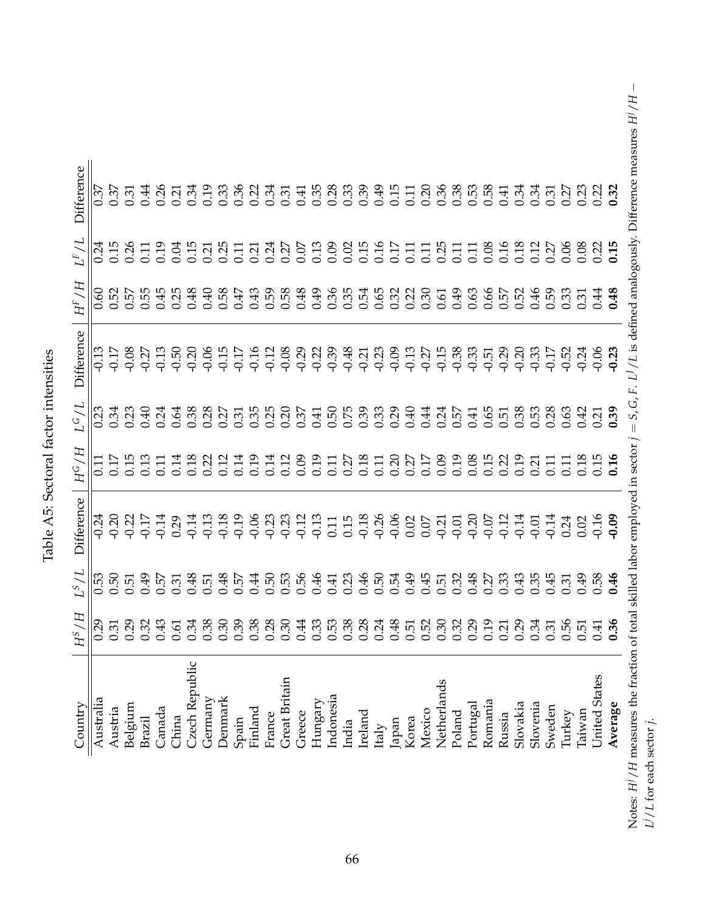Table A5: Sectoral factor intensities

| Country | $H^S/H$ | $L^S/L$ | Difference | $H^G/H$ | $L^G/L$ | Difference | $H^F/H$ | $L^F/L$ | Difference |
|---|---|---|---|---|---|---|---|---|---|
| Australia | 0.29 | 0.53 | -0.24 | 0.11 | 0.23 | -0.13 | 0.60 | 0.24 | 0.37 |
| Austria | 0.31 | 0.50 | -0.20 | 0.17 | 0.34 | -0.17 | 0.52 | 0.15 | 0.37 |
| Belgium | 0.29 | 0.51 | -0.22 | 0.15 | 0.23 | -0.08 | 0.57 | 0.26 | 0.31 |
| Brazil | 0.32 | 0.49 | -0.17 | 0.13 | 0.40 | -0.27 | 0.55 | 0.11 | 0.44 |
| Canada | 0.43 | 0.57 | -0.14 | 0.11 | 0.24 | -0.13 | 0.45 | 0.19 | 0.26 |
| China | 0.61 | 0.31 | 0.29 | 0.14 | 0.64 | -0.50 | 0.25 | 0.04 | 0.21 |
| Czech Republic | 0.34 | 0.48 | -0.14 | 0.18 | 0.38 | -0.20 | 0.48 | 0.15 | 0.34 |
| Germany | 0.38 | 0.51 | -0.13 | 0.22 | 0.28 | -0.06 | 0.40 | 0.21 | 0.19 |
| Denmark | 0.30 | 0.48 | -0.18 | 0.12 | 0.27 | -0.15 | 0.58 | 0.25 | 0.33 |
| Spain | 0.39 | 0.57 | -0.19 | 0.14 | 0.31 | -0.17 | 0.47 | 0.11 | 0.36 |
| Finland | 0.38 | 0.44 | -0.06 | 0.19 | 0.35 | -0.16 | 0.43 | 0.21 | 0.22 |
| France | 0.28 | 0.50 | -0.23 | 0.14 | 0.25 | -0.12 | 0.59 | 0.24 | 0.34 |
| Great Britain | 0.30 | 0.53 | -0.23 | 0.12 | 0.20 | -0.08 | 0.58 | 0.27 | 0.31 |
| Greece | 0.44 | 0.56 | -0.12 | 0.09 | 0.37 | -0.29 | 0.48 | 0.07 | 0.41 |
| Hungary | 0.33 | 0.46 | -0.13 | 0.19 | 0.41 | -0.22 | 0.49 | 0.13 | 0.35 |
| Indonesia | 0.53 | 0.41 | 0.11 | 0.11 | 0.50 | -0.39 | 0.36 | 0.09 | 0.28 |
| India | 0.38 | 0.23 | 0.15 | 0.27 | 0.75 | -0.48 | 0.35 | 0.02 | 0.33 |
| Ireland | 0.28 | 0.46 | -0.18 | 0.18 | 0.39 | -0.21 | 0.54 | 0.15 | 0.39 |
| Italy | 0.24 | 0.50 | -0.26 | 0.11 | 0.33 | -0.23 | 0.65 | 0.16 | 0.49 |
| Japan | 0.48 | 0.54 | -0.06 | 0.20 | 0.29 | -0.09 | 0.32 | 0.17 | 0.15 |
| Korea | 0.51 | 0.49 | 0.02 | 0.27 | 0.40 | -0.13 | 0.22 | 0.11 | 0.11 |
| Mexico | 0.52 | 0.45 | 0.07 | 0.17 | 0.44 | -0.27 | 0.30 | 0.11 | 0.20 |
| Netherlands | 0.30 | 0.51 | -0.21 | 0.09 | 0.24 | -0.15 | 0.61 | 0.25 | 0.36 |
| Poland | 0.32 | 0.32 | -0.01 | 0.19 | 0.57 | -0.38 | 0.49 | 0.11 | 0.38 |
| Portugal | 0.29 | 0.48 | -0.20 | 0.08 | 0.41 | -0.33 | 0.63 | 0.11 | 0.53 |
| Romania | 0.19 | 0.27 | -0.07 | 0.15 | 0.65 | -0.51 | 0.66 | 0.08 | 0.58 |
| Russia | 0.21 | 0.33 | -0.12 | 0.22 | 0.51 | -0.29 | 0.57 | 0.16 | 0.41 |
| Slovakia | 0.29 | 0.43 | -0.14 | 0.19 | 0.38 | -0.20 | 0.52 | 0.18 | 0.34 |
| Slovenia | 0.34 | 0.35 | -0.01 | 0.21 | 0.53 | -0.33 | 0.46 | 0.12 | 0.34 |
| Sweden | 0.31 | 0.45 | -0.14 | 0.11 | 0.28 | -0.17 | 0.59 | 0.27 | 0.31 |
| Turkey | 0.56 | 0.31 | 0.24 | 0.11 | 0.63 | -0.52 | 0.33 | 0.06 | 0.27 |
| Taiwan | 0.51 | 0.49 | 0.02 | 0.18 | 0.42 | -0.24 | 0.31 | 0.08 | 0.23 |
| United States | 0.41 | 0.58 | -0.16 | 0.15 | 0.21 | -0.06 | 0.44 | 0.22 | 0.22 |
| **Average** | **0.36** | **0.46** | **-0.09** | **0.16** | **0.39** | **-0.23** | **0.48** | **0.15** | **0.32** |

Notes: $H^j/H$ measures the fraction of total skilled labor employed in sector $j = S, G, F$. $L^j/L$ is defined analogously. Difference measures $H^j/H - L^j/L$ for each sector $j$.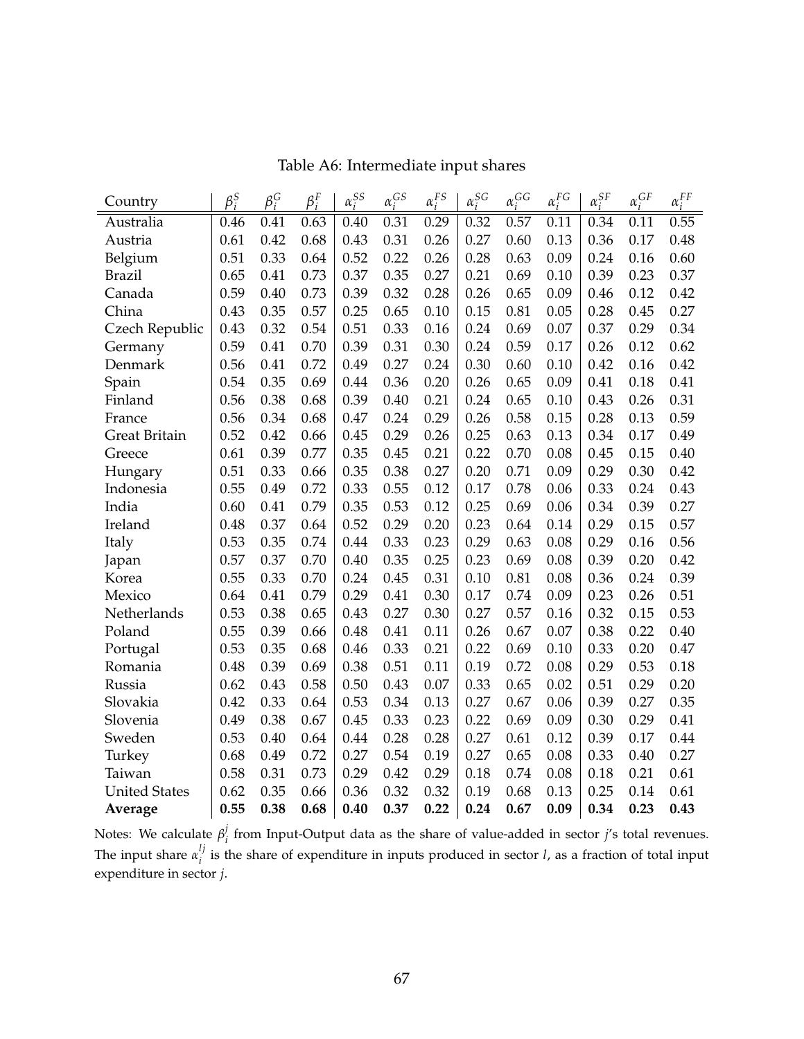Table A6: Intermediate input shares

| Country | $\beta_i^S$ | $\beta_i^G$ | $\beta_i^F$ | $\alpha_i^{SS}$ | $\alpha_i^{GS}$ | $\alpha_i^{FS}$ | $\alpha_i^{SG}$ | $\alpha_i^{GG}$ | $\alpha_i^{FG}$ | $\alpha_i^{SF}$ | $\alpha_i^{GF}$ | $\alpha_i^{FF}$ |
|---|---|---|---|---|---|---|---|---|---|---|---|---|
| Australia | 0.46 | 0.41 | 0.63 | 0.40 | 0.31 | 0.29 | 0.32 | 0.57 | 0.11 | 0.34 | 0.11 | 0.55 |
| Austria | 0.61 | 0.42 | 0.68 | 0.43 | 0.31 | 0.26 | 0.27 | 0.60 | 0.13 | 0.36 | 0.17 | 0.48 |
| Belgium | 0.51 | 0.33 | 0.64 | 0.52 | 0.22 | 0.26 | 0.28 | 0.63 | 0.09 | 0.24 | 0.16 | 0.60 |
| Brazil | 0.65 | 0.41 | 0.73 | 0.37 | 0.35 | 0.27 | 0.21 | 0.69 | 0.10 | 0.39 | 0.23 | 0.37 |
| Canada | 0.59 | 0.40 | 0.73 | 0.39 | 0.32 | 0.28 | 0.26 | 0.65 | 0.09 | 0.46 | 0.12 | 0.42 |
| China | 0.43 | 0.35 | 0.57 | 0.25 | 0.65 | 0.10 | 0.15 | 0.81 | 0.05 | 0.28 | 0.45 | 0.27 |
| Czech Republic | 0.43 | 0.32 | 0.54 | 0.51 | 0.33 | 0.16 | 0.24 | 0.69 | 0.07 | 0.37 | 0.29 | 0.34 |
| Germany | 0.59 | 0.41 | 0.70 | 0.39 | 0.31 | 0.30 | 0.24 | 0.59 | 0.17 | 0.26 | 0.12 | 0.62 |
| Denmark | 0.56 | 0.41 | 0.72 | 0.49 | 0.27 | 0.24 | 0.30 | 0.60 | 0.10 | 0.42 | 0.16 | 0.42 |
| Spain | 0.54 | 0.35 | 0.69 | 0.44 | 0.36 | 0.20 | 0.26 | 0.65 | 0.09 | 0.41 | 0.18 | 0.41 |
| Finland | 0.56 | 0.38 | 0.68 | 0.39 | 0.40 | 0.21 | 0.24 | 0.65 | 0.10 | 0.43 | 0.26 | 0.31 |
| France | 0.56 | 0.34 | 0.68 | 0.47 | 0.24 | 0.29 | 0.26 | 0.58 | 0.15 | 0.28 | 0.13 | 0.59 |
| Great Britain | 0.52 | 0.42 | 0.66 | 0.45 | 0.29 | 0.26 | 0.25 | 0.63 | 0.13 | 0.34 | 0.17 | 0.49 |
| Greece | 0.61 | 0.39 | 0.77 | 0.35 | 0.45 | 0.21 | 0.22 | 0.70 | 0.08 | 0.45 | 0.15 | 0.40 |
| Hungary | 0.51 | 0.33 | 0.66 | 0.35 | 0.38 | 0.27 | 0.20 | 0.71 | 0.09 | 0.29 | 0.30 | 0.42 |
| Indonesia | 0.55 | 0.49 | 0.72 | 0.33 | 0.55 | 0.12 | 0.17 | 0.78 | 0.06 | 0.33 | 0.24 | 0.43 |
| India | 0.60 | 0.41 | 0.79 | 0.35 | 0.53 | 0.12 | 0.25 | 0.69 | 0.06 | 0.34 | 0.39 | 0.27 |
| Ireland | 0.48 | 0.37 | 0.64 | 0.52 | 0.29 | 0.20 | 0.23 | 0.64 | 0.14 | 0.29 | 0.15 | 0.57 |
| Italy | 0.53 | 0.35 | 0.74 | 0.44 | 0.33 | 0.23 | 0.29 | 0.63 | 0.08 | 0.29 | 0.16 | 0.56 |
| Japan | 0.57 | 0.37 | 0.70 | 0.40 | 0.35 | 0.25 | 0.23 | 0.69 | 0.08 | 0.39 | 0.20 | 0.42 |
| Korea | 0.55 | 0.33 | 0.70 | 0.24 | 0.45 | 0.31 | 0.10 | 0.81 | 0.08 | 0.36 | 0.24 | 0.39 |
| Mexico | 0.64 | 0.41 | 0.79 | 0.29 | 0.41 | 0.30 | 0.17 | 0.74 | 0.09 | 0.23 | 0.26 | 0.51 |
| Netherlands | 0.53 | 0.38 | 0.65 | 0.43 | 0.27 | 0.30 | 0.27 | 0.57 | 0.16 | 0.32 | 0.15 | 0.53 |
| Poland | 0.55 | 0.39 | 0.66 | 0.48 | 0.41 | 0.11 | 0.26 | 0.67 | 0.07 | 0.38 | 0.22 | 0.40 |
| Portugal | 0.53 | 0.35 | 0.68 | 0.46 | 0.33 | 0.21 | 0.22 | 0.69 | 0.10 | 0.33 | 0.20 | 0.47 |
| Romania | 0.48 | 0.39 | 0.69 | 0.38 | 0.51 | 0.11 | 0.19 | 0.72 | 0.08 | 0.29 | 0.53 | 0.18 |
| Russia | 0.62 | 0.43 | 0.58 | 0.50 | 0.43 | 0.07 | 0.33 | 0.65 | 0.02 | 0.51 | 0.29 | 0.20 |
| Slovakia | 0.42 | 0.33 | 0.64 | 0.53 | 0.34 | 0.13 | 0.27 | 0.67 | 0.06 | 0.39 | 0.27 | 0.35 |
| Slovenia | 0.49 | 0.38 | 0.67 | 0.45 | 0.33 | 0.23 | 0.22 | 0.69 | 0.09 | 0.30 | 0.29 | 0.41 |
| Sweden | 0.53 | 0.40 | 0.64 | 0.44 | 0.28 | 0.28 | 0.27 | 0.61 | 0.12 | 0.39 | 0.17 | 0.44 |
| Turkey | 0.68 | 0.49 | 0.72 | 0.27 | 0.54 | 0.19 | 0.27 | 0.65 | 0.08 | 0.33 | 0.40 | 0.27 |
| Taiwan | 0.58 | 0.31 | 0.73 | 0.29 | 0.42 | 0.29 | 0.18 | 0.74 | 0.08 | 0.18 | 0.21 | 0.61 |
| United States | 0.62 | 0.35 | 0.66 | 0.36 | 0.32 | 0.32 | 0.19 | 0.68 | 0.13 | 0.25 | 0.14 | 0.61 |
| **Average** | **0.55** | **0.38** | **0.68** | **0.40** | **0.37** | **0.22** | **0.24** | **0.67** | **0.09** | **0.34** | **0.23** | **0.43** |

Notes: We calculate $\beta_i^j$ from Input-Output data as the share of value-added in sector $j$'s total revenues. The input share $\alpha_i^{lj}$ is the share of expenditure in inputs produced in sector $l$, as a fraction of total input expenditure in sector $j$.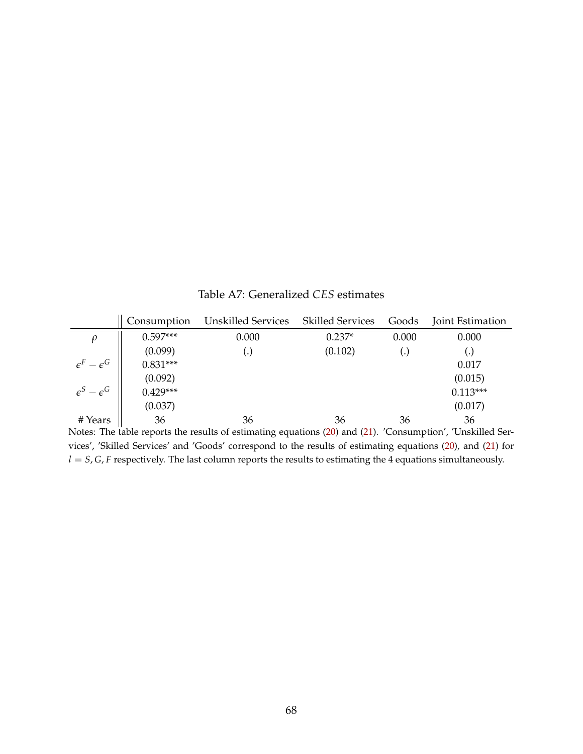Table A7: Generalized $CES$ estimates

| | Consumption | Unskilled Services | Skilled Services | Goods | Joint Estimation |
|---|---|---|---|---|---|
| $\rho$ | 0.597*** | 0.000 | 0.237* | 0.000 | 0.000 |
| | (0.099) | (.) | (0.102) | (.) | (.) |
| $\epsilon^F - \epsilon^G$ | 0.831*** | | | | 0.017 |
| | (0.092) | | | | (0.015) |
| $\epsilon^S - \epsilon^G$ | 0.429*** | | | | 0.113*** |
| | (0.037) | | | | (0.017) |
| # Years | 36 | 36 | 36 | 36 | 36 |

Notes: The table reports the results of estimating equations (20) and (21). 'Consumption', 'Unskilled Services', 'Skilled Services' and 'Goods' correspond to the results of estimating equations (20), and (21) for $l = S, G, F$ respectively. The last column reports the results to estimating the 4 equations simultaneously.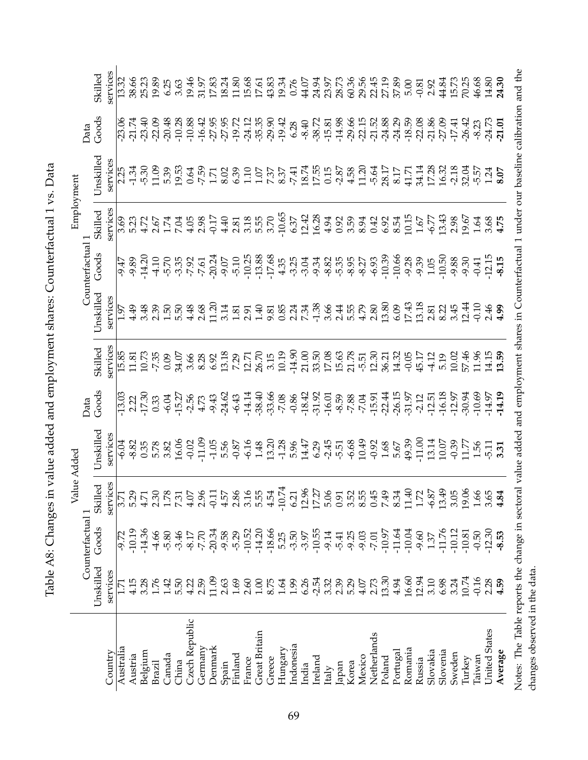# Table A8: Changes in value added and employment shares: Counterfactual 1 vs. Data

| | Value Added | | | | | | Employment | | | | | |
|---|---|---|---|---|---|---|---|---|---|---|---|---|
| | Counterfactual 1 | | | Data | | | Counterfactual 1 | | | Data | | |
| Country | Unskilled services | Goods | Skilled services | Unskilled services | Goods | Skilled services | Unskilled services | Goods | Skilled services | Unskilled services | Goods | Skilled services |
| Australia | 1.71 | -9.72 | 3.71 | -6.04 | -13.03 | 15.85 | 1.97 | -9.47 | 3.69 | 2.25 | -23.06 | 13.32 |
| Austria | 4.15 | -10.19 | 5.29 | -8.82 | 2.22 | 11.81 | 4.49 | -9.89 | 5.23 | -1.34 | -21.74 | 38.66 |
| Belgium | 3.28 | -14.36 | 4.71 | 0.35 | -17.30 | 10.73 | 3.48 | -14.20 | 4.72 | -5.30 | -23.40 | 25.23 |
| Brazil | 1.76 | -4.66 | 2.30 | 5.78 | 0.33 | -7.35 | 2.39 | -4.10 | 2.67 | 11.09 | -22.09 | 19.89 |
| Canada | 1.42 | -5.80 | 1.78 | 3.82 | -6.04 | 0.09 | 1.50 | -5.70 | 1.74 | 5.39 | -20.48 | 6.25 |
| China | 5.50 | -3.46 | 7.31 | 16.06 | -15.27 | 34.07 | 5.50 | -3.35 | 7.04 | 19.53 | -10.28 | 3.63 |
| Czech Republic | 4.22 | -8.17 | 4.07 | -0.02 | -2.56 | 3.66 | 4.48 | -7.92 | 4.05 | 0.64 | -10.88 | 19.46 |
| Germany | 2.59 | -7.70 | 2.96 | -11.09 | 4.73 | 8.28 | 2.68 | -7.61 | 2.98 | -7.59 | -16.42 | 31.97 |
| Denmark | 11.09 | -20.34 | -0.11 | -1.05 | -9.43 | 6.92 | 11.20 | -20.24 | -0.17 | 1.71 | -27.95 | 17.83 |
| Spain | 2.63 | -9.58 | 4.57 | 5.56 | -24.62 | 13.18 | 3.14 | -9.07 | 4.40 | 8.02 | -27.95 | 18.24 |
| Finland | 1.69 | -5.29 | 2.86 | -0.87 | -6.43 | 7.29 | 1.81 | -5.10 | 2.81 | 6.39 | -19.72 | 11.80 |
| France | 2.60 | -10.52 | 3.16 | -6.16 | -14.14 | 12.71 | 2.91 | -10.25 | 3.18 | 1.10 | -24.12 | 15.68 |
| Great Britain | 1.00 | -14.20 | 5.55 | 1.48 | -38.40 | 26.70 | 1.40 | -13.88 | 5.55 | 1.07 | -35.35 | 17.61 |
| Greece | 8.75 | -18.66 | 4.54 | 13.20 | -33.66 | 3.15 | 9.81 | -17.68 | 3.70 | 7.37 | -29.90 | 43.83 |
| Hungary | 1.64 | 5.25 | -10.74 | -1.28 | -7.08 | 10.19 | 0.85 | 4.35 | -10.65 | 8.37 | -19.42 | 19.34 |
| Indonesia | 1.99 | -3.50 | 6.21 | 5.96 | -0.86 | -14.90 | 2.24 | -3.25 | 6.37 | -7.41 | 6.28 | 0.76 |
| India | 6.26 | -3.97 | 12.96 | 14.47 | -18.42 | 21.00 | 7.34 | -3.04 | 12.42 | 18.74 | -8.40 | 44.07 |
| Ireland | -2.54 | -10.55 | 17.27 | 6.29 | -31.92 | 33.50 | -1.38 | -9.34 | 16.28 | 17.55 | -38.72 | 24.94 |
| Italy | 3.32 | -9.14 | 5.06 | -2.45 | -16.01 | 17.08 | 3.66 | -8.82 | 4.94 | 0.15 | -15.81 | 23.97 |
| Japan | 2.39 | -5.41 | 0.91 | -5.51 | -8.59 | 15.63 | 2.44 | -5.35 | 0.92 | -2.87 | -14.98 | 28.73 |
| Korea | 5.29 | -9.25 | 3.52 | -6.68 | -7.88 | 21.78 | 5.55 | -8.95 | 3.59 | 4.58 | -29.66 | 60.36 |
| Mexico | 4.07 | -9.03 | 8.55 | 10.49 | -7.04 | -5.51 | 4.79 | -8.27 | 8.94 | 11.20 | -22.15 | 29.56 |
| Netherlands | 2.73 | -7.01 | 0.45 | -0.92 | -15.91 | 12.30 | 2.80 | -6.93 | 0.42 | -5.64 | -21.52 | 22.45 |
| Poland | 13.30 | -10.97 | 7.49 | 1.68 | -22.44 | 36.21 | 13.80 | -10.39 | 6.92 | 28.17 | -24.88 | 27.19 |
| Portugal | 4.94 | -11.64 | 8.34 | 5.67 | -26.15 | 14.32 | 6.09 | -10.66 | 8.54 | 8.17 | -24.29 | 37.89 |
| Romania | 16.60 | -10.04 | 11.40 | 49.39 | -31.97 | -0.05 | 17.43 | -9.28 | 10.15 | 41.71 | -18.59 | 5.00 |
| Russia | 12.94 | -9.60 | 1.72 | -11.00 | -2.12 | 45.17 | 13.18 | -9.39 | 1.67 | 34.14 | -22.08 | -0.81 |
| Slovakia | 3.10 | 1.37 | -6.87 | 13.14 | -12.51 | -4.12 | 2.81 | 1.05 | -6.77 | 17.28 | -21.86 | 2.92 |
| Slovenia | 6.98 | -11.76 | 13.49 | 10.07 | -16.18 | 5.19 | 8.22 | -10.50 | 13.43 | 16.32 | -27.09 | 44.84 |
| Sweden | 3.24 | -10.12 | 3.05 | -0.39 | -12.97 | 10.02 | 3.45 | -9.88 | 2.98 | -2.18 | -17.41 | 15.73 |
| Turkey | 10.74 | -10.81 | 19.06 | 11.77 | -30.94 | 57.46 | 12.44 | -9.30 | 19.67 | 32.04 | -26.42 | 70.25 |
| Taiwan | -0.16 | -0.50 | 1.66 | 1.56 | -10.69 | 11.96 | -0.10 | -0.41 | 1.64 | -5.57 | -8.23 | 46.68 |
| United States | 2.28 | -12.30 | 3.65 | -5.11 | -14.97 | 14.15 | 2.46 | -12.15 | 3.68 | 1.24 | -24.73 | 14.80 |
| **Average** | **4.59** | **-8.53** | **4.84** | **3.31** | **-14.19** | **13.59** | **4.99** | **-8.15** | **4.75** | **8.07** | **-21.01** | **24.30** |

Notes: The Table reports the change in sectoral value added and employment shares in Counterfactual 1 under our baseline calibration and the changes observed in the data.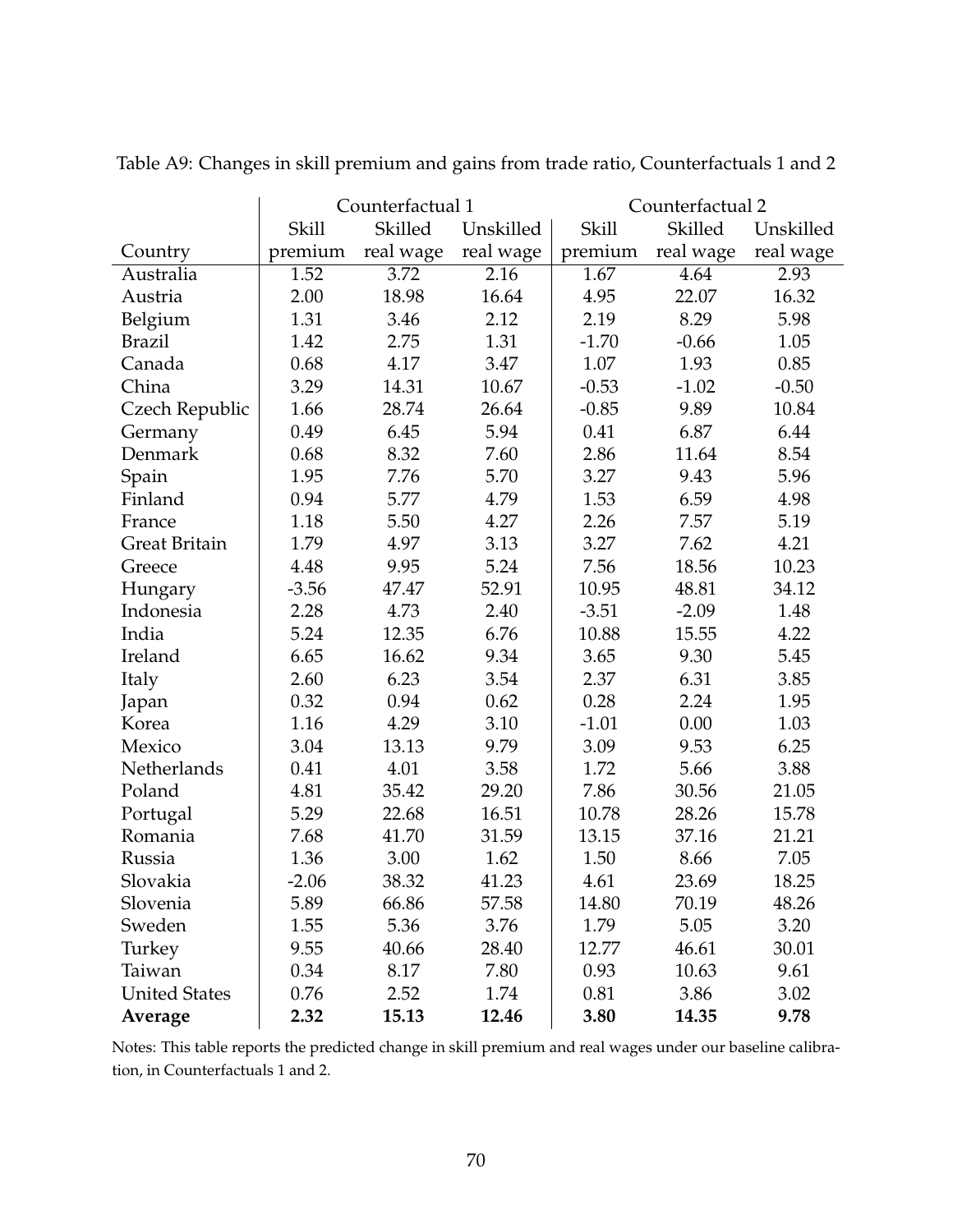Table A9: Changes in skill premium and gains from trade ratio, Counterfactuals 1 and 2

| | Counterfactual 1 | | | Counterfactual 2 | | |
|---|---|---|---|---|---|---|
| Country | Skill premium | Skilled real wage | Unskilled real wage | Skill premium | Skilled real wage | Unskilled real wage |
| Australia | 1.52 | 3.72 | 2.16 | 1.67 | 4.64 | 2.93 |
| Austria | 2.00 | 18.98 | 16.64 | 4.95 | 22.07 | 16.32 |
| Belgium | 1.31 | 3.46 | 2.12 | 2.19 | 8.29 | 5.98 |
| Brazil | 1.42 | 2.75 | 1.31 | -1.70 | -0.66 | 1.05 |
| Canada | 0.68 | 4.17 | 3.47 | 1.07 | 1.93 | 0.85 |
| China | 3.29 | 14.31 | 10.67 | -0.53 | -1.02 | -0.50 |
| Czech Republic | 1.66 | 28.74 | 26.64 | -0.85 | 9.89 | 10.84 |
| Germany | 0.49 | 6.45 | 5.94 | 0.41 | 6.87 | 6.44 |
| Denmark | 0.68 | 8.32 | 7.60 | 2.86 | 11.64 | 8.54 |
| Spain | 1.95 | 7.76 | 5.70 | 3.27 | 9.43 | 5.96 |
| Finland | 0.94 | 5.77 | 4.79 | 1.53 | 6.59 | 4.98 |
| France | 1.18 | 5.50 | 4.27 | 2.26 | 7.57 | 5.19 |
| Great Britain | 1.79 | 4.97 | 3.13 | 3.27 | 7.62 | 4.21 |
| Greece | 4.48 | 9.95 | 5.24 | 7.56 | 18.56 | 10.23 |
| Hungary | -3.56 | 47.47 | 52.91 | 10.95 | 48.81 | 34.12 |
| Indonesia | 2.28 | 4.73 | 2.40 | -3.51 | -2.09 | 1.48 |
| India | 5.24 | 12.35 | 6.76 | 10.88 | 15.55 | 4.22 |
| Ireland | 6.65 | 16.62 | 9.34 | 3.65 | 9.30 | 5.45 |
| Italy | 2.60 | 6.23 | 3.54 | 2.37 | 6.31 | 3.85 |
| Japan | 0.32 | 0.94 | 0.62 | 0.28 | 2.24 | 1.95 |
| Korea | 1.16 | 4.29 | 3.10 | -1.01 | 0.00 | 1.03 |
| Mexico | 3.04 | 13.13 | 9.79 | 3.09 | 9.53 | 6.25 |
| Netherlands | 0.41 | 4.01 | 3.58 | 1.72 | 5.66 | 3.88 |
| Poland | 4.81 | 35.42 | 29.20 | 7.86 | 30.56 | 21.05 |
| Portugal | 5.29 | 22.68 | 16.51 | 10.78 | 28.26 | 15.78 |
| Romania | 7.68 | 41.70 | 31.59 | 13.15 | 37.16 | 21.21 |
| Russia | 1.36 | 3.00 | 1.62 | 1.50 | 8.66 | 7.05 |
| Slovakia | -2.06 | 38.32 | 41.23 | 4.61 | 23.69 | 18.25 |
| Slovenia | 5.89 | 66.86 | 57.58 | 14.80 | 70.19 | 48.26 |
| Sweden | 1.55 | 5.36 | 3.76 | 1.79 | 5.05 | 3.20 |
| Turkey | 9.55 | 40.66 | 28.40 | 12.77 | 46.61 | 30.01 |
| Taiwan | 0.34 | 8.17 | 7.80 | 0.93 | 10.63 | 9.61 |
| United States | 0.76 | 2.52 | 1.74 | 0.81 | 3.86 | 3.02 |
| **Average** | **2.32** | **15.13** | **12.46** | **3.80** | **14.35** | **9.78** |

Notes: This table reports the predicted change in skill premium and real wages under our baseline calibration, in Counterfactuals 1 and 2.